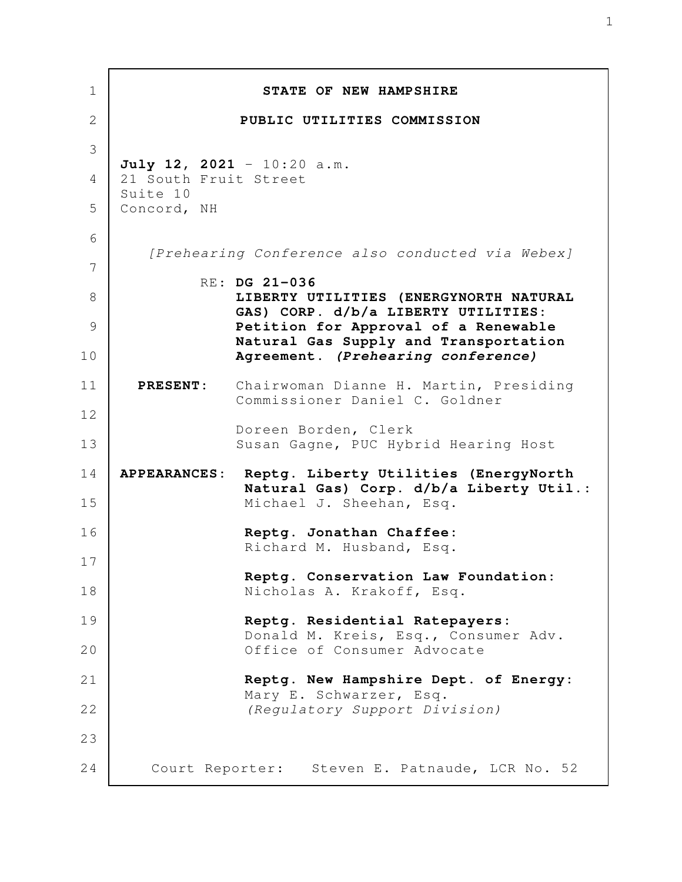**STATE OF NEW HAMPSHIRE**

**PUBLIC UTILITIES COMMISSION**

**July 12, 2021** - 10:20 a.m.
21 South Fruit Street
Suite 10
Concord, NH

*[Prehearing Conference also conducted via Webex]*

RE: **DG 21-036**
**LIBERTY UTILITIES (ENERGYNORTH NATURAL GAS) CORP. d/b/a LIBERTY UTILITIES: Petition for Approval of a Renewable Natural Gas Supply and Transportation Agreement.** ***(Prehearing conference)***

**PRESENT:** Chairwoman Dianne H. Martin, Presiding
Commissioner Daniel C. Goldner

Doreen Borden, Clerk
Susan Gagne, PUC Hybrid Hearing Host

**APPEARANCES:** **Reptg. Liberty Utilities (EnergyNorth Natural Gas) Corp. d/b/a Liberty Util.:**
Michael J. Sheehan, Esq.

**Reptg. Jonathan Chaffee:**
Richard M. Husband, Esq.

**Reptg. Conservation Law Foundation:**
Nicholas A. Krakoff, Esq.

**Reptg. Residential Ratepayers:**
Donald M. Kreis, Esq., Consumer Adv.
Office of Consumer Advocate

**Reptg. New Hampshire Dept. of Energy:**
Mary E. Schwarzer, Esq.
*(Regulatory Support Division)*

Court Reporter: Steven E. Patnaude, LCR No. 52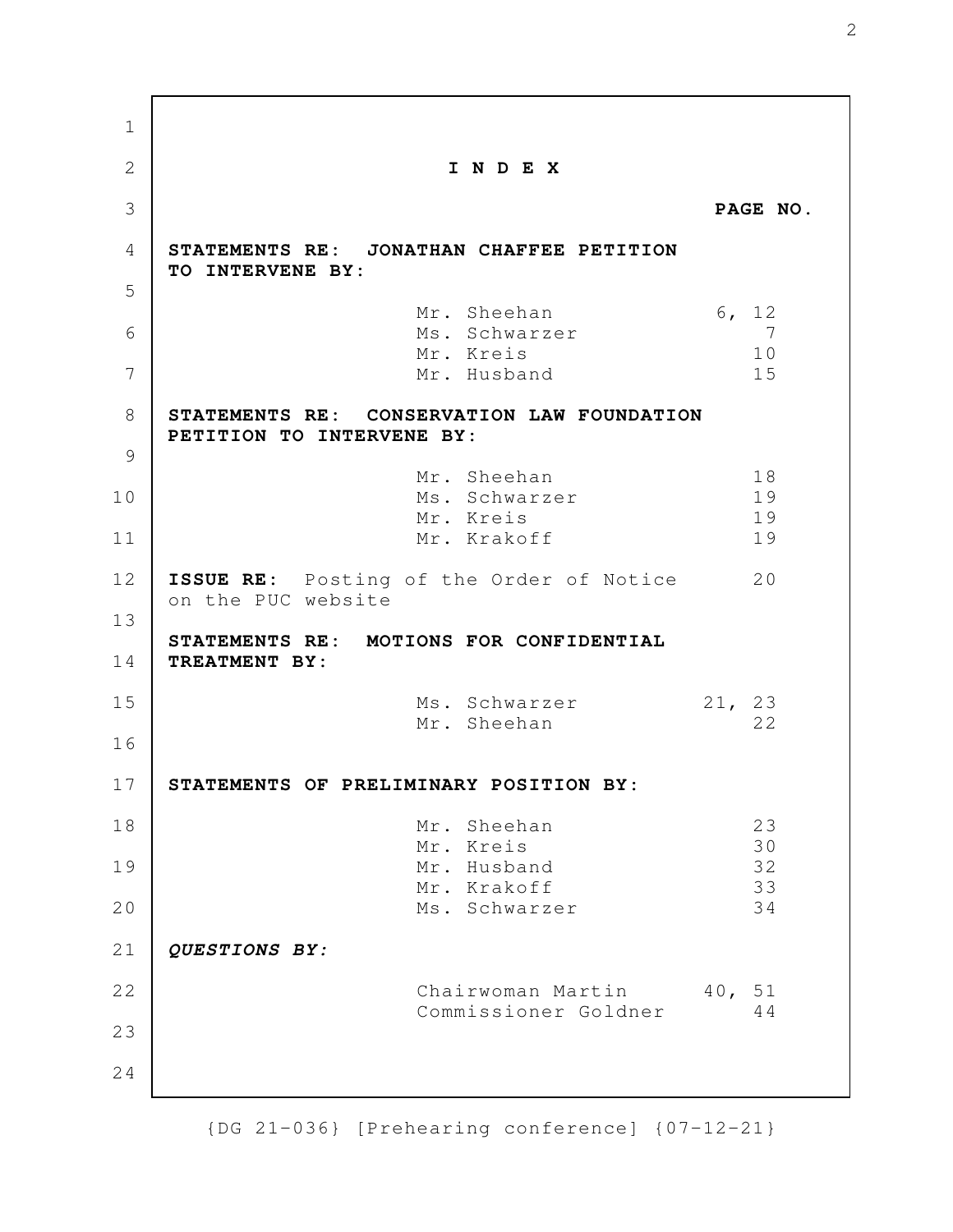# I N D E X

**PAGE NO.**

**STATEMENTS RE: JONATHAN CHAFFEE PETITION TO INTERVENE BY:**

| | |
|---|---|
| Mr. Sheehan | 6, 12 |
| Ms. Schwarzer | 7 |
| Mr. Kreis | 10 |
| Mr. Husband | 15 |

**STATEMENTS RE: CONSERVATION LAW FOUNDATION PETITION TO INTERVENE BY:**

| | |
|---|---|
| Mr. Sheehan | 18 |
| Ms. Schwarzer | 19 |
| Mr. Kreis | 19 |
| Mr. Krakoff | 19 |

**ISSUE RE:** Posting of the Order of Notice on the PUC website 20

**STATEMENTS RE: MOTIONS FOR CONFIDENTIAL TREATMENT BY:**

| | |
|---|---|
| Ms. Schwarzer | 21, 23 |
| Mr. Sheehan | 22 |

**STATEMENTS OF PRELIMINARY POSITION BY:**

| | |
|---|---|
| Mr. Sheehan | 23 |
| Mr. Kreis | 30 |
| Mr. Husband | 32 |
| Mr. Krakoff | 33 |
| Ms. Schwarzer | 34 |

***QUESTIONS BY:***

| | |
|---|---|
| Chairwoman Martin | 40, 51 |
| Commissioner Goldner | 44 |

{DG 21-036} [Prehearing conference] {07-12-21}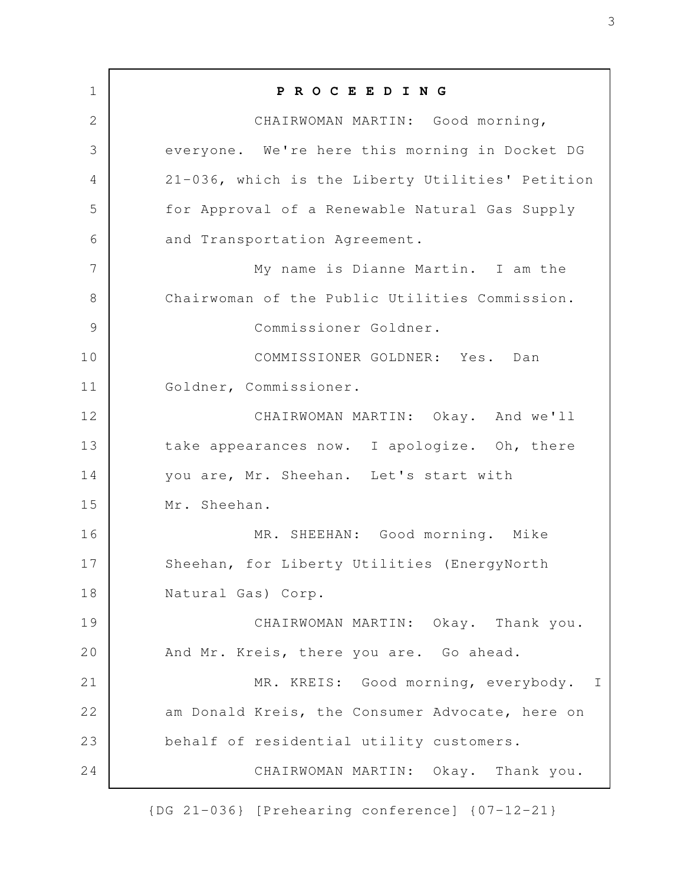**P R O C E E D I N G**

CHAIRWOMAN MARTIN: Good morning, everyone. We're here this morning in Docket DG 21-036, which is the Liberty Utilities' Petition for Approval of a Renewable Natural Gas Supply and Transportation Agreement.

My name is Dianne Martin. I am the Chairwoman of the Public Utilities Commission.

Commissioner Goldner.

COMMISSIONER GOLDNER: Yes. Dan Goldner, Commissioner.

CHAIRWOMAN MARTIN: Okay. And we'll take appearances now. I apologize. Oh, there you are, Mr. Sheehan. Let's start with Mr. Sheehan.

MR. SHEEHAN: Good morning. Mike Sheehan, for Liberty Utilities (EnergyNorth Natural Gas) Corp.

CHAIRWOMAN MARTIN: Okay. Thank you. And Mr. Kreis, there you are. Go ahead.

MR. KREIS: Good morning, everybody. I am Donald Kreis, the Consumer Advocate, here on behalf of residential utility customers.

CHAIRWOMAN MARTIN: Okay. Thank you.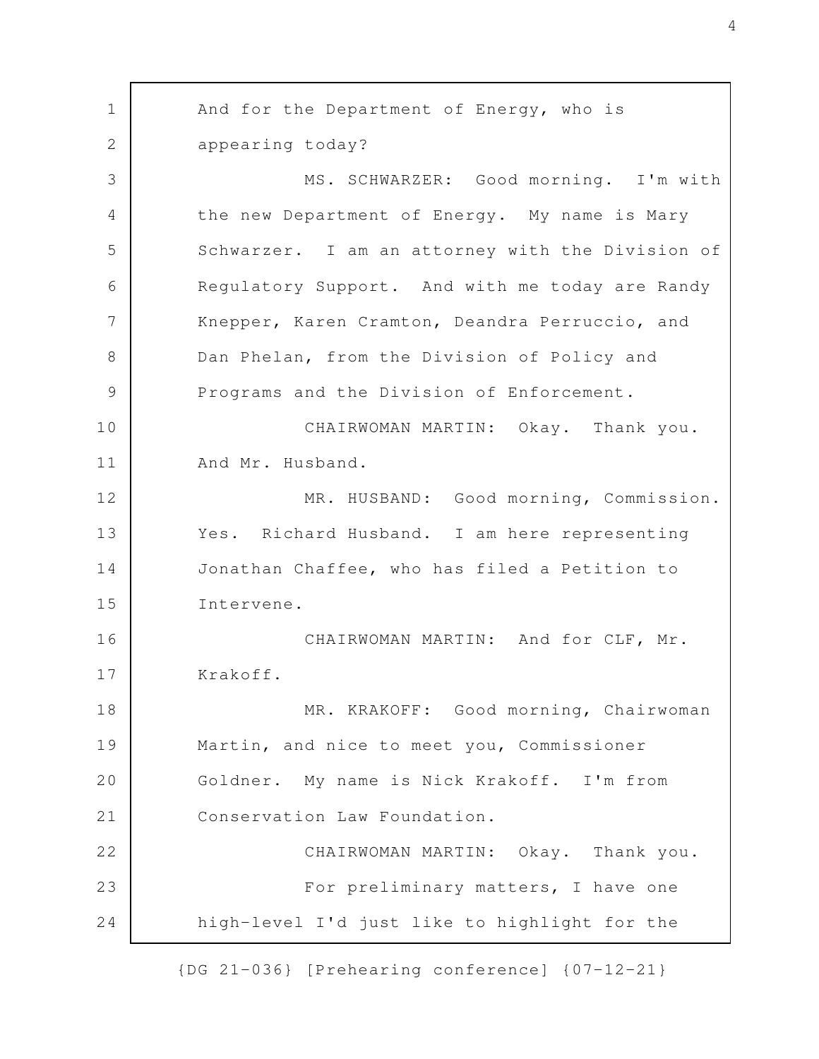And for the Department of Energy, who is appearing today?

MS. SCHWARZER: Good morning. I'm with the new Department of Energy. My name is Mary Schwarzer. I am an attorney with the Division of Regulatory Support. And with me today are Randy Knepper, Karen Cramton, Deandra Perruccio, and Dan Phelan, from the Division of Policy and Programs and the Division of Enforcement.

CHAIRWOMAN MARTIN: Okay. Thank you. And Mr. Husband.

MR. HUSBAND: Good morning, Commission. Yes. Richard Husband. I am here representing Jonathan Chaffee, who has filed a Petition to Intervene.

CHAIRWOMAN MARTIN: And for CLF, Mr. Krakoff.

MR. KRAKOFF: Good morning, Chairwoman Martin, and nice to meet you, Commissioner Goldner. My name is Nick Krakoff. I'm from Conservation Law Foundation.

CHAIRWOMAN MARTIN: Okay. Thank you.

For preliminary matters, I have one high-level I'd just like to highlight for the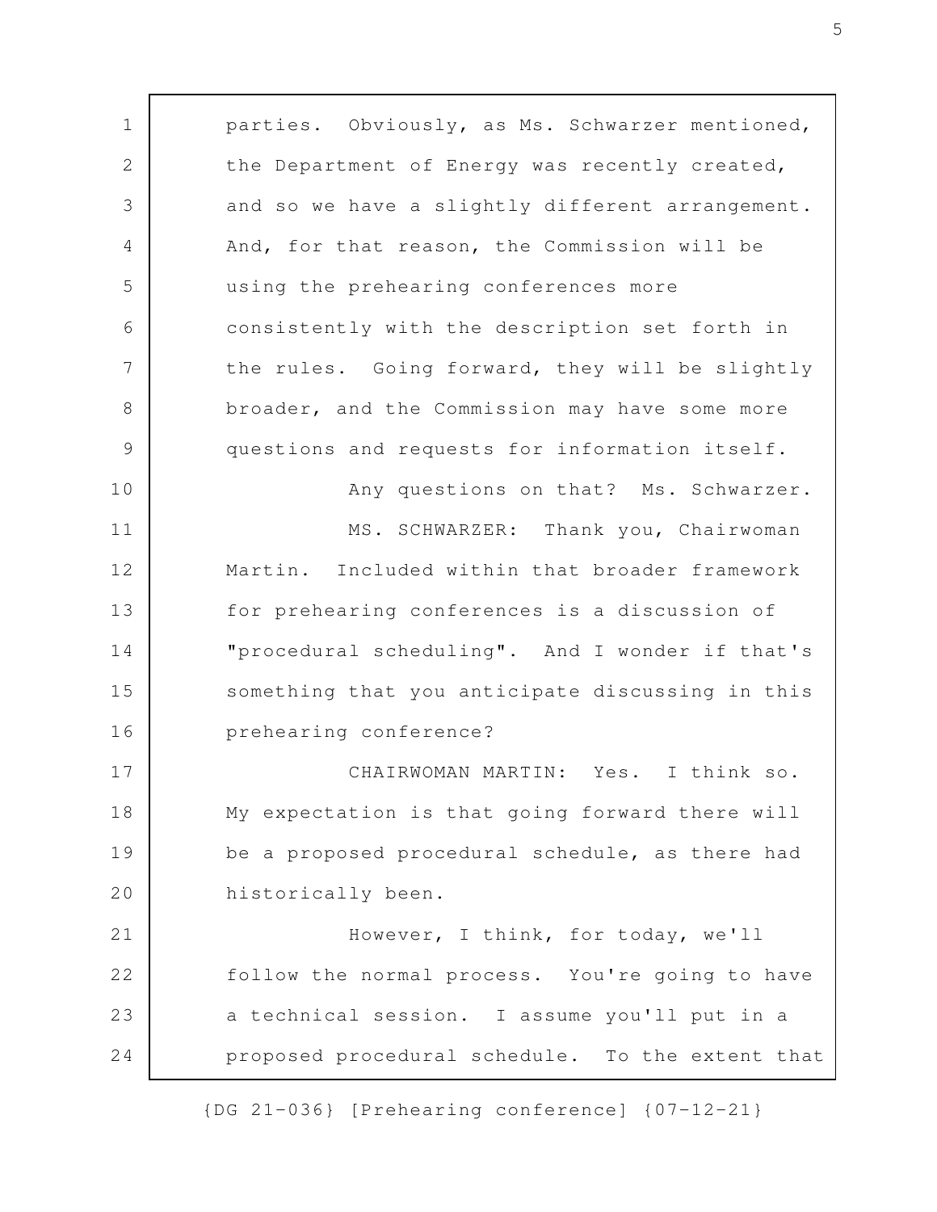parties. Obviously, as Ms. Schwarzer mentioned, the Department of Energy was recently created, and so we have a slightly different arrangement. And, for that reason, the Commission will be using the prehearing conferences more consistently with the description set forth in the rules. Going forward, they will be slightly broader, and the Commission may have some more questions and requests for information itself.

Any questions on that? Ms. Schwarzer.

MS. SCHWARZER: Thank you, Chairwoman Martin. Included within that broader framework for prehearing conferences is a discussion of "procedural scheduling". And I wonder if that's something that you anticipate discussing in this prehearing conference?

CHAIRWOMAN MARTIN: Yes. I think so. My expectation is that going forward there will be a proposed procedural schedule, as there had historically been.

However, I think, for today, we'll follow the normal process. You're going to have a technical session. I assume you'll put in a proposed procedural schedule. To the extent that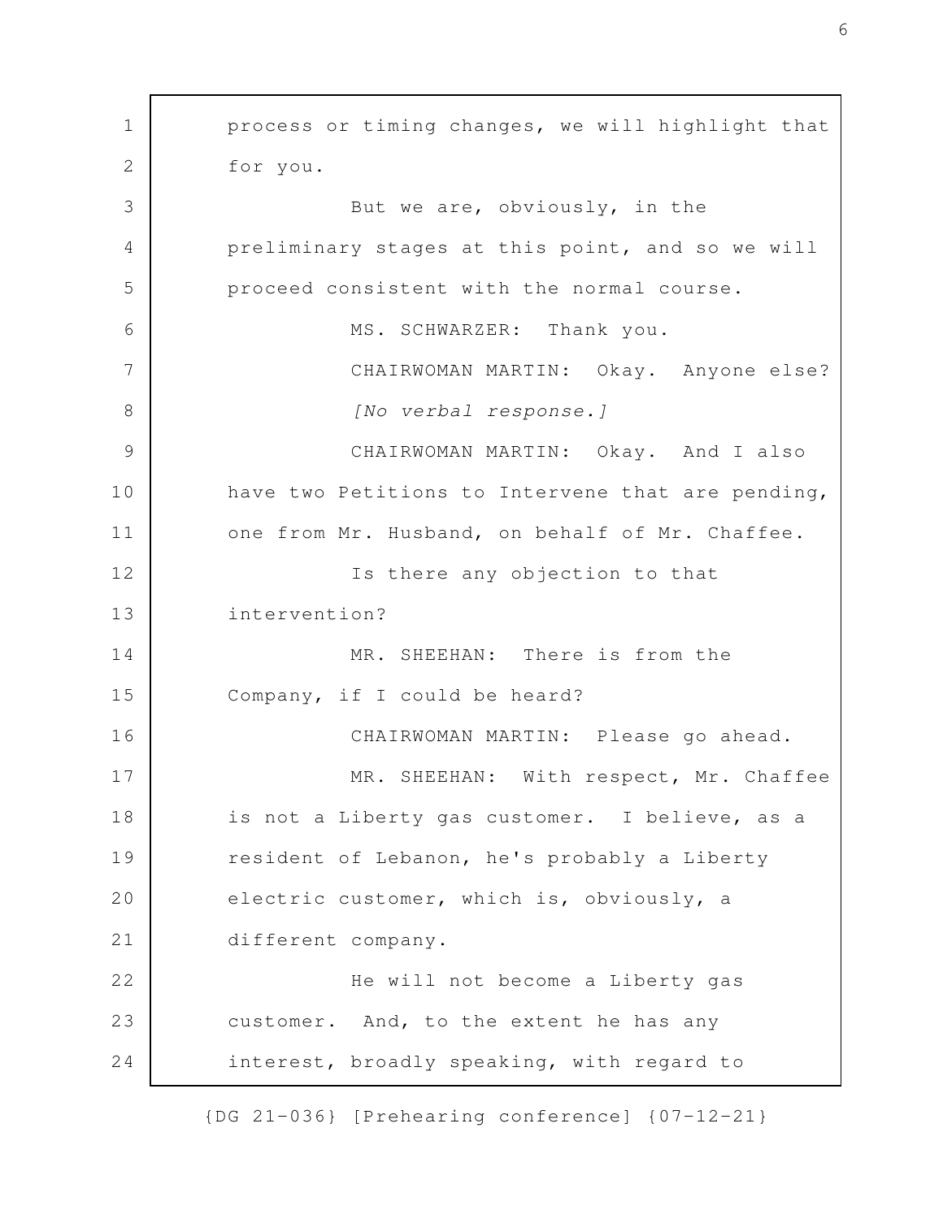process or timing changes, we will highlight that for you.

But we are, obviously, in the preliminary stages at this point, and so we will proceed consistent with the normal course.

MS. SCHWARZER: Thank you.

CHAIRWOMAN MARTIN: Okay. Anyone else?

*[No verbal response.]*

CHAIRWOMAN MARTIN: Okay. And I also have two Petitions to Intervene that are pending, one from Mr. Husband, on behalf of Mr. Chaffee.

Is there any objection to that intervention?

MR. SHEEHAN: There is from the Company, if I could be heard?

CHAIRWOMAN MARTIN: Please go ahead.

MR. SHEEHAN: With respect, Mr. Chaffee is not a Liberty gas customer. I believe, as a resident of Lebanon, he's probably a Liberty electric customer, which is, obviously, a different company.

He will not become a Liberty gas customer. And, to the extent he has any interest, broadly speaking, with regard to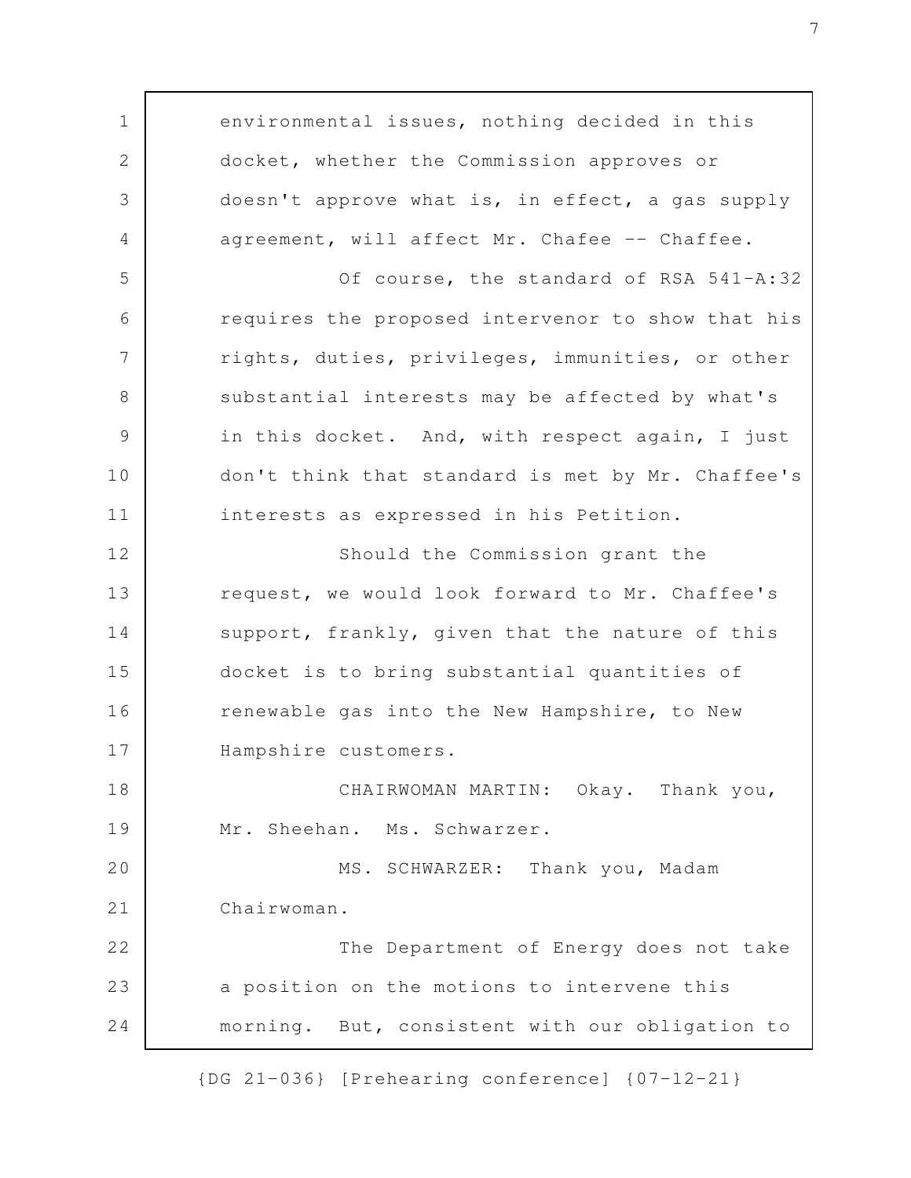environmental issues, nothing decided in this docket, whether the Commission approves or doesn't approve what is, in effect, a gas supply agreement, will affect Mr. Chafee -- Chaffee.

Of course, the standard of RSA 541-A:32 requires the proposed intervenor to show that his rights, duties, privileges, immunities, or other substantial interests may be affected by what's in this docket. And, with respect again, I just don't think that standard is met by Mr. Chaffee's interests as expressed in his Petition.

Should the Commission grant the request, we would look forward to Mr. Chaffee's support, frankly, given that the nature of this docket is to bring substantial quantities of renewable gas into the New Hampshire, to New Hampshire customers.

CHAIRWOMAN MARTIN: Okay. Thank you, Mr. Sheehan. Ms. Schwarzer.

MS. SCHWARZER: Thank you, Madam Chairwoman.

The Department of Energy does not take a position on the motions to intervene this morning. But, consistent with our obligation to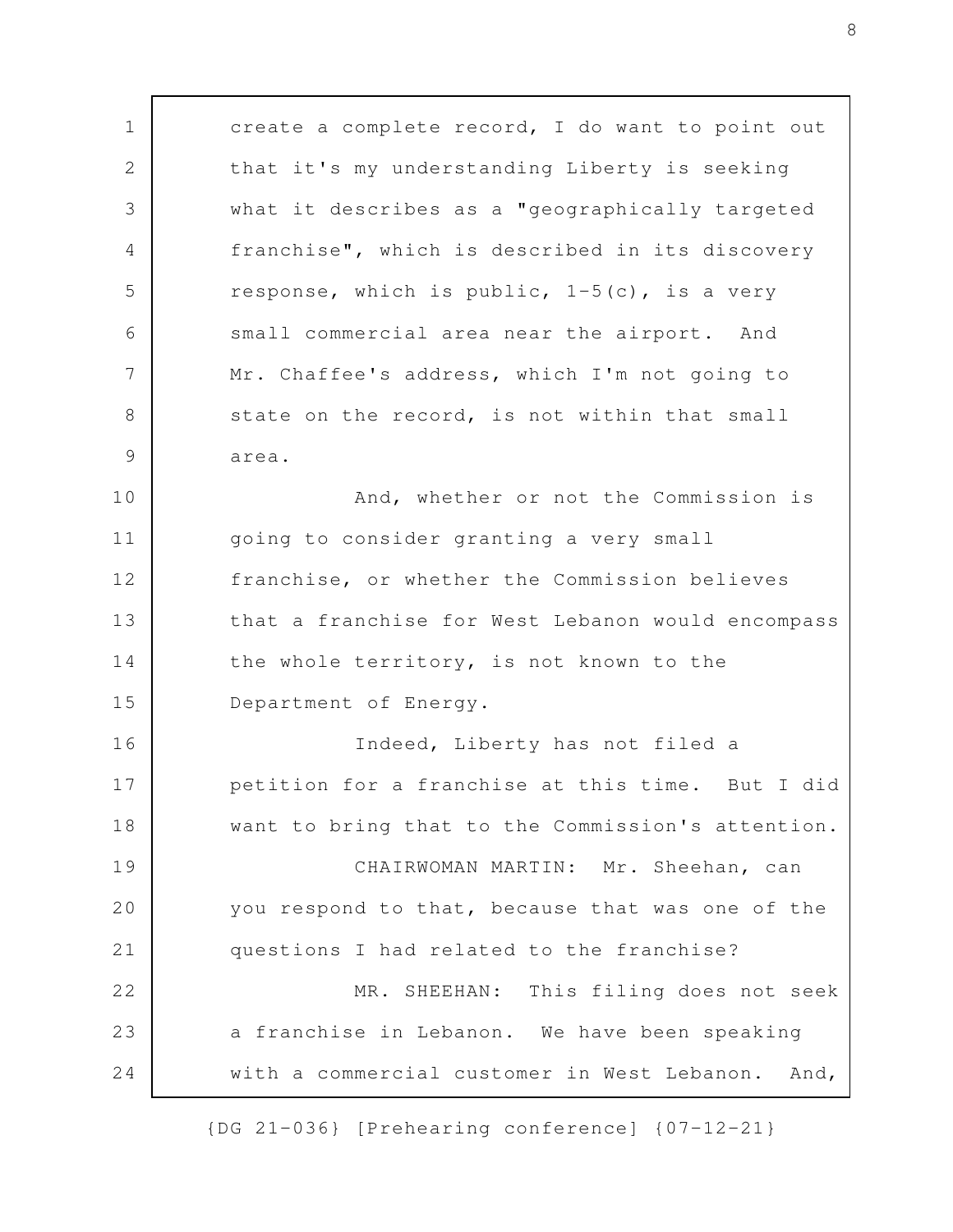create a complete record, I do want to point out that it's my understanding Liberty is seeking what it describes as a "geographically targeted franchise", which is described in its discovery response, which is public, 1-5(c), is a very small commercial area near the airport. And Mr. Chaffee's address, which I'm not going to state on the record, is not within that small area.

And, whether or not the Commission is going to consider granting a very small franchise, or whether the Commission believes that a franchise for West Lebanon would encompass the whole territory, is not known to the Department of Energy.

Indeed, Liberty has not filed a petition for a franchise at this time. But I did want to bring that to the Commission's attention.

CHAIRWOMAN MARTIN: Mr. Sheehan, can you respond to that, because that was one of the questions I had related to the franchise?

MR. SHEEHAN: This filing does not seek a franchise in Lebanon. We have been speaking with a commercial customer in West Lebanon. And,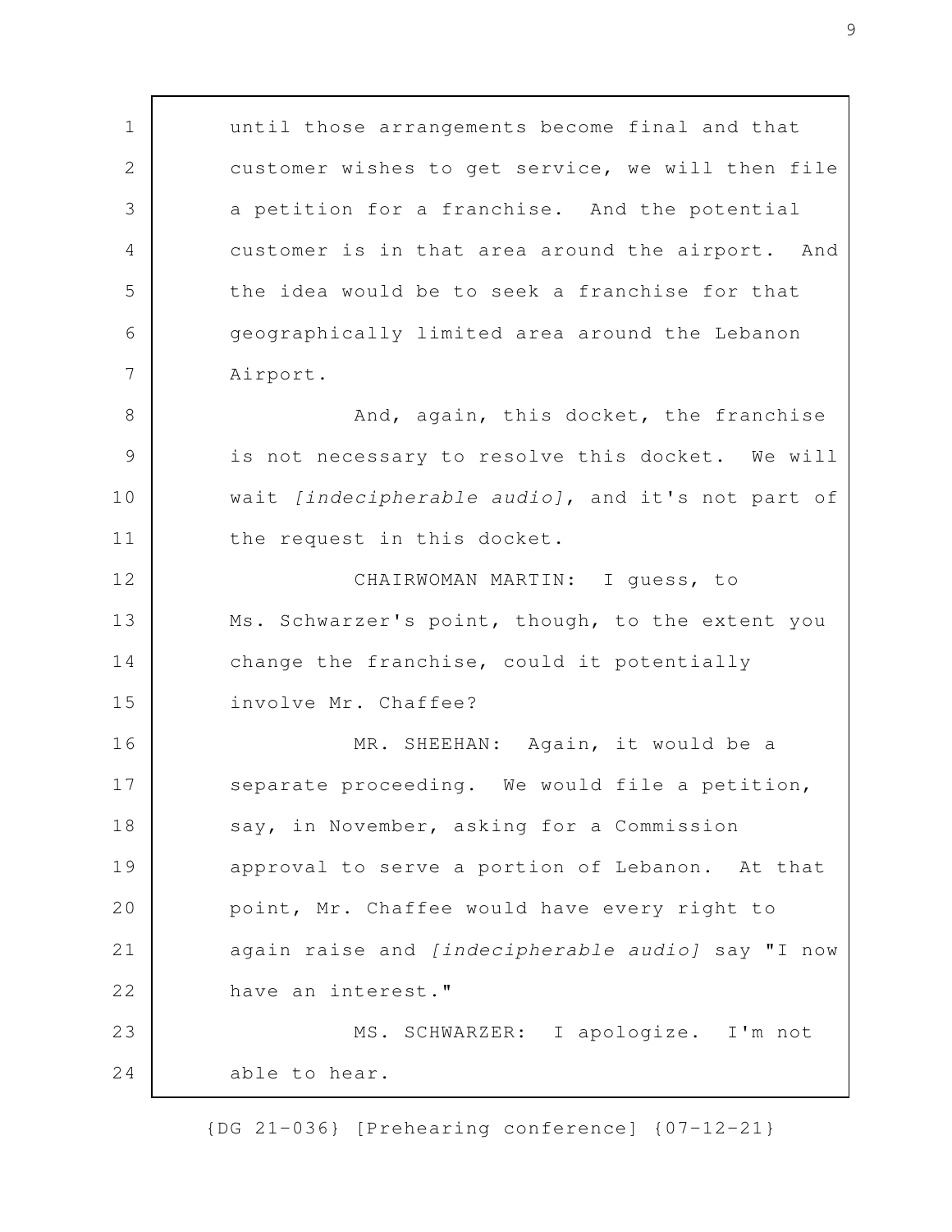until those arrangements become final and that customer wishes to get service, we will then file a petition for a franchise. And the potential customer is in that area around the airport. And the idea would be to seek a franchise for that geographically limited area around the Lebanon Airport.

And, again, this docket, the franchise is not necessary to resolve this docket. We will wait *[indecipherable audio]*, and it's not part of the request in this docket.

CHAIRWOMAN MARTIN: I guess, to Ms. Schwarzer's point, though, to the extent you change the franchise, could it potentially involve Mr. Chaffee?

MR. SHEEHAN: Again, it would be a separate proceeding. We would file a petition, say, in November, asking for a Commission approval to serve a portion of Lebanon. At that point, Mr. Chaffee would have every right to again raise and *[indecipherable audio]* say "I now have an interest."

MS. SCHWARZER: I apologize. I'm not able to hear.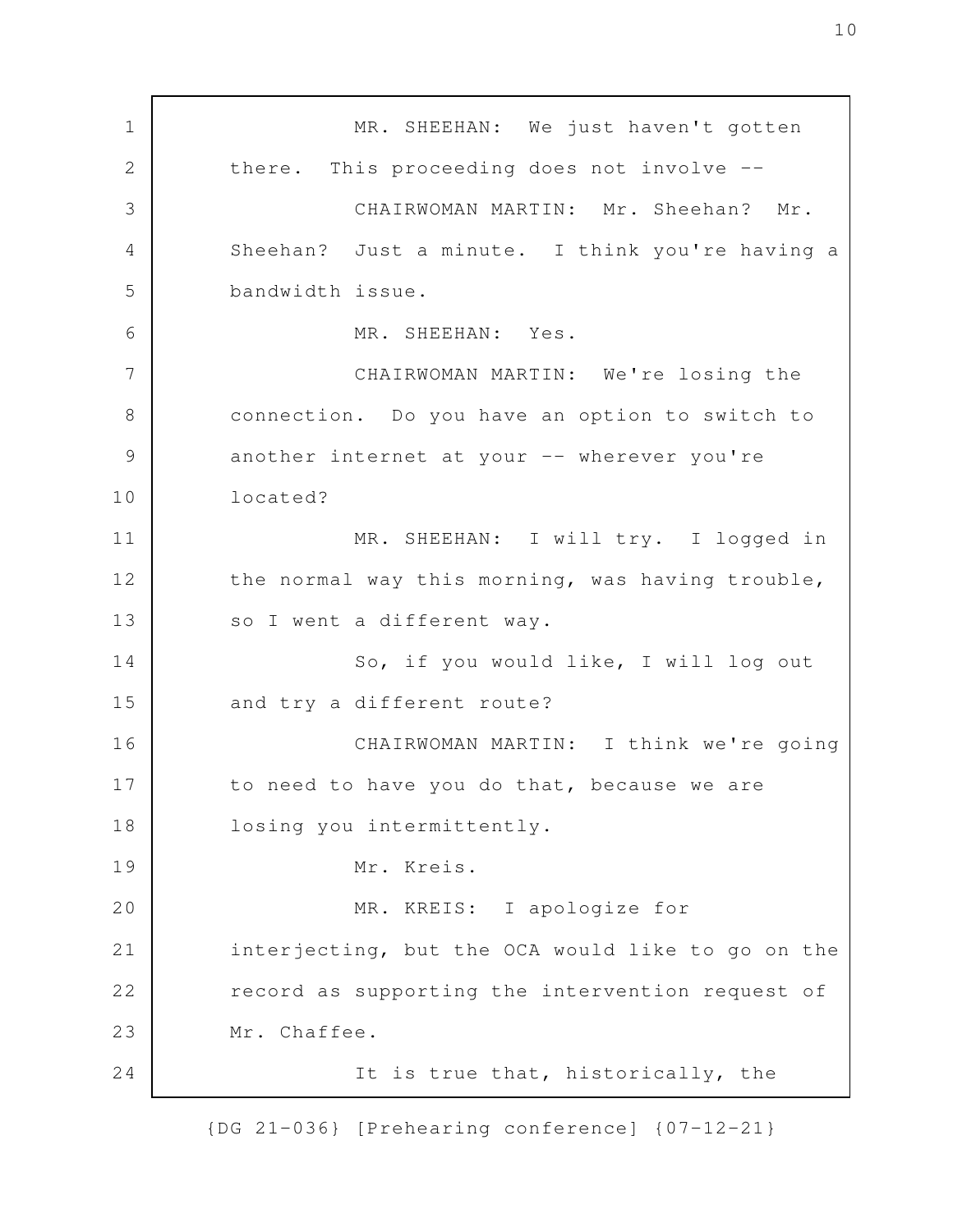MR. SHEEHAN: We just haven't gotten there. This proceeding does not involve --

CHAIRWOMAN MARTIN: Mr. Sheehan? Mr. Sheehan? Just a minute. I think you're having a bandwidth issue.

MR. SHEEHAN: Yes.

CHAIRWOMAN MARTIN: We're losing the connection. Do you have an option to switch to another internet at your -- wherever you're located?

MR. SHEEHAN: I will try. I logged in the normal way this morning, was having trouble, so I went a different way.

So, if you would like, I will log out and try a different route?

CHAIRWOMAN MARTIN: I think we're going to need to have you do that, because we are losing you intermittently.

Mr. Kreis.

MR. KREIS: I apologize for interjecting, but the OCA would like to go on the record as supporting the intervention request of Mr. Chaffee.

It is true that, historically, the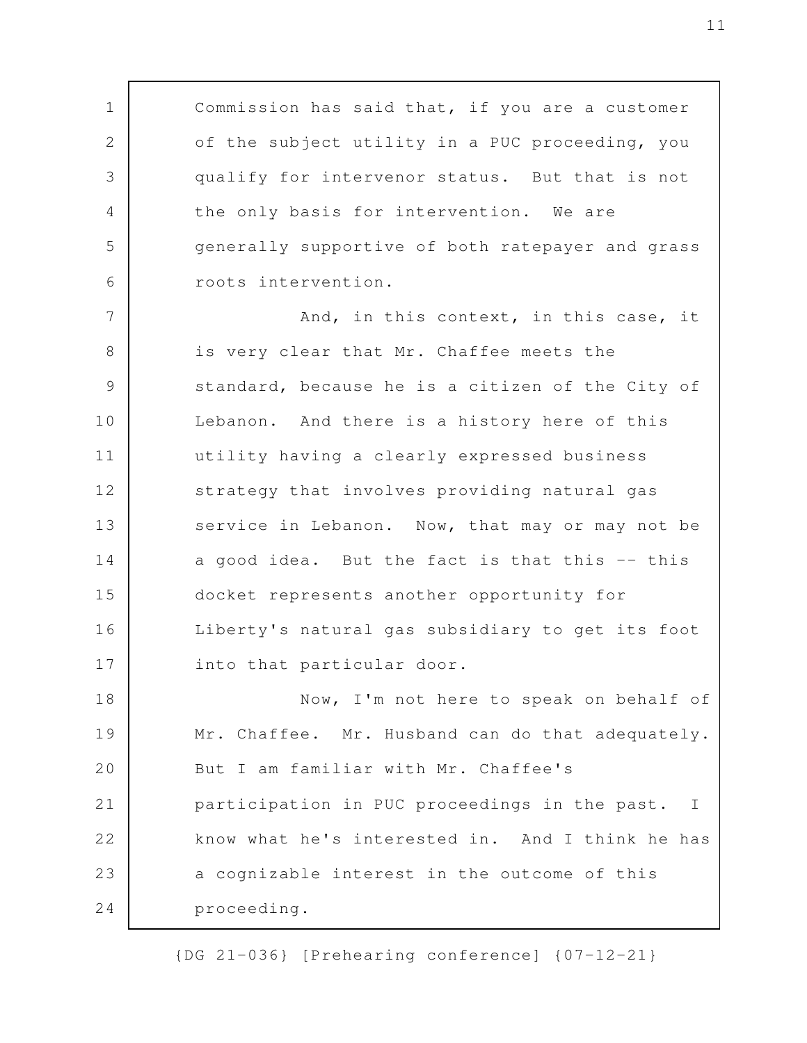Commission has said that, if you are a customer of the subject utility in a PUC proceeding, you qualify for intervenor status. But that is not the only basis for intervention. We are generally supportive of both ratepayer and grass roots intervention.

And, in this context, in this case, it is very clear that Mr. Chaffee meets the standard, because he is a citizen of the City of Lebanon. And there is a history here of this utility having a clearly expressed business strategy that involves providing natural gas service in Lebanon. Now, that may or may not be a good idea. But the fact is that this -- this docket represents another opportunity for Liberty's natural gas subsidiary to get its foot into that particular door.

Now, I'm not here to speak on behalf of Mr. Chaffee. Mr. Husband can do that adequately. But I am familiar with Mr. Chaffee's participation in PUC proceedings in the past. I know what he's interested in. And I think he has a cognizable interest in the outcome of this proceeding.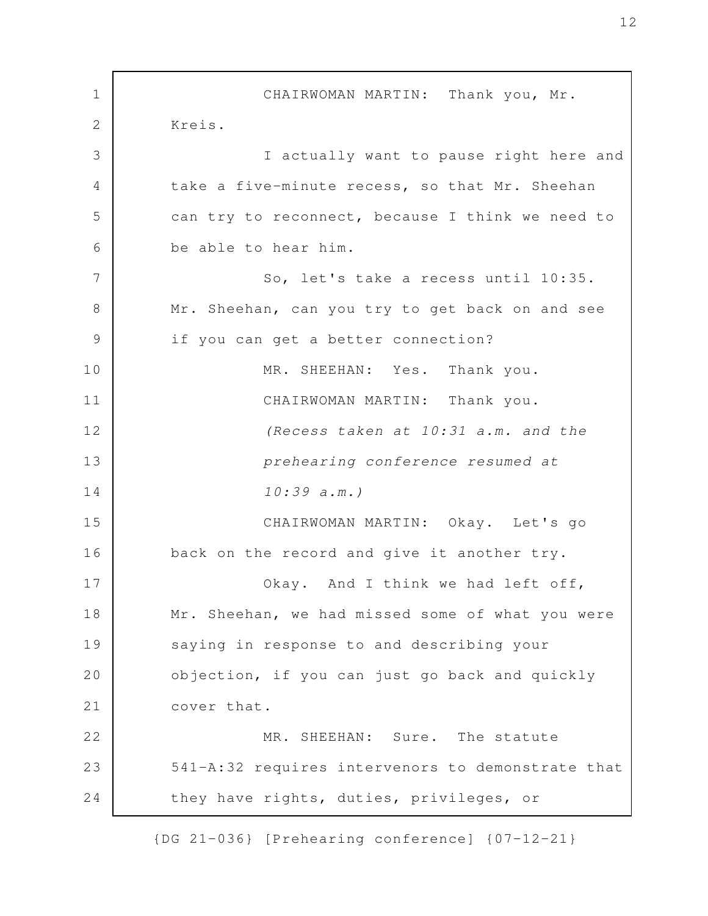CHAIRWOMAN MARTIN: Thank you, Mr. Kreis.

I actually want to pause right here and take a five-minute recess, so that Mr. Sheehan can try to reconnect, because I think we need to be able to hear him.

So, let's take a recess until 10:35. Mr. Sheehan, can you try to get back on and see if you can get a better connection?

MR. SHEEHAN: Yes. Thank you.

CHAIRWOMAN MARTIN: Thank you.

*(Recess taken at 10:31 a.m. and the prehearing conference resumed at 10:39 a.m.)*

CHAIRWOMAN MARTIN: Okay. Let's go back on the record and give it another try.

Okay. And I think we had left off, Mr. Sheehan, we had missed some of what you were saying in response to and describing your objection, if you can just go back and quickly cover that.

MR. SHEEHAN: Sure. The statute 541-A:32 requires intervenors to demonstrate that they have rights, duties, privileges, or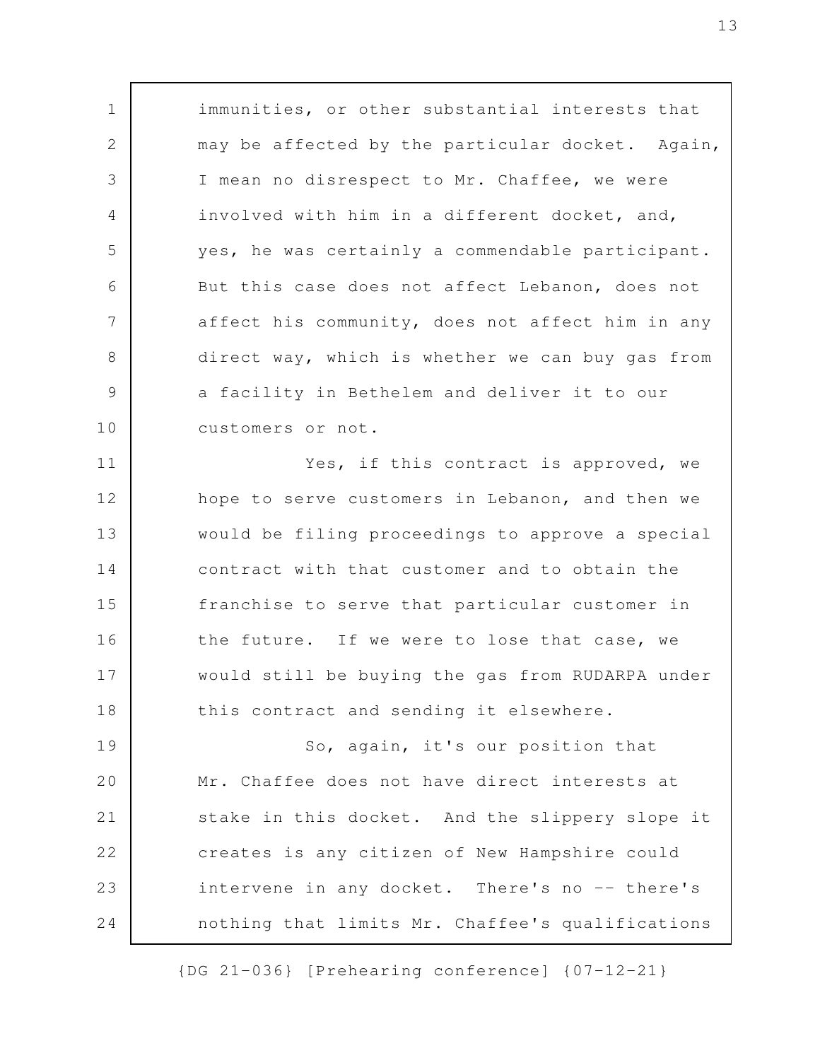immunities, or other substantial interests that may be affected by the particular docket. Again, I mean no disrespect to Mr. Chaffee, we were involved with him in a different docket, and, yes, he was certainly a commendable participant. But this case does not affect Lebanon, does not affect his community, does not affect him in any direct way, which is whether we can buy gas from a facility in Bethelem and deliver it to our customers or not.

Yes, if this contract is approved, we hope to serve customers in Lebanon, and then we would be filing proceedings to approve a special contract with that customer and to obtain the franchise to serve that particular customer in the future. If we were to lose that case, we would still be buying the gas from RUDARPA under this contract and sending it elsewhere.

So, again, it's our position that Mr. Chaffee does not have direct interests at stake in this docket. And the slippery slope it creates is any citizen of New Hampshire could intervene in any docket. There's no -- there's nothing that limits Mr. Chaffee's qualifications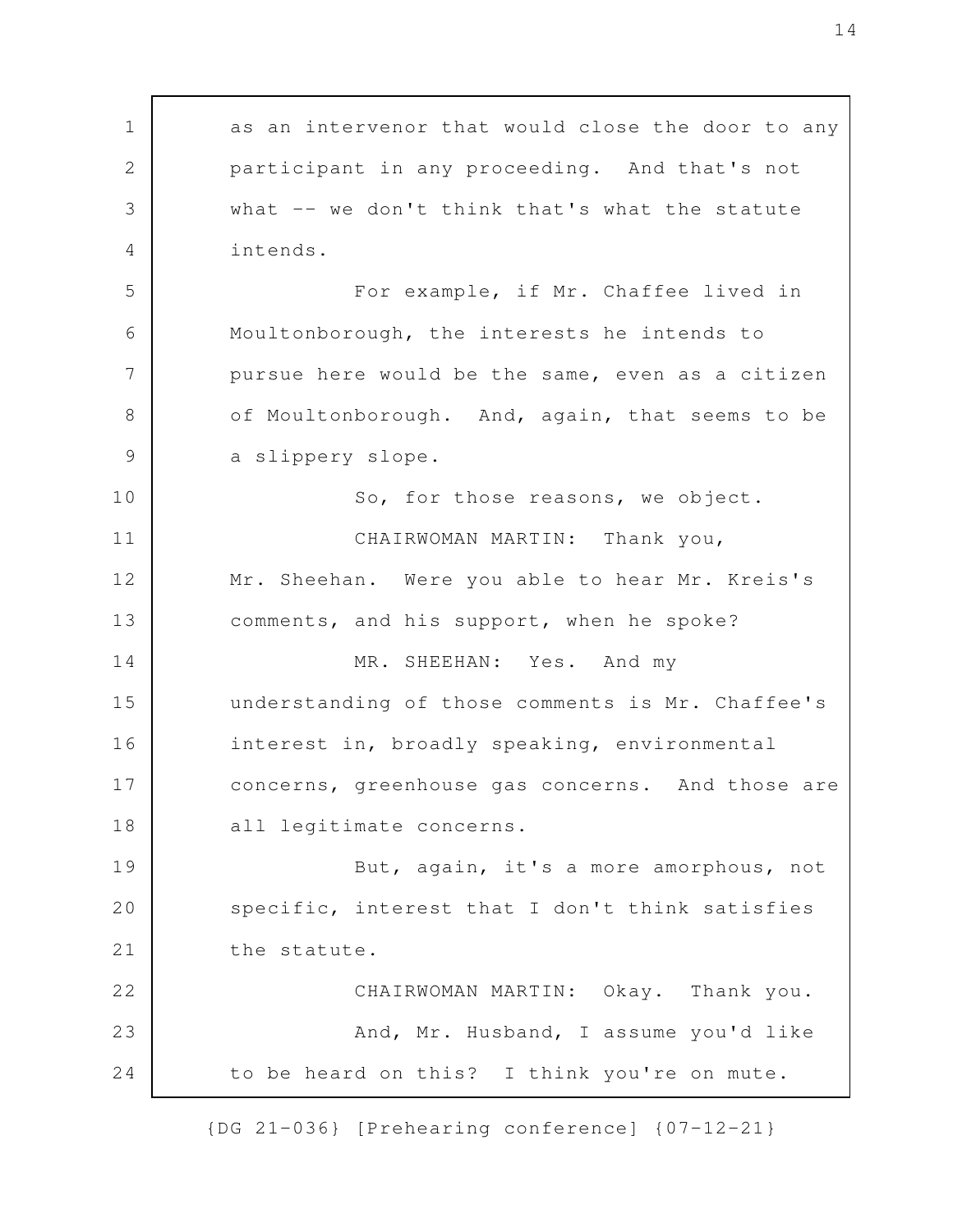as an intervenor that would close the door to any participant in any proceeding. And that's not what -- we don't think that's what the statute intends.

For example, if Mr. Chaffee lived in Moultonborough, the interests he intends to pursue here would be the same, even as a citizen of Moultonborough. And, again, that seems to be a slippery slope.

So, for those reasons, we object.

CHAIRWOMAN MARTIN: Thank you, Mr. Sheehan. Were you able to hear Mr. Kreis's comments, and his support, when he spoke?

MR. SHEEHAN: Yes. And my understanding of those comments is Mr. Chaffee's interest in, broadly speaking, environmental concerns, greenhouse gas concerns. And those are all legitimate concerns.

But, again, it's a more amorphous, not specific, interest that I don't think satisfies the statute.

CHAIRWOMAN MARTIN: Okay. Thank you.

And, Mr. Husband, I assume you'd like to be heard on this? I think you're on mute.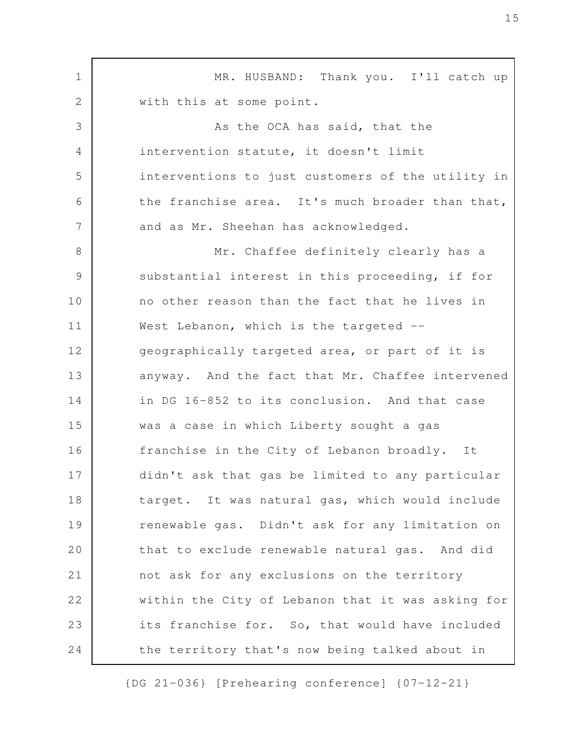MR. HUSBAND: Thank you. I'll catch up with this at some point.

As the OCA has said, that the intervention statute, it doesn't limit interventions to just customers of the utility in the franchise area. It's much broader than that, and as Mr. Sheehan has acknowledged.

Mr. Chaffee definitely clearly has a substantial interest in this proceeding, if for no other reason than the fact that he lives in West Lebanon, which is the targeted -- geographically targeted area, or part of it is anyway. And the fact that Mr. Chaffee intervened in DG 16-852 to its conclusion. And that case was a case in which Liberty sought a gas franchise in the City of Lebanon broadly. It didn't ask that gas be limited to any particular target. It was natural gas, which would include renewable gas. Didn't ask for any limitation on that to exclude renewable natural gas. And did not ask for any exclusions on the territory within the City of Lebanon that it was asking for its franchise for. So, that would have included the territory that's now being talked about in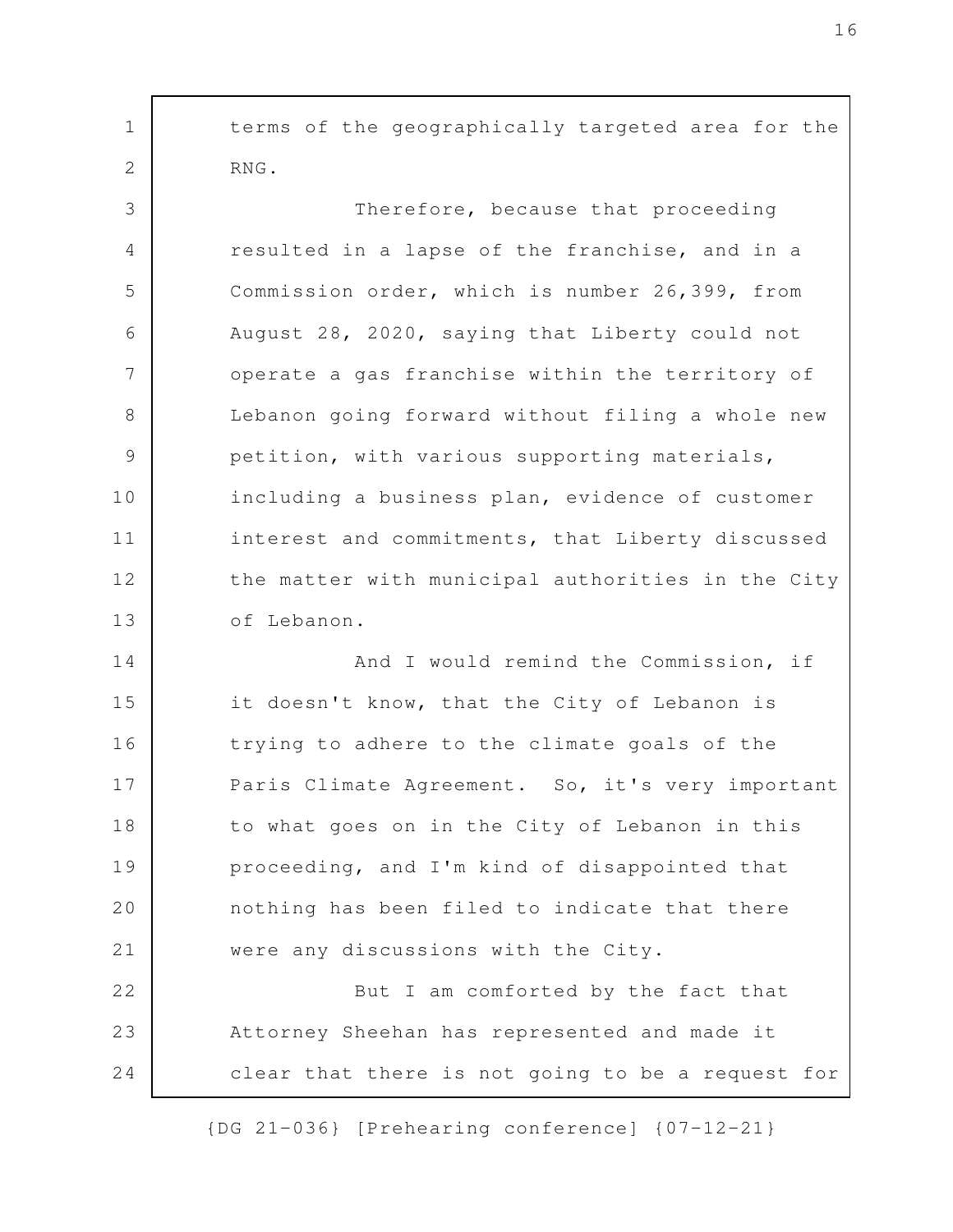terms of the geographically targeted area for the RNG.

Therefore, because that proceeding resulted in a lapse of the franchise, and in a Commission order, which is number 26,399, from August 28, 2020, saying that Liberty could not operate a gas franchise within the territory of Lebanon going forward without filing a whole new petition, with various supporting materials, including a business plan, evidence of customer interest and commitments, that Liberty discussed the matter with municipal authorities in the City of Lebanon.

And I would remind the Commission, if it doesn't know, that the City of Lebanon is trying to adhere to the climate goals of the Paris Climate Agreement. So, it's very important to what goes on in the City of Lebanon in this proceeding, and I'm kind of disappointed that nothing has been filed to indicate that there were any discussions with the City.

But I am comforted by the fact that Attorney Sheehan has represented and made it clear that there is not going to be a request for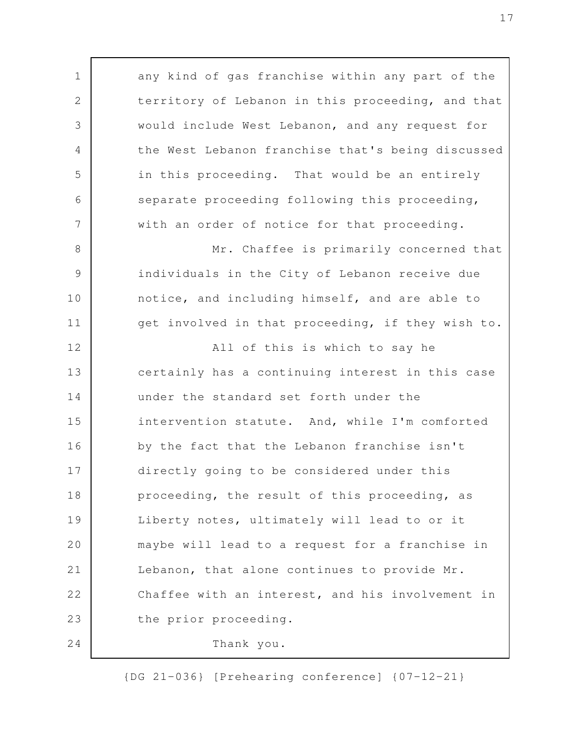any kind of gas franchise within any part of the territory of Lebanon in this proceeding, and that would include West Lebanon, and any request for the West Lebanon franchise that's being discussed in this proceeding. That would be an entirely separate proceeding following this proceeding, with an order of notice for that proceeding.

Mr. Chaffee is primarily concerned that individuals in the City of Lebanon receive due notice, and including himself, and are able to get involved in that proceeding, if they wish to.

All of this is which to say he certainly has a continuing interest in this case under the standard set forth under the intervention statute. And, while I'm comforted by the fact that the Lebanon franchise isn't directly going to be considered under this proceeding, the result of this proceeding, as Liberty notes, ultimately will lead to or it maybe will lead to a request for a franchise in Lebanon, that alone continues to provide Mr. Chaffee with an interest, and his involvement in the prior proceeding.

Thank you.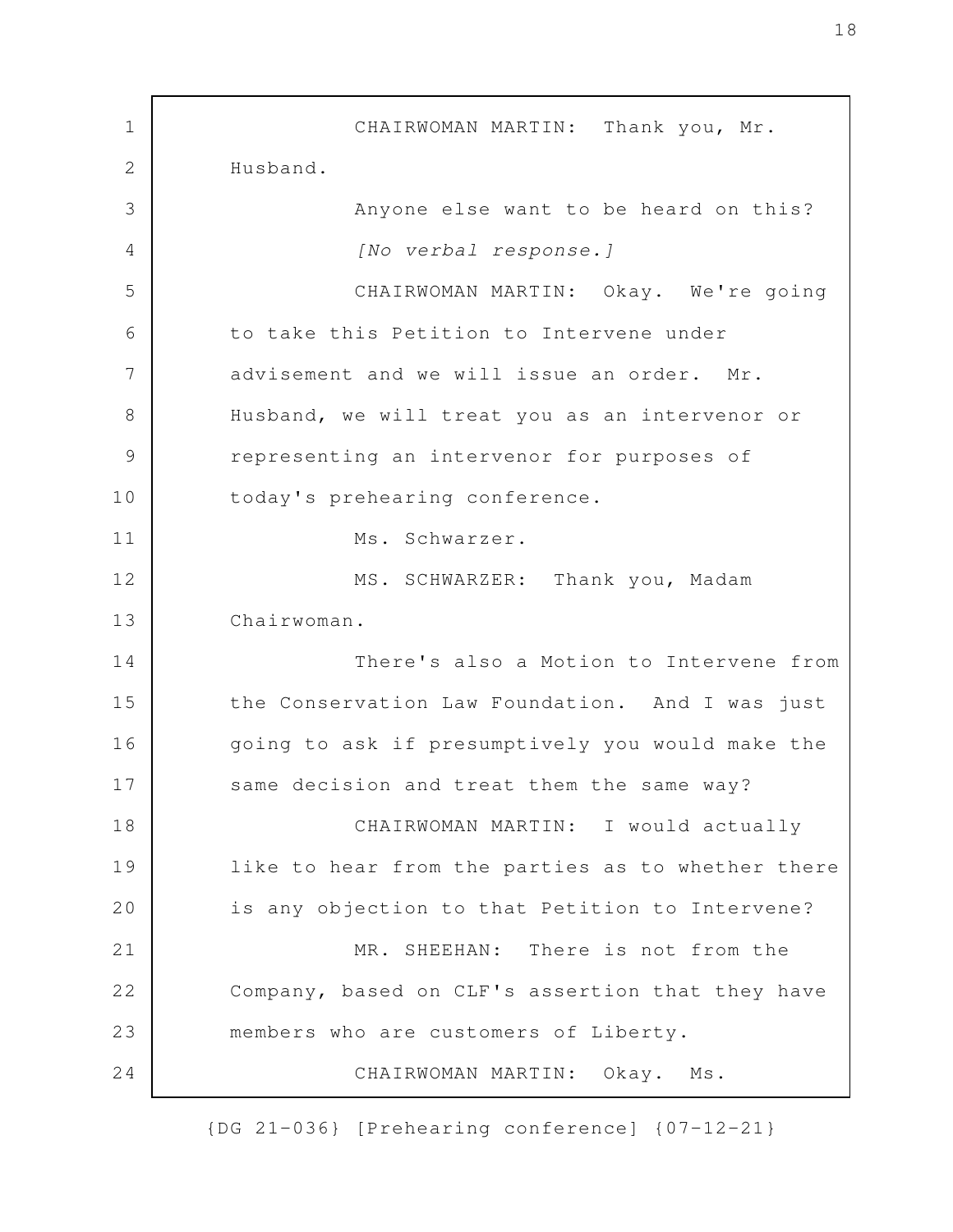CHAIRWOMAN MARTIN: Thank you, Mr. Husband.

Anyone else want to be heard on this?

*[No verbal response.]*

CHAIRWOMAN MARTIN: Okay. We're going to take this Petition to Intervene under advisement and we will issue an order. Mr. Husband, we will treat you as an intervenor or representing an intervenor for purposes of today's prehearing conference.

Ms. Schwarzer.

MS. SCHWARZER: Thank you, Madam Chairwoman.

There's also a Motion to Intervene from the Conservation Law Foundation. And I was just going to ask if presumptively you would make the same decision and treat them the same way?

CHAIRWOMAN MARTIN: I would actually like to hear from the parties as to whether there is any objection to that Petition to Intervene?

MR. SHEEHAN: There is not from the Company, based on CLF's assertion that they have members who are customers of Liberty.

CHAIRWOMAN MARTIN: Okay. Ms.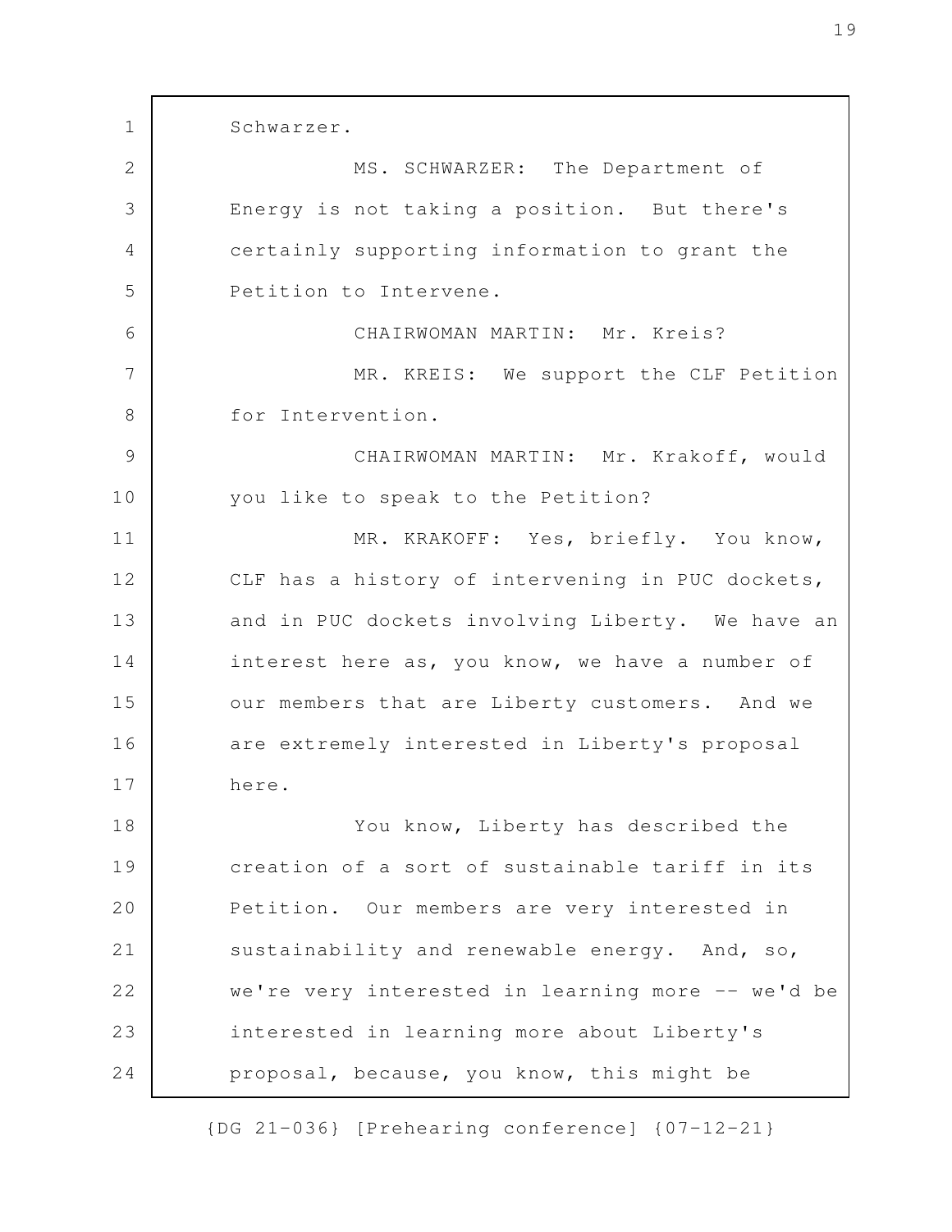Schwarzer.

MS. SCHWARZER: The Department of Energy is not taking a position. But there's certainly supporting information to grant the Petition to Intervene.

CHAIRWOMAN MARTIN: Mr. Kreis?

MR. KREIS: We support the CLF Petition for Intervention.

CHAIRWOMAN MARTIN: Mr. Krakoff, would you like to speak to the Petition?

MR. KRAKOFF: Yes, briefly. You know, CLF has a history of intervening in PUC dockets, and in PUC dockets involving Liberty. We have an interest here as, you know, we have a number of our members that are Liberty customers. And we are extremely interested in Liberty's proposal here.

You know, Liberty has described the creation of a sort of sustainable tariff in its Petition. Our members are very interested in sustainability and renewable energy. And, so, we're very interested in learning more -- we'd be interested in learning more about Liberty's proposal, because, you know, this might be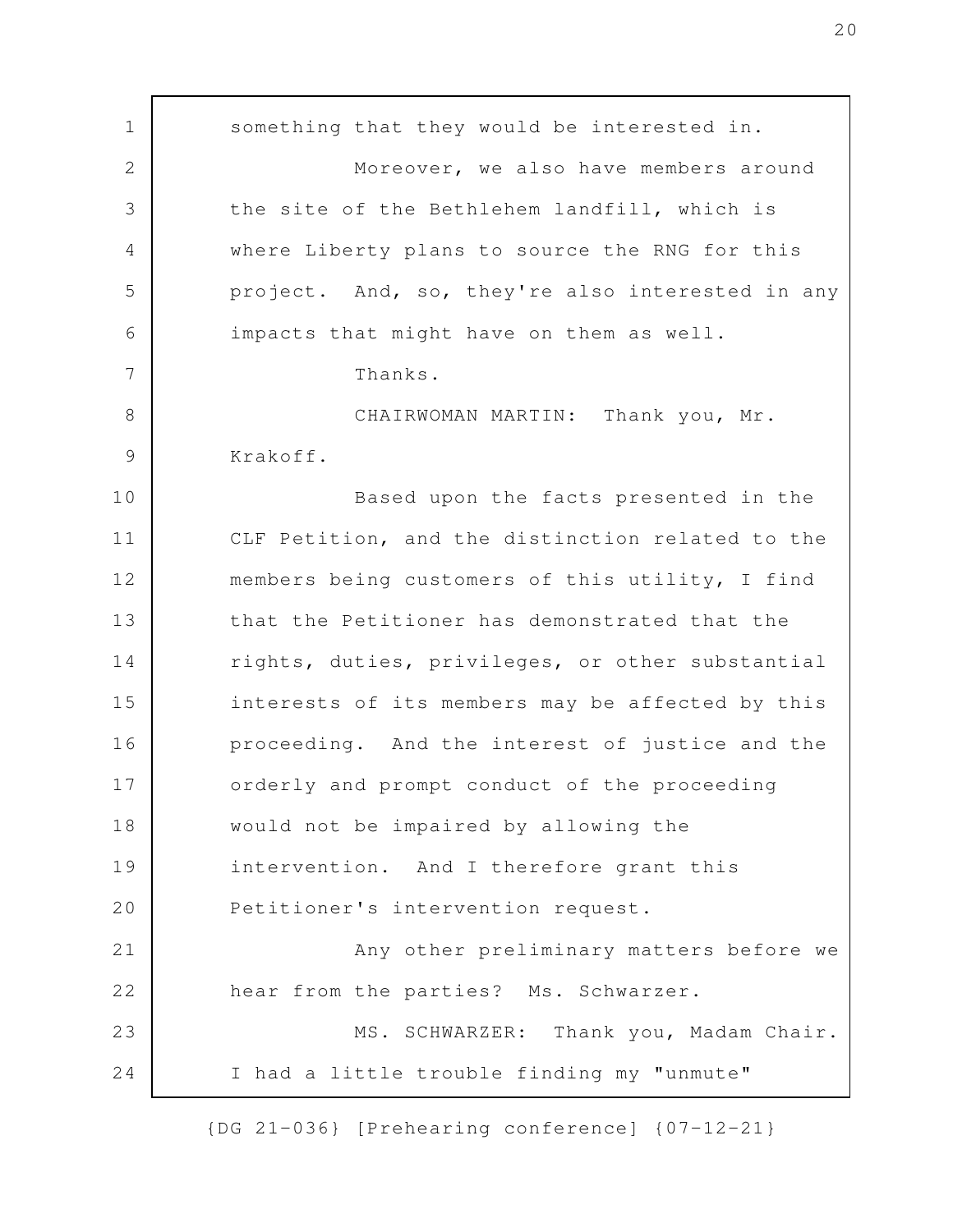something that they would be interested in.

Moreover, we also have members around the site of the Bethlehem landfill, which is where Liberty plans to source the RNG for this project. And, so, they're also interested in any impacts that might have on them as well.

Thanks.

CHAIRWOMAN MARTIN: Thank you, Mr. Krakoff.

Based upon the facts presented in the CLF Petition, and the distinction related to the members being customers of this utility, I find that the Petitioner has demonstrated that the rights, duties, privileges, or other substantial interests of its members may be affected by this proceeding. And the interest of justice and the orderly and prompt conduct of the proceeding would not be impaired by allowing the intervention. And I therefore grant this Petitioner's intervention request.

Any other preliminary matters before we hear from the parties? Ms. Schwarzer.

MS. SCHWARZER: Thank you, Madam Chair. I had a little trouble finding my "unmute"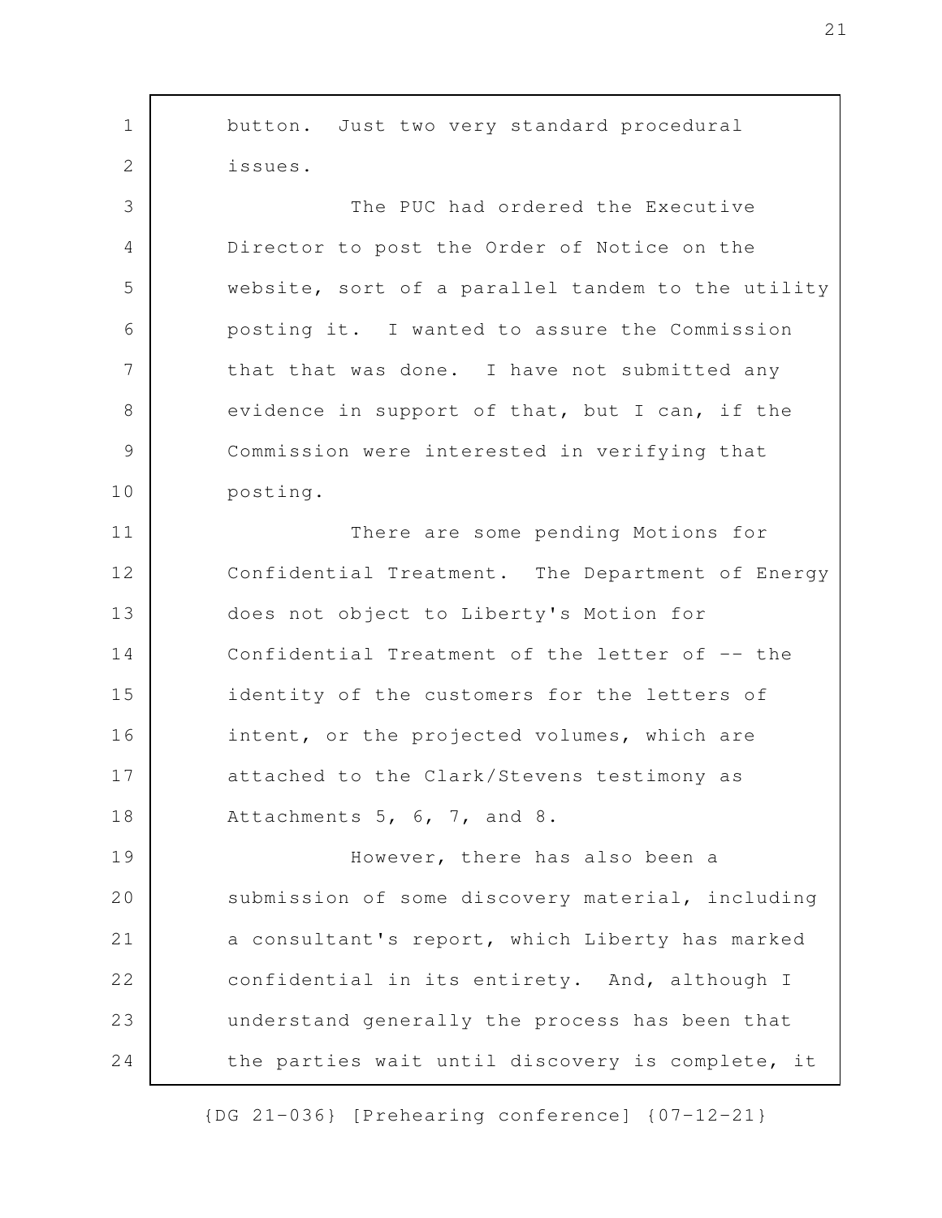button. Just two very standard procedural issues.

The PUC had ordered the Executive Director to post the Order of Notice on the website, sort of a parallel tandem to the utility posting it. I wanted to assure the Commission that that was done. I have not submitted any evidence in support of that, but I can, if the Commission were interested in verifying that posting.

There are some pending Motions for Confidential Treatment. The Department of Energy does not object to Liberty's Motion for Confidential Treatment of the letter of -- the identity of the customers for the letters of intent, or the projected volumes, which are attached to the Clark/Stevens testimony as Attachments 5, 6, 7, and 8.

However, there has also been a submission of some discovery material, including a consultant's report, which Liberty has marked confidential in its entirety. And, although I understand generally the process has been that the parties wait until discovery is complete, it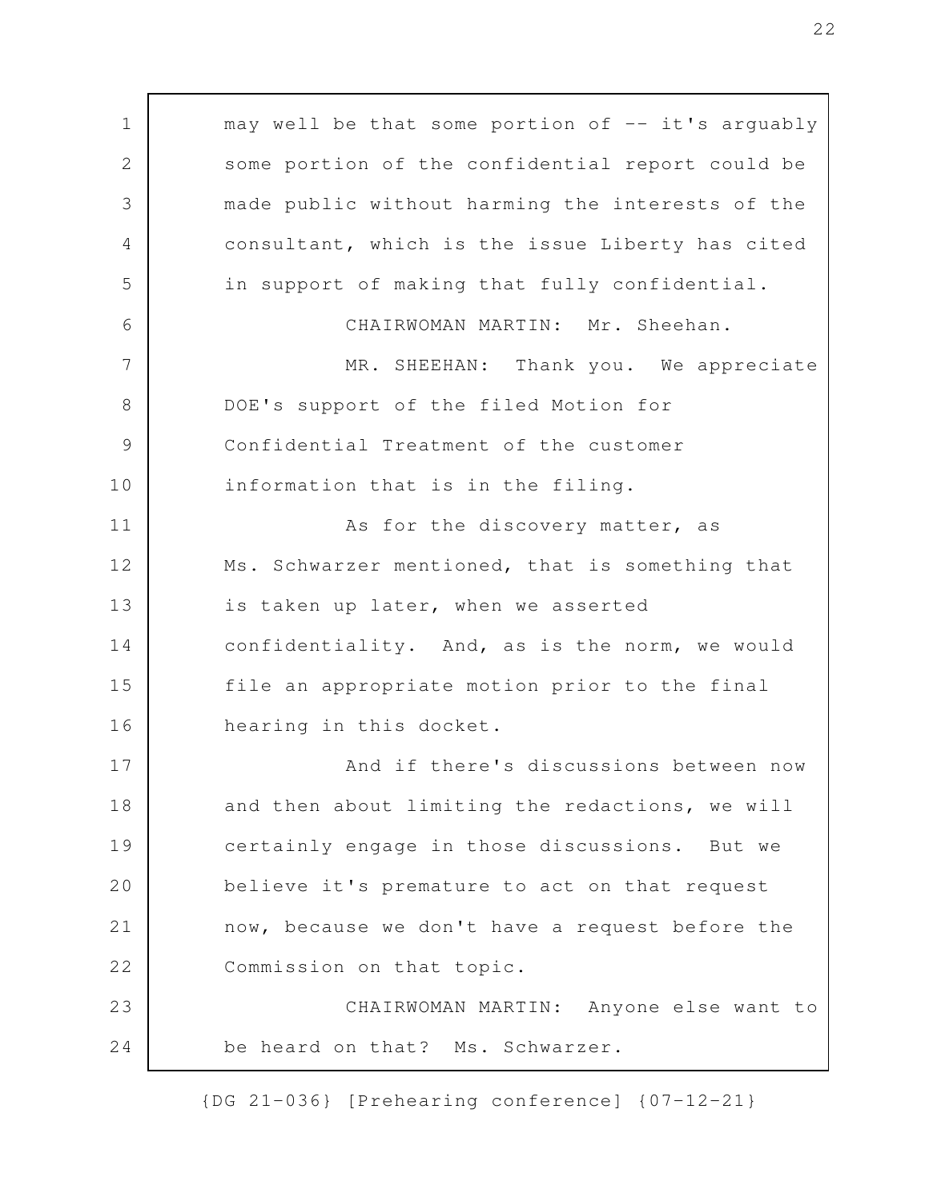may well be that some portion of -- it's arguably some portion of the confidential report could be made public without harming the interests of the consultant, which is the issue Liberty has cited in support of making that fully confidential.

CHAIRWOMAN MARTIN: Mr. Sheehan.

MR. SHEEHAN: Thank you. We appreciate DOE's support of the filed Motion for Confidential Treatment of the customer information that is in the filing.

As for the discovery matter, as Ms. Schwarzer mentioned, that is something that is taken up later, when we asserted confidentiality. And, as is the norm, we would file an appropriate motion prior to the final hearing in this docket.

And if there's discussions between now and then about limiting the redactions, we will certainly engage in those discussions. But we believe it's premature to act on that request now, because we don't have a request before the Commission on that topic.

CHAIRWOMAN MARTIN: Anyone else want to be heard on that? Ms. Schwarzer.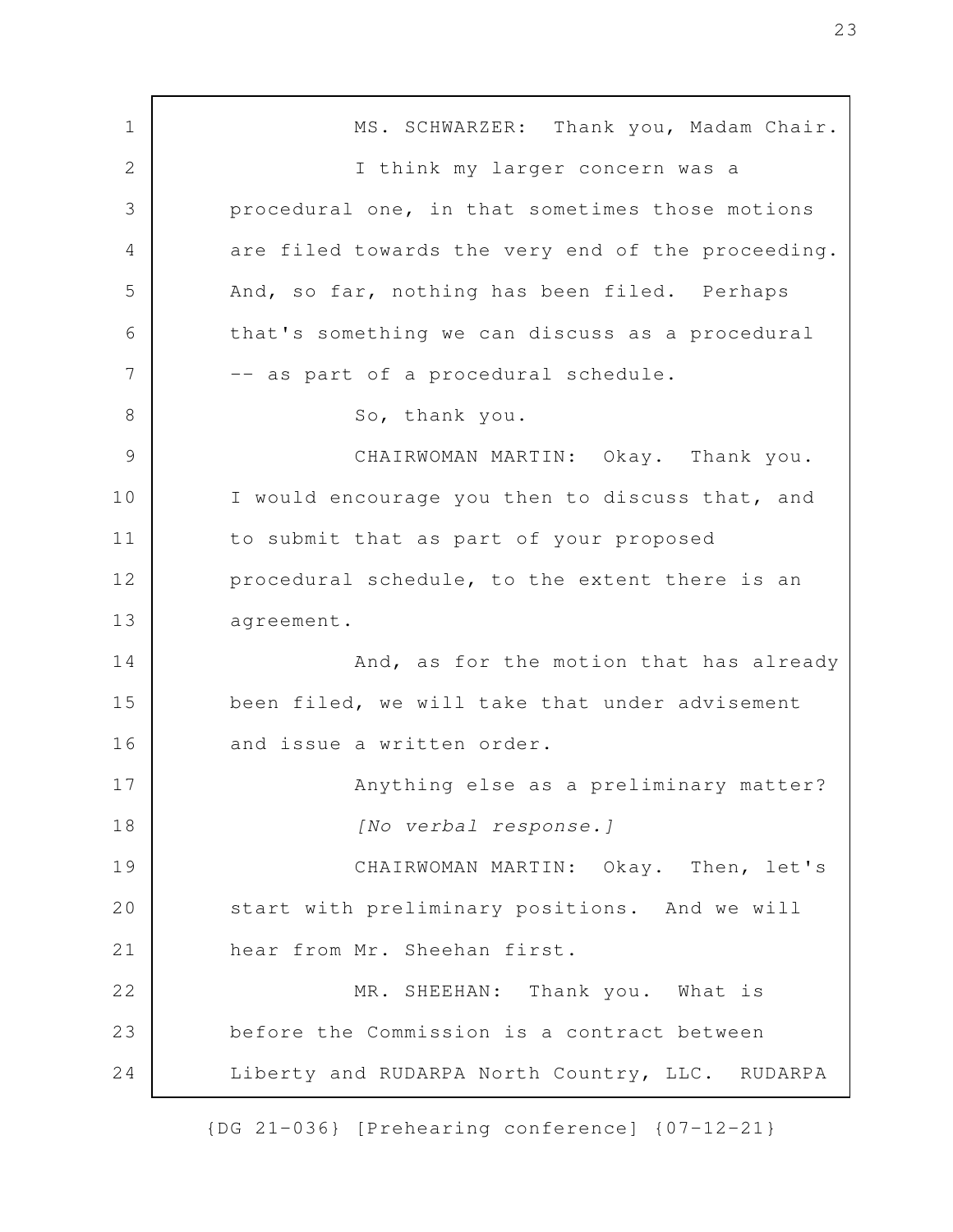MS. SCHWARZER: Thank you, Madam Chair.

I think my larger concern was a procedural one, in that sometimes those motions are filed towards the very end of the proceeding. And, so far, nothing has been filed. Perhaps that's something we can discuss as a procedural -- as part of a procedural schedule.

So, thank you.

CHAIRWOMAN MARTIN: Okay. Thank you. I would encourage you then to discuss that, and to submit that as part of your proposed procedural schedule, to the extent there is an agreement.

And, as for the motion that has already been filed, we will take that under advisement and issue a written order.

Anything else as a preliminary matter?

*[No verbal response.]*

CHAIRWOMAN MARTIN: Okay. Then, let's start with preliminary positions. And we will hear from Mr. Sheehan first.

MR. SHEEHAN: Thank you. What is before the Commission is a contract between Liberty and RUDARPA North Country, LLC. RUDARPA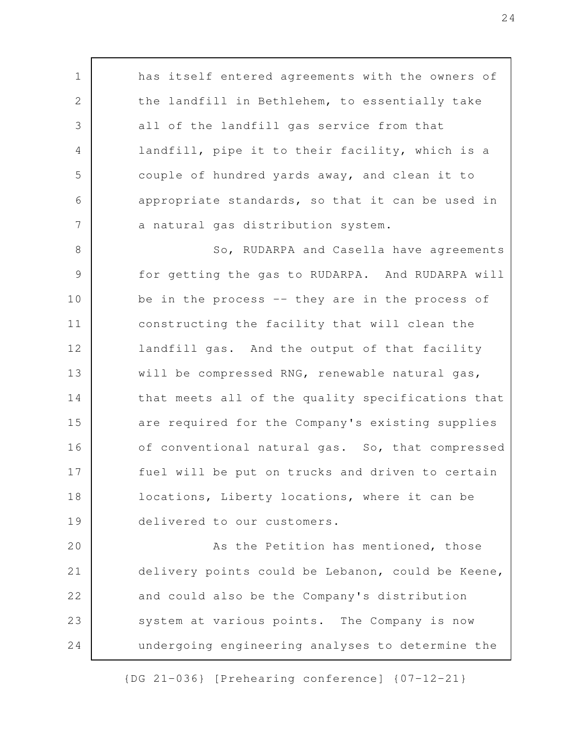has itself entered agreements with the owners of the landfill in Bethlehem, to essentially take all of the landfill gas service from that landfill, pipe it to their facility, which is a couple of hundred yards away, and clean it to appropriate standards, so that it can be used in a natural gas distribution system.

So, RUDARPA and Casella have agreements for getting the gas to RUDARPA. And RUDARPA will be in the process -- they are in the process of constructing the facility that will clean the landfill gas. And the output of that facility will be compressed RNG, renewable natural gas, that meets all of the quality specifications that are required for the Company's existing supplies of conventional natural gas. So, that compressed fuel will be put on trucks and driven to certain locations, Liberty locations, where it can be delivered to our customers.

As the Petition has mentioned, those delivery points could be Lebanon, could be Keene, and could also be the Company's distribution system at various points. The Company is now undergoing engineering analyses to determine the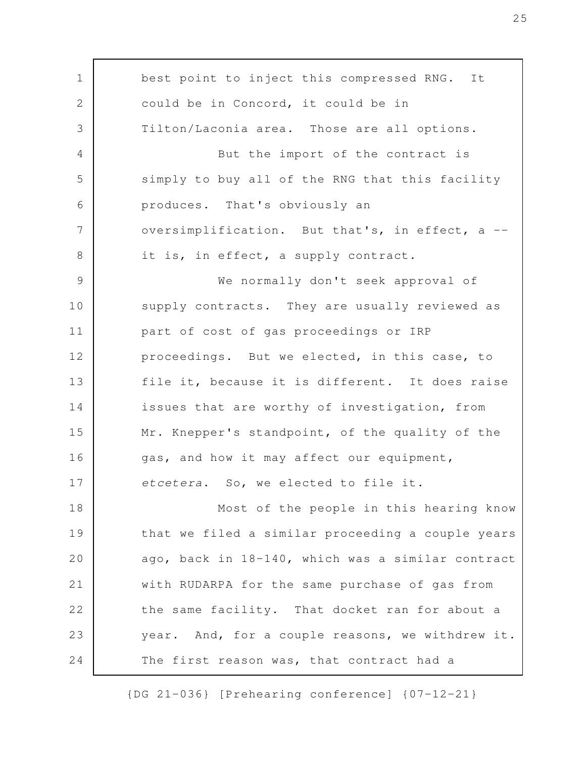best point to inject this compressed RNG. It could be in Concord, it could be in Tilton/Laconia area. Those are all options.

But the import of the contract is simply to buy all of the RNG that this facility produces. That's obviously an oversimplification. But that's, in effect, a -- it is, in effect, a supply contract.

We normally don't seek approval of supply contracts. They are usually reviewed as part of cost of gas proceedings or IRP proceedings. But we elected, in this case, to file it, because it is different. It does raise issues that are worthy of investigation, from Mr. Knepper's standpoint, of the quality of the gas, and how it may affect our equipment, *etcetera*. So, we elected to file it.

Most of the people in this hearing know that we filed a similar proceeding a couple years ago, back in 18-140, which was a similar contract with RUDARPA for the same purchase of gas from the same facility. That docket ran for about a year. And, for a couple reasons, we withdrew it. The first reason was, that contract had a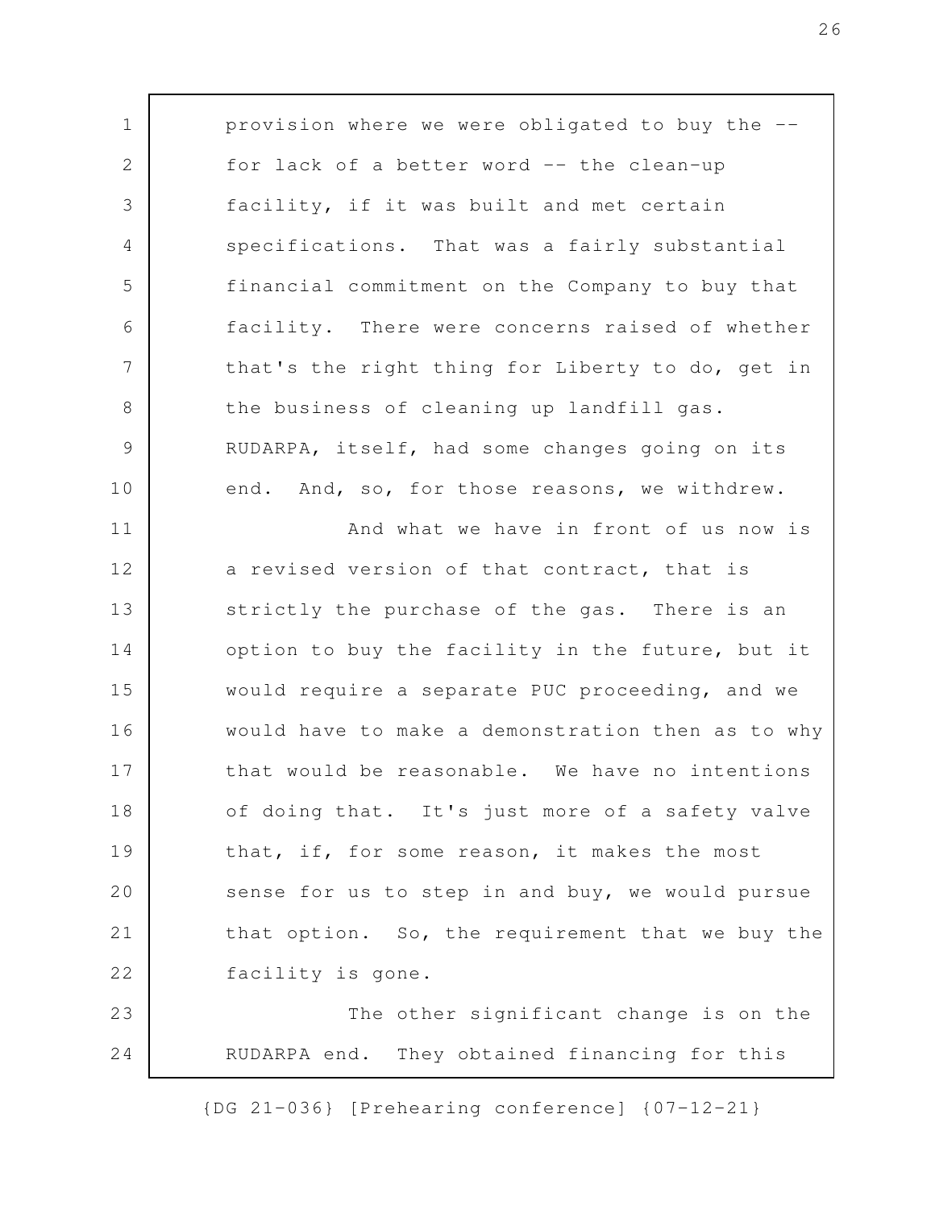provision where we were obligated to buy the -- for lack of a better word -- the clean-up facility, if it was built and met certain specifications. That was a fairly substantial financial commitment on the Company to buy that facility. There were concerns raised of whether that's the right thing for Liberty to do, get in the business of cleaning up landfill gas. RUDARPA, itself, had some changes going on its end. And, so, for those reasons, we withdrew.

And what we have in front of us now is a revised version of that contract, that is strictly the purchase of the gas. There is an option to buy the facility in the future, but it would require a separate PUC proceeding, and we would have to make a demonstration then as to why that would be reasonable. We have no intentions of doing that. It's just more of a safety valve that, if, for some reason, it makes the most sense for us to step in and buy, we would pursue that option. So, the requirement that we buy the facility is gone.

The other significant change is on the RUDARPA end. They obtained financing for this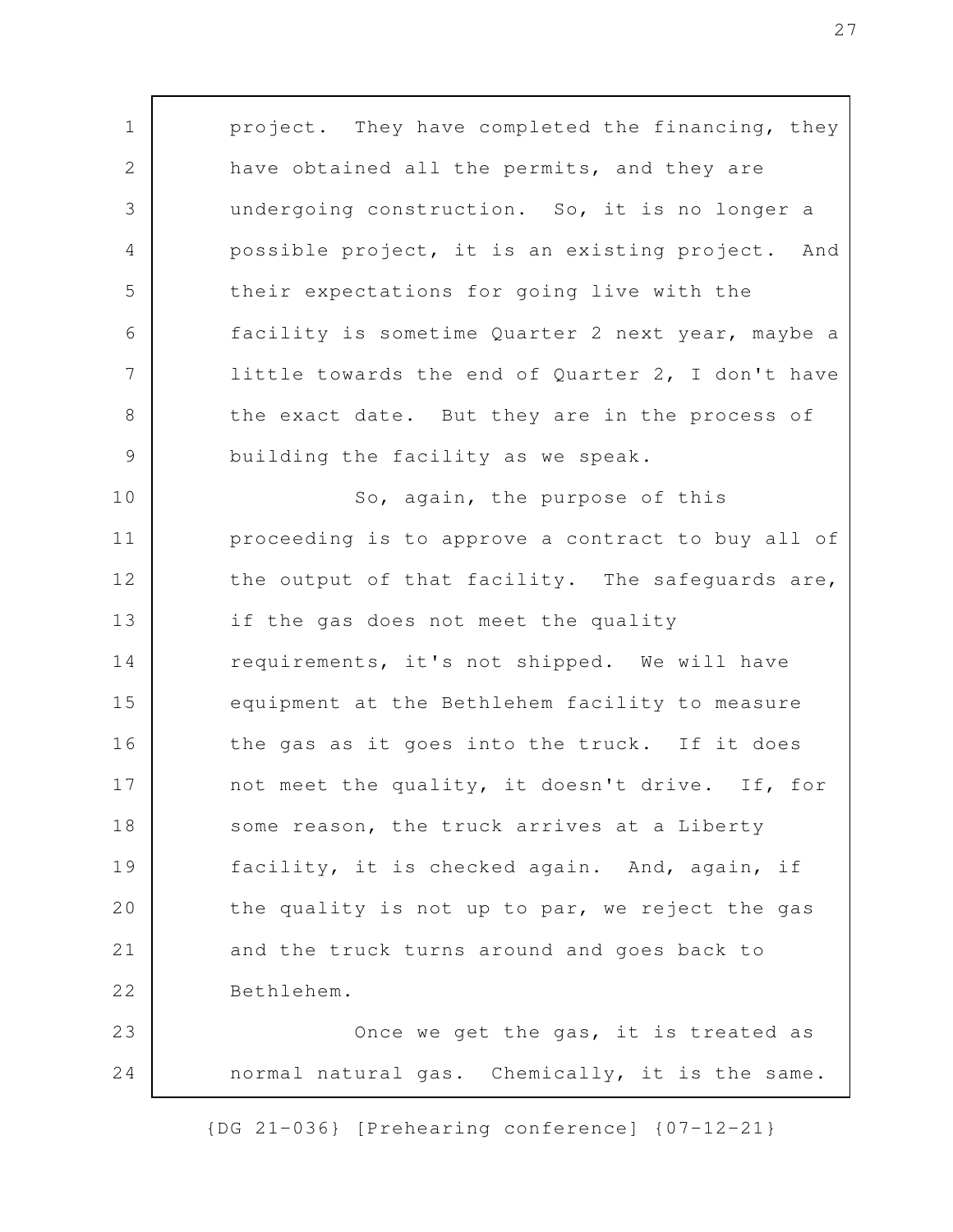project. They have completed the financing, they have obtained all the permits, and they are undergoing construction. So, it is no longer a possible project, it is an existing project. And their expectations for going live with the facility is sometime Quarter 2 next year, maybe a little towards the end of Quarter 2, I don't have the exact date. But they are in the process of building the facility as we speak.

So, again, the purpose of this proceeding is to approve a contract to buy all of the output of that facility. The safeguards are, if the gas does not meet the quality requirements, it's not shipped. We will have equipment at the Bethlehem facility to measure the gas as it goes into the truck. If it does not meet the quality, it doesn't drive. If, for some reason, the truck arrives at a Liberty facility, it is checked again. And, again, if the quality is not up to par, we reject the gas and the truck turns around and goes back to Bethlehem.

Once we get the gas, it is treated as normal natural gas. Chemically, it is the same.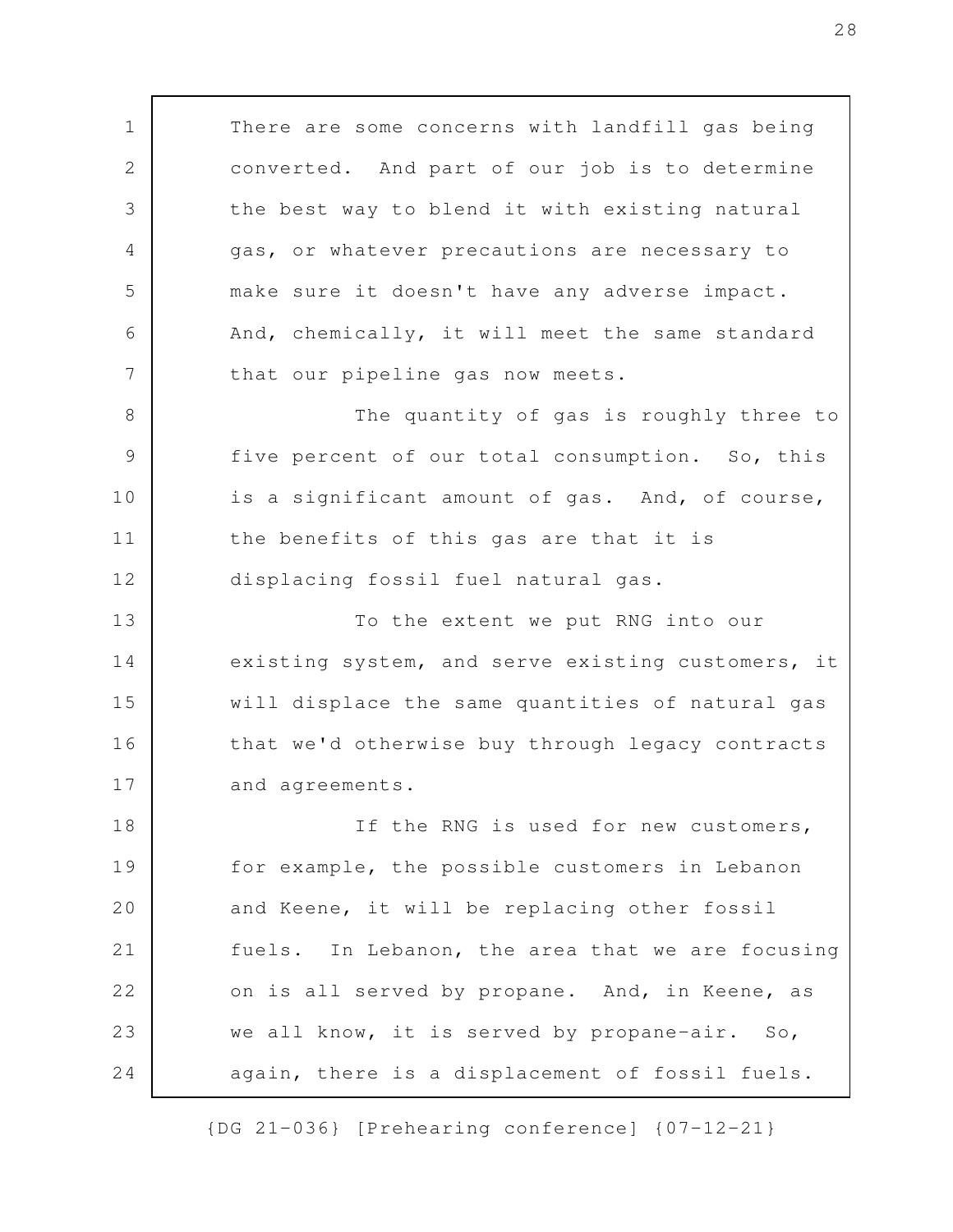There are some concerns with landfill gas being converted. And part of our job is to determine the best way to blend it with existing natural gas, or whatever precautions are necessary to make sure it doesn't have any adverse impact. And, chemically, it will meet the same standard that our pipeline gas now meets.

The quantity of gas is roughly three to five percent of our total consumption. So, this is a significant amount of gas. And, of course, the benefits of this gas are that it is displacing fossil fuel natural gas.

To the extent we put RNG into our existing system, and serve existing customers, it will displace the same quantities of natural gas that we'd otherwise buy through legacy contracts and agreements.

If the RNG is used for new customers, for example, the possible customers in Lebanon and Keene, it will be replacing other fossil fuels. In Lebanon, the area that we are focusing on is all served by propane. And, in Keene, as we all know, it is served by propane-air. So, again, there is a displacement of fossil fuels.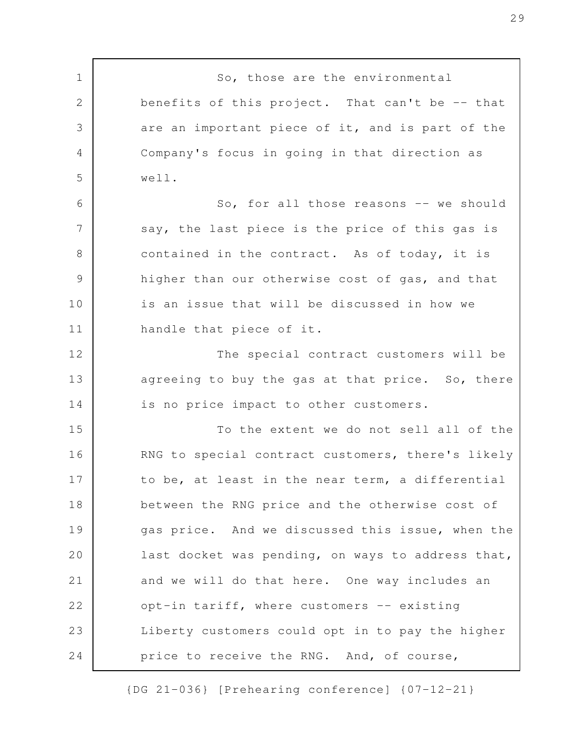So, those are the environmental benefits of this project. That can't be -- that are an important piece of it, and is part of the Company's focus in going in that direction as well.

So, for all those reasons -- we should say, the last piece is the price of this gas is contained in the contract. As of today, it is higher than our otherwise cost of gas, and that is an issue that will be discussed in how we handle that piece of it.

The special contract customers will be agreeing to buy the gas at that price. So, there is no price impact to other customers.

To the extent we do not sell all of the RNG to special contract customers, there's likely to be, at least in the near term, a differential between the RNG price and the otherwise cost of gas price. And we discussed this issue, when the last docket was pending, on ways to address that, and we will do that here. One way includes an opt-in tariff, where customers -- existing Liberty customers could opt in to pay the higher price to receive the RNG. And, of course,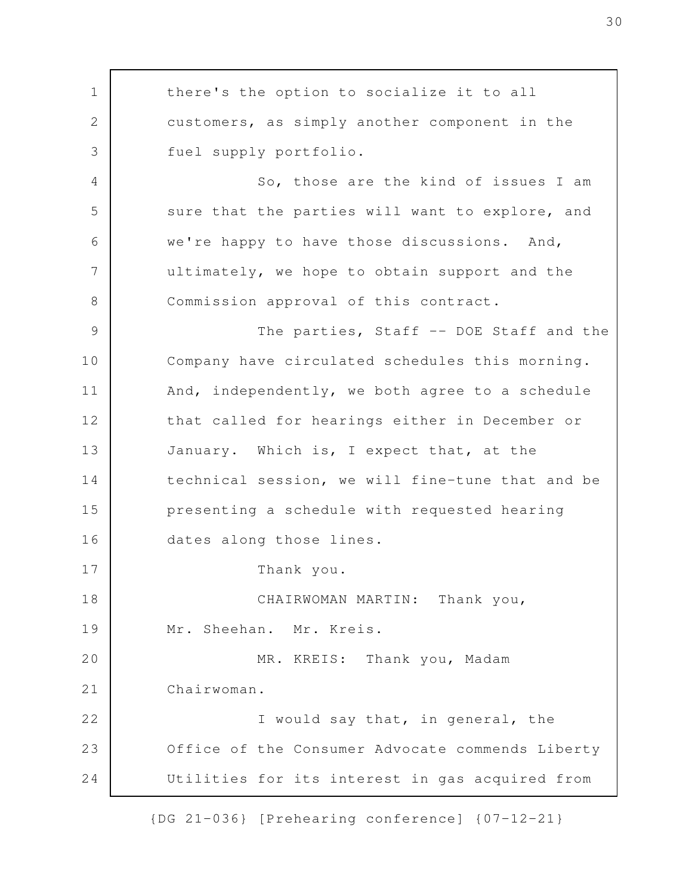there's the option to socialize it to all customers, as simply another component in the fuel supply portfolio.

So, those are the kind of issues I am sure that the parties will want to explore, and we're happy to have those discussions. And, ultimately, we hope to obtain support and the Commission approval of this contract.

The parties, Staff -- DOE Staff and the Company have circulated schedules this morning. And, independently, we both agree to a schedule that called for hearings either in December or January. Which is, I expect that, at the technical session, we will fine-tune that and be presenting a schedule with requested hearing dates along those lines.

Thank you.

CHAIRWOMAN MARTIN: Thank you, Mr. Sheehan. Mr. Kreis.

MR. KREIS: Thank you, Madam Chairwoman.

I would say that, in general, the Office of the Consumer Advocate commends Liberty Utilities for its interest in gas acquired from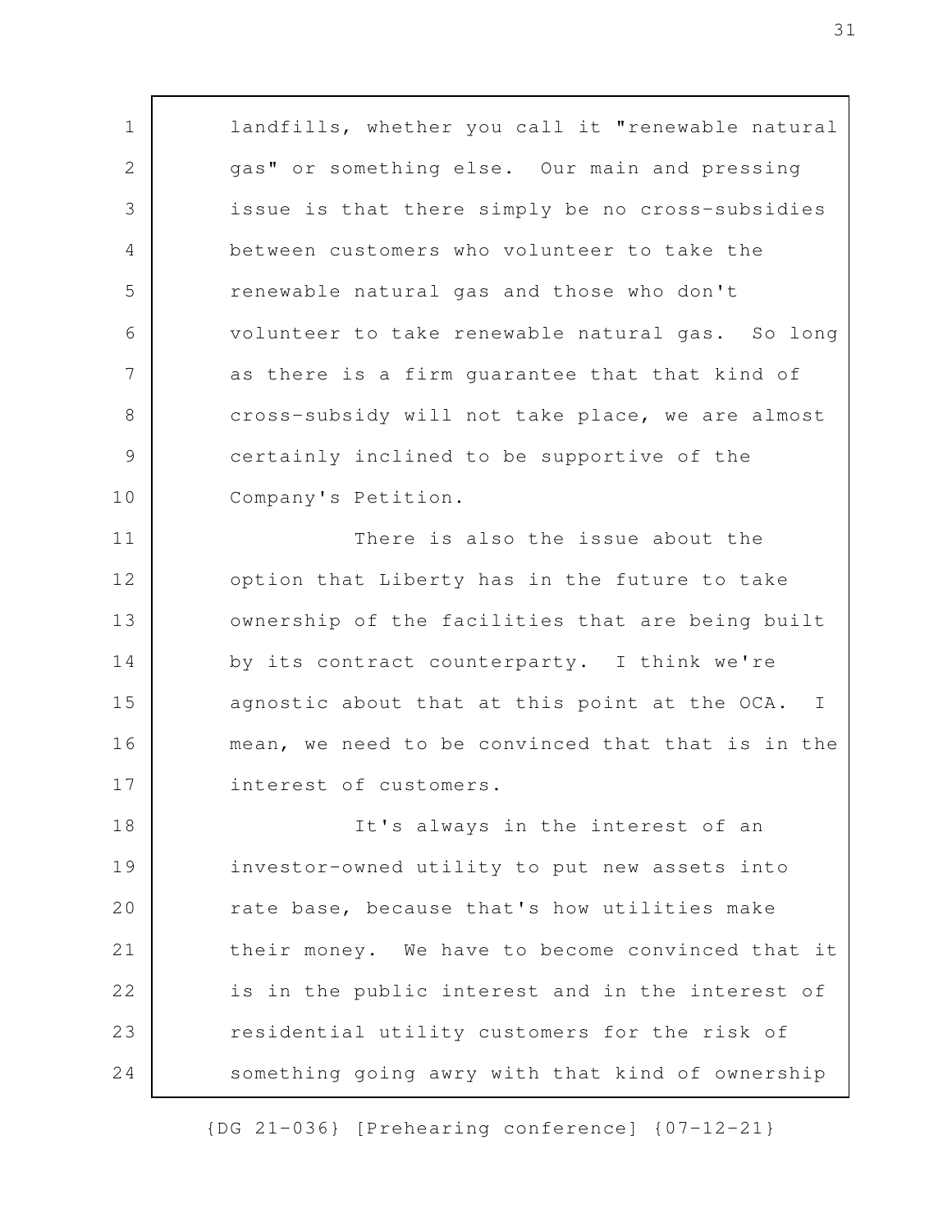landfills, whether you call it "renewable natural gas" or something else. Our main and pressing issue is that there simply be no cross-subsidies between customers who volunteer to take the renewable natural gas and those who don't volunteer to take renewable natural gas. So long as there is a firm guarantee that that kind of cross-subsidy will not take place, we are almost certainly inclined to be supportive of the Company's Petition.

There is also the issue about the option that Liberty has in the future to take ownership of the facilities that are being built by its contract counterparty. I think we're agnostic about that at this point at the OCA. I mean, we need to be convinced that that is in the interest of customers.

It's always in the interest of an investor-owned utility to put new assets into rate base, because that's how utilities make their money. We have to become convinced that it is in the public interest and in the interest of residential utility customers for the risk of something going awry with that kind of ownership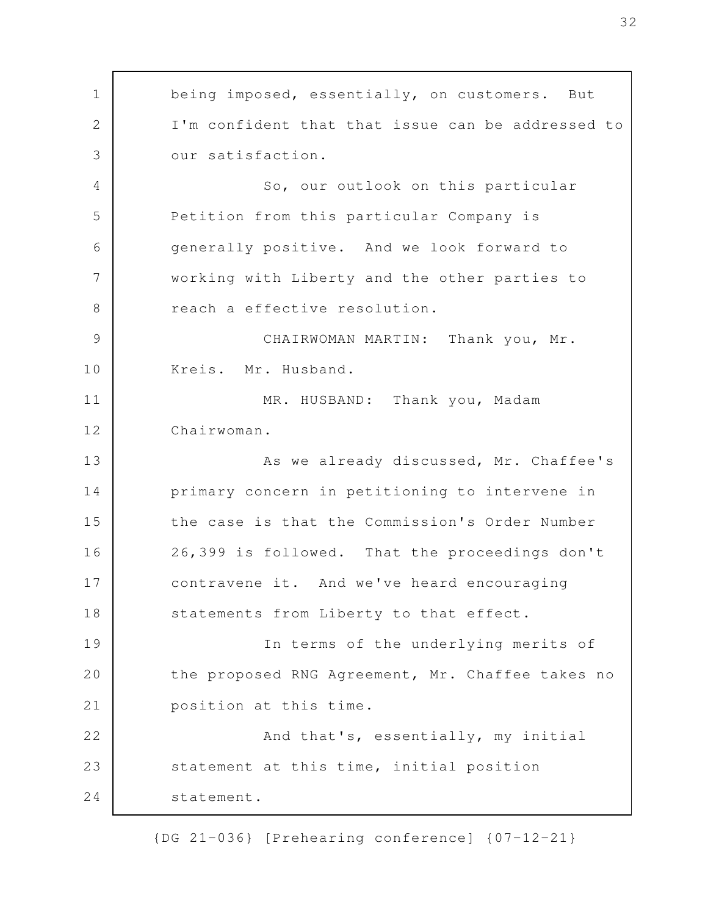being imposed, essentially, on customers. But I'm confident that that issue can be addressed to our satisfaction.

So, our outlook on this particular Petition from this particular Company is generally positive. And we look forward to working with Liberty and the other parties to reach a effective resolution.

CHAIRWOMAN MARTIN: Thank you, Mr. Kreis. Mr. Husband.

MR. HUSBAND: Thank you, Madam Chairwoman.

As we already discussed, Mr. Chaffee's primary concern in petitioning to intervene in the case is that the Commission's Order Number 26,399 is followed. That the proceedings don't contravene it. And we've heard encouraging statements from Liberty to that effect.

In terms of the underlying merits of the proposed RNG Agreement, Mr. Chaffee takes no position at this time.

And that's, essentially, my initial statement at this time, initial position statement.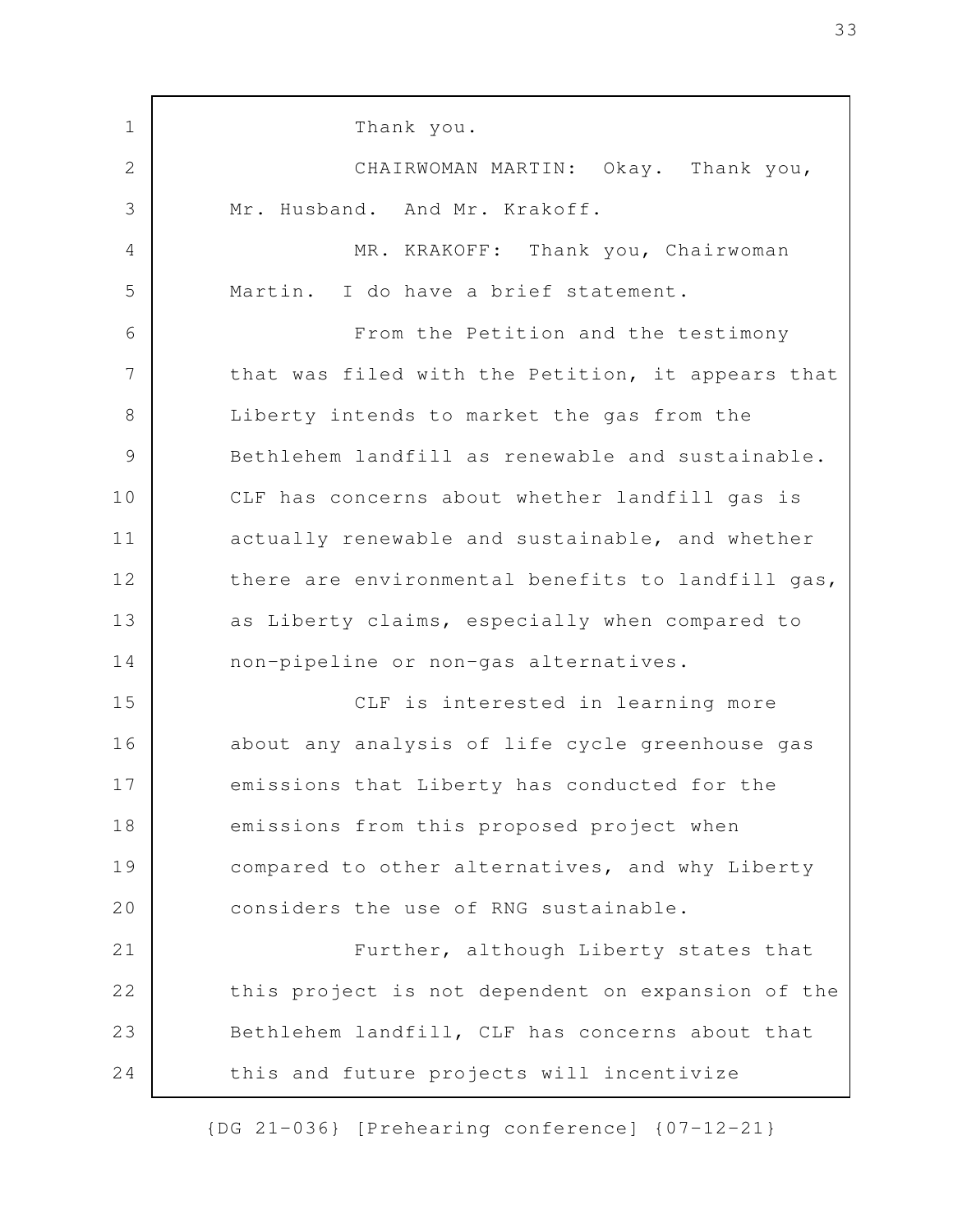Thank you.

CHAIRWOMAN MARTIN: Okay. Thank you, Mr. Husband. And Mr. Krakoff.

MR. KRAKOFF: Thank you, Chairwoman Martin. I do have a brief statement.

From the Petition and the testimony that was filed with the Petition, it appears that Liberty intends to market the gas from the Bethlehem landfill as renewable and sustainable. CLF has concerns about whether landfill gas is actually renewable and sustainable, and whether there are environmental benefits to landfill gas, as Liberty claims, especially when compared to non-pipeline or non-gas alternatives.

CLF is interested in learning more about any analysis of life cycle greenhouse gas emissions that Liberty has conducted for the emissions from this proposed project when compared to other alternatives, and why Liberty considers the use of RNG sustainable.

Further, although Liberty states that this project is not dependent on expansion of the Bethlehem landfill, CLF has concerns about that this and future projects will incentivize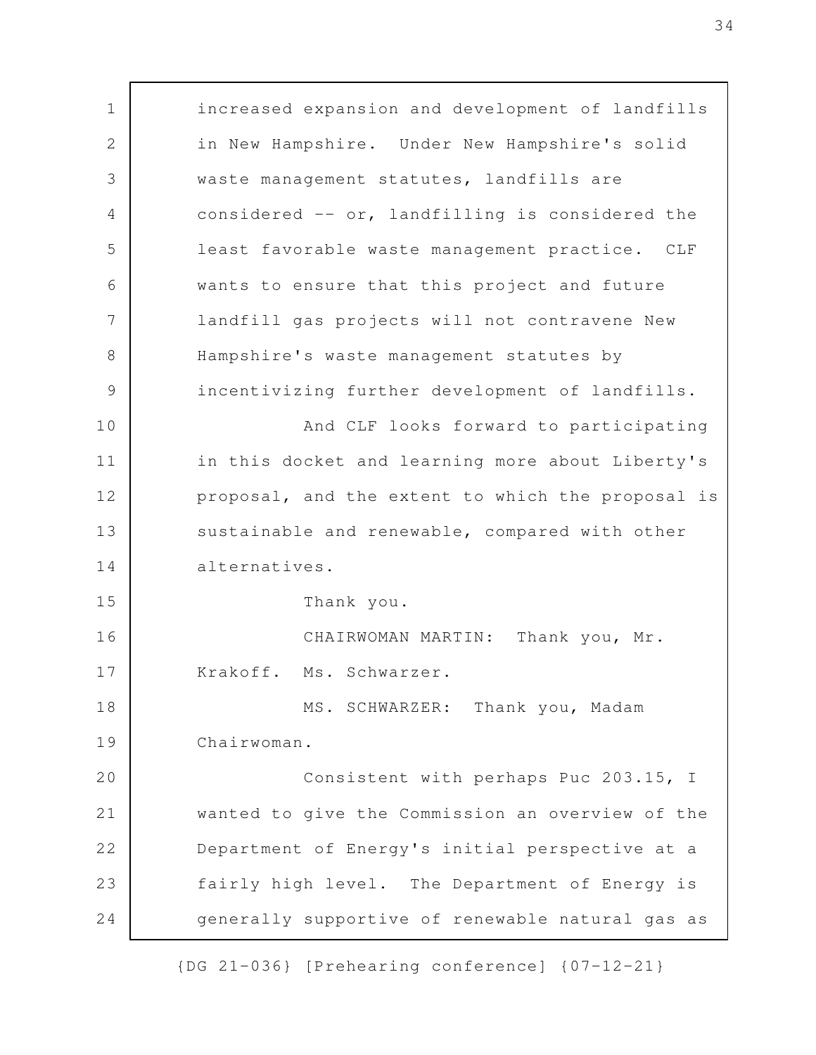increased expansion and development of landfills in New Hampshire. Under New Hampshire's solid waste management statutes, landfills are considered -- or, landfilling is considered the least favorable waste management practice. CLF wants to ensure that this project and future landfill gas projects will not contravene New Hampshire's waste management statutes by incentivizing further development of landfills.

And CLF looks forward to participating in this docket and learning more about Liberty's proposal, and the extent to which the proposal is sustainable and renewable, compared with other alternatives.

Thank you.

CHAIRWOMAN MARTIN: Thank you, Mr. Krakoff. Ms. Schwarzer.

MS. SCHWARZER: Thank you, Madam Chairwoman.

Consistent with perhaps Puc 203.15, I wanted to give the Commission an overview of the Department of Energy's initial perspective at a fairly high level. The Department of Energy is generally supportive of renewable natural gas as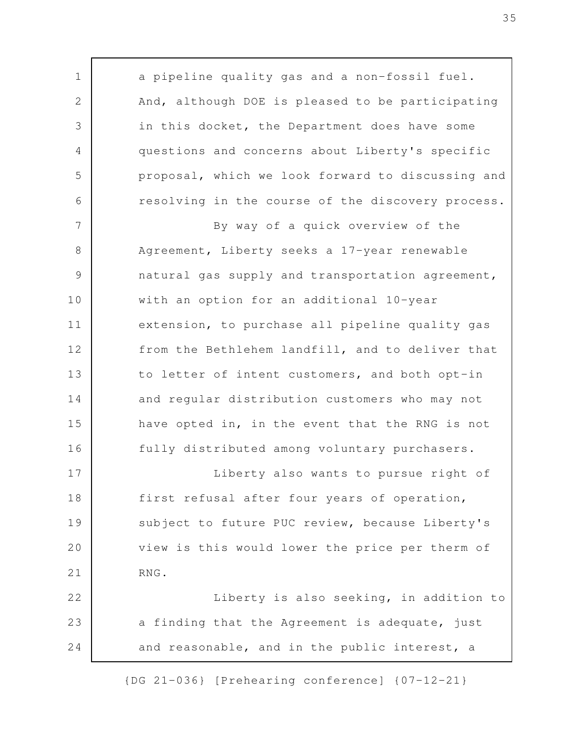a pipeline quality gas and a non-fossil fuel. And, although DOE is pleased to be participating in this docket, the Department does have some questions and concerns about Liberty's specific proposal, which we look forward to discussing and resolving in the course of the discovery process.

By way of a quick overview of the Agreement, Liberty seeks a 17-year renewable natural gas supply and transportation agreement, with an option for an additional 10-year extension, to purchase all pipeline quality gas from the Bethlehem landfill, and to deliver that to letter of intent customers, and both opt-in and regular distribution customers who may not have opted in, in the event that the RNG is not fully distributed among voluntary purchasers.

Liberty also wants to pursue right of first refusal after four years of operation, subject to future PUC review, because Liberty's view is this would lower the price per therm of RNG.

Liberty is also seeking, in addition to a finding that the Agreement is adequate, just and reasonable, and in the public interest, a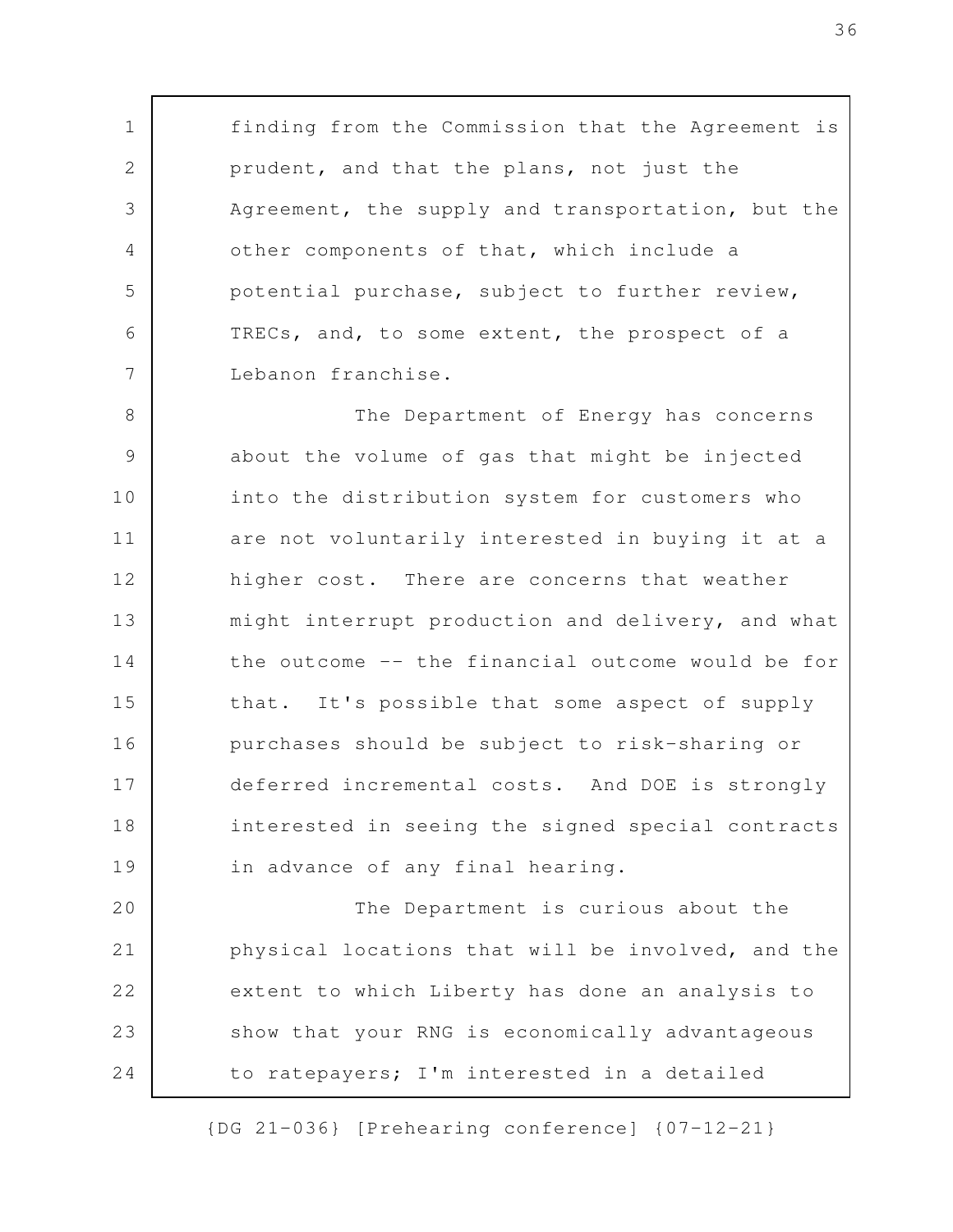finding from the Commission that the Agreement is prudent, and that the plans, not just the Agreement, the supply and transportation, but the other components of that, which include a potential purchase, subject to further review, TRECs, and, to some extent, the prospect of a Lebanon franchise.

The Department of Energy has concerns about the volume of gas that might be injected into the distribution system for customers who are not voluntarily interested in buying it at a higher cost. There are concerns that weather might interrupt production and delivery, and what the outcome -- the financial outcome would be for that. It's possible that some aspect of supply purchases should be subject to risk-sharing or deferred incremental costs. And DOE is strongly interested in seeing the signed special contracts in advance of any final hearing.

The Department is curious about the physical locations that will be involved, and the extent to which Liberty has done an analysis to show that your RNG is economically advantageous to ratepayers; I'm interested in a detailed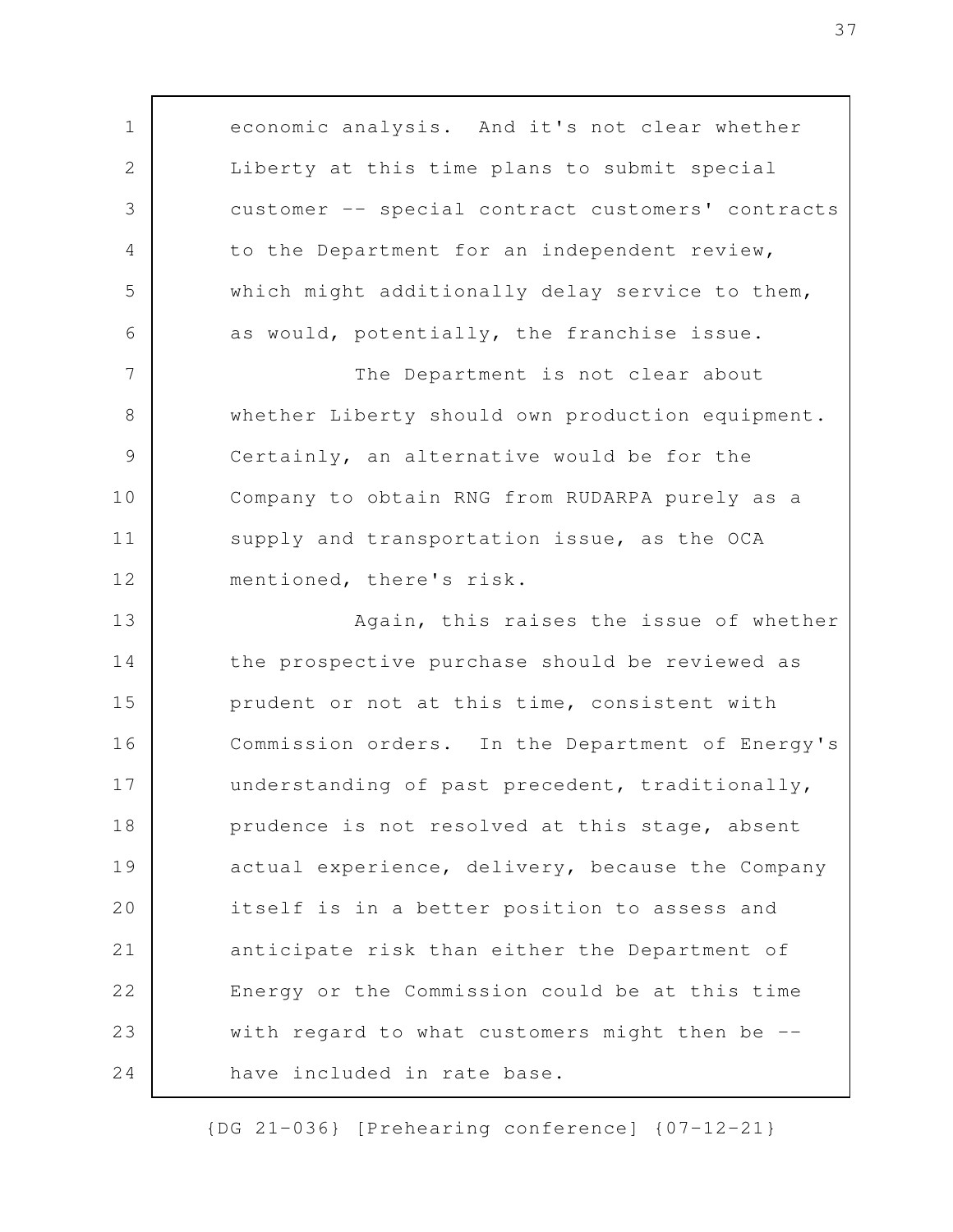economic analysis. And it's not clear whether Liberty at this time plans to submit special customer -- special contract customers' contracts to the Department for an independent review, which might additionally delay service to them, as would, potentially, the franchise issue.

The Department is not clear about whether Liberty should own production equipment. Certainly, an alternative would be for the Company to obtain RNG from RUDARPA purely as a supply and transportation issue, as the OCA mentioned, there's risk.

Again, this raises the issue of whether the prospective purchase should be reviewed as prudent or not at this time, consistent with Commission orders. In the Department of Energy's understanding of past precedent, traditionally, prudence is not resolved at this stage, absent actual experience, delivery, because the Company itself is in a better position to assess and anticipate risk than either the Department of Energy or the Commission could be at this time with regard to what customers might then be -- have included in rate base.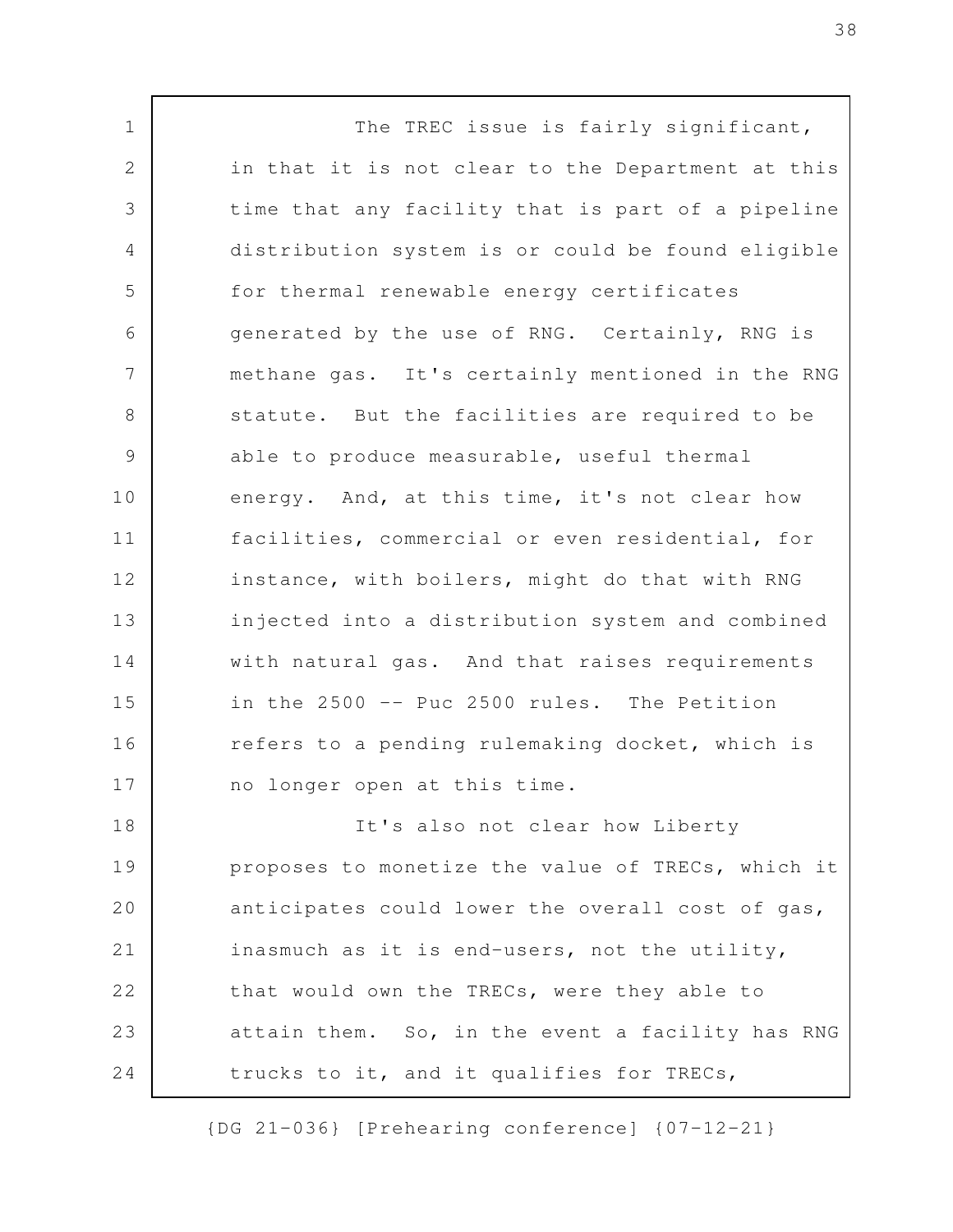The TREC issue is fairly significant, in that it is not clear to the Department at this time that any facility that is part of a pipeline distribution system is or could be found eligible for thermal renewable energy certificates generated by the use of RNG. Certainly, RNG is methane gas. It's certainly mentioned in the RNG statute. But the facilities are required to be able to produce measurable, useful thermal energy. And, at this time, it's not clear how facilities, commercial or even residential, for instance, with boilers, might do that with RNG injected into a distribution system and combined with natural gas. And that raises requirements in the 2500 -- Puc 2500 rules. The Petition refers to a pending rulemaking docket, which is no longer open at this time.

It's also not clear how Liberty proposes to monetize the value of TRECs, which it anticipates could lower the overall cost of gas, inasmuch as it is end-users, not the utility, that would own the TRECs, were they able to attain them. So, in the event a facility has RNG trucks to it, and it qualifies for TRECs,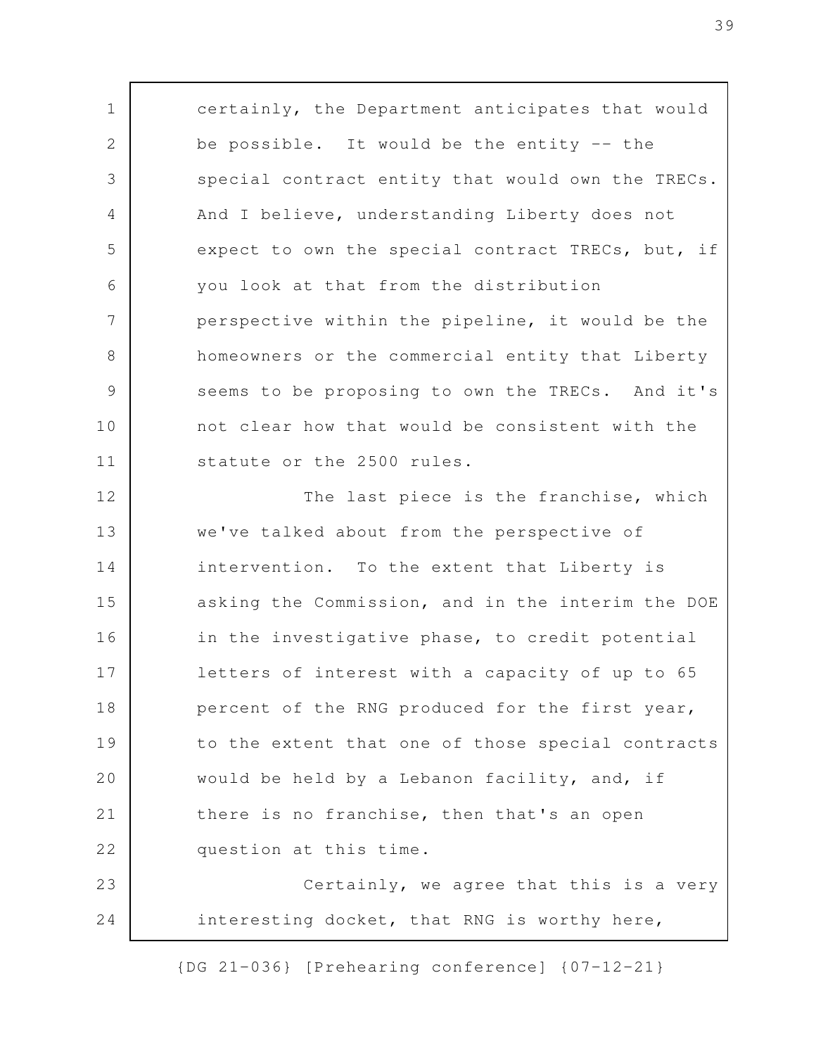certainly, the Department anticipates that would be possible. It would be the entity -- the special contract entity that would own the TRECs. And I believe, understanding Liberty does not expect to own the special contract TRECs, but, if you look at that from the distribution perspective within the pipeline, it would be the homeowners or the commercial entity that Liberty seems to be proposing to own the TRECs. And it's not clear how that would be consistent with the statute or the 2500 rules.

The last piece is the franchise, which we've talked about from the perspective of intervention. To the extent that Liberty is asking the Commission, and in the interim the DOE in the investigative phase, to credit potential letters of interest with a capacity of up to 65 percent of the RNG produced for the first year, to the extent that one of those special contracts would be held by a Lebanon facility, and, if there is no franchise, then that's an open question at this time.

Certainly, we agree that this is a very interesting docket, that RNG is worthy here,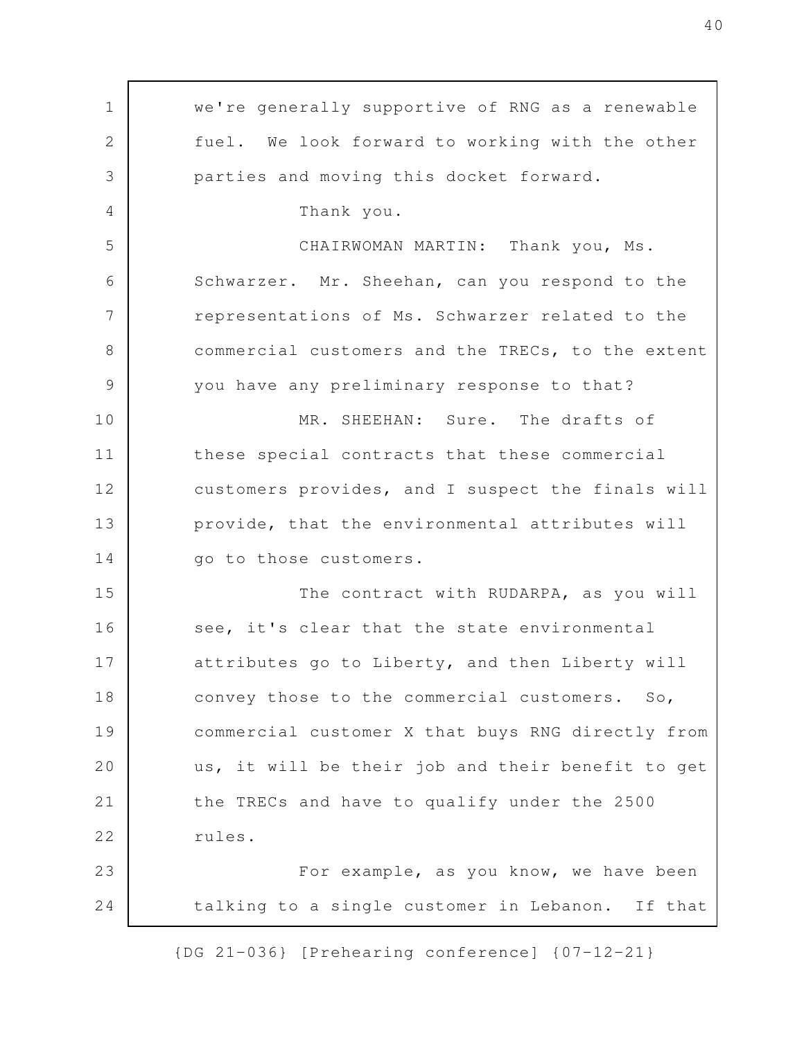we're generally supportive of RNG as a renewable fuel. We look forward to working with the other parties and moving this docket forward.

Thank you.

CHAIRWOMAN MARTIN: Thank you, Ms. Schwarzer. Mr. Sheehan, can you respond to the representations of Ms. Schwarzer related to the commercial customers and the TRECs, to the extent you have any preliminary response to that?

MR. SHEEHAN: Sure. The drafts of these special contracts that these commercial customers provides, and I suspect the finals will provide, that the environmental attributes will go to those customers.

The contract with RUDARPA, as you will see, it's clear that the state environmental attributes go to Liberty, and then Liberty will convey those to the commercial customers. So, commercial customer X that buys RNG directly from us, it will be their job and their benefit to get the TRECs and have to qualify under the 2500 rules.

For example, as you know, we have been talking to a single customer in Lebanon. If that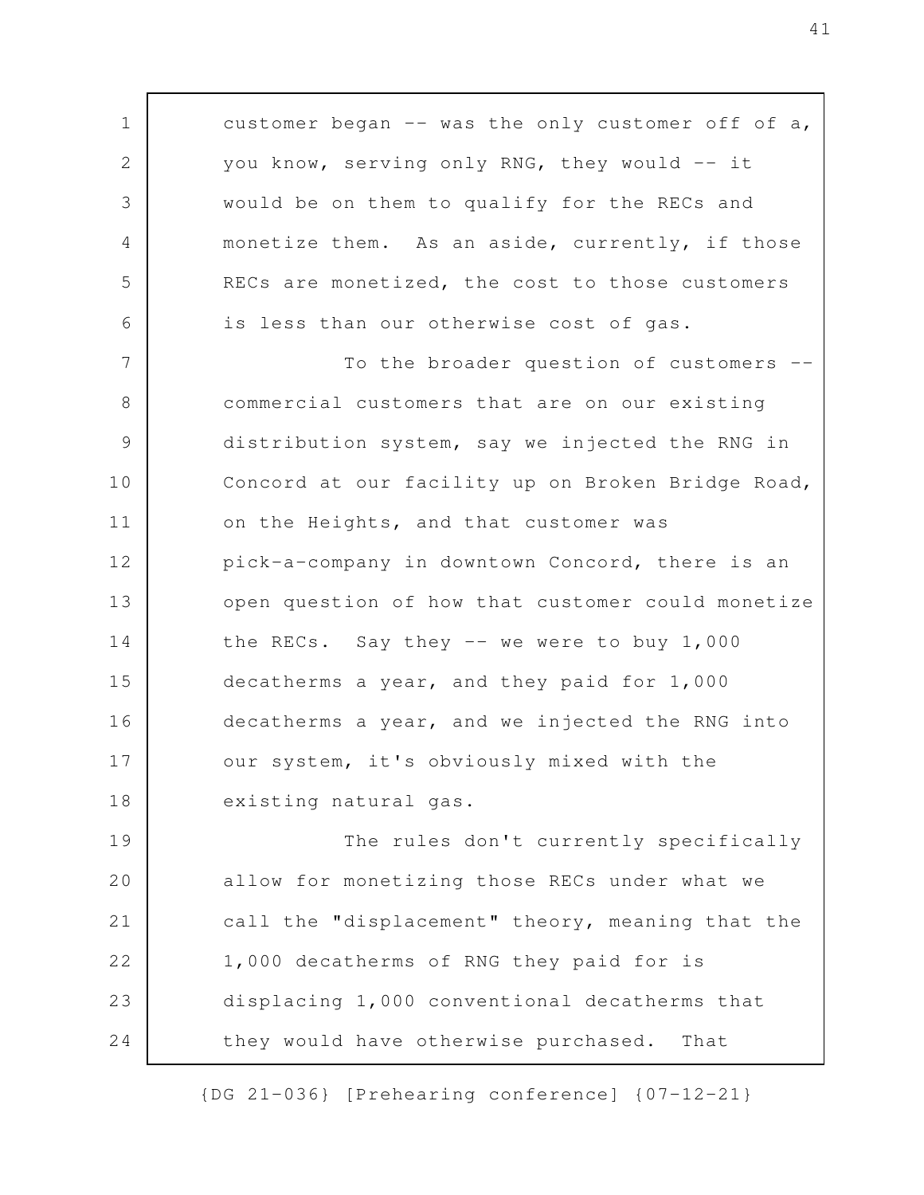customer began -- was the only customer off of a, you know, serving only RNG, they would -- it would be on them to qualify for the RECs and monetize them. As an aside, currently, if those RECs are monetized, the cost to those customers is less than our otherwise cost of gas.

To the broader question of customers -- commercial customers that are on our existing distribution system, say we injected the RNG in Concord at our facility up on Broken Bridge Road, on the Heights, and that customer was pick-a-company in downtown Concord, there is an open question of how that customer could monetize the RECs. Say they -- we were to buy 1,000 decatherms a year, and they paid for 1,000 decatherms a year, and we injected the RNG into our system, it's obviously mixed with the existing natural gas.

The rules don't currently specifically allow for monetizing those RECs under what we call the "displacement" theory, meaning that the 1,000 decatherms of RNG they paid for is displacing 1,000 conventional decatherms that they would have otherwise purchased. That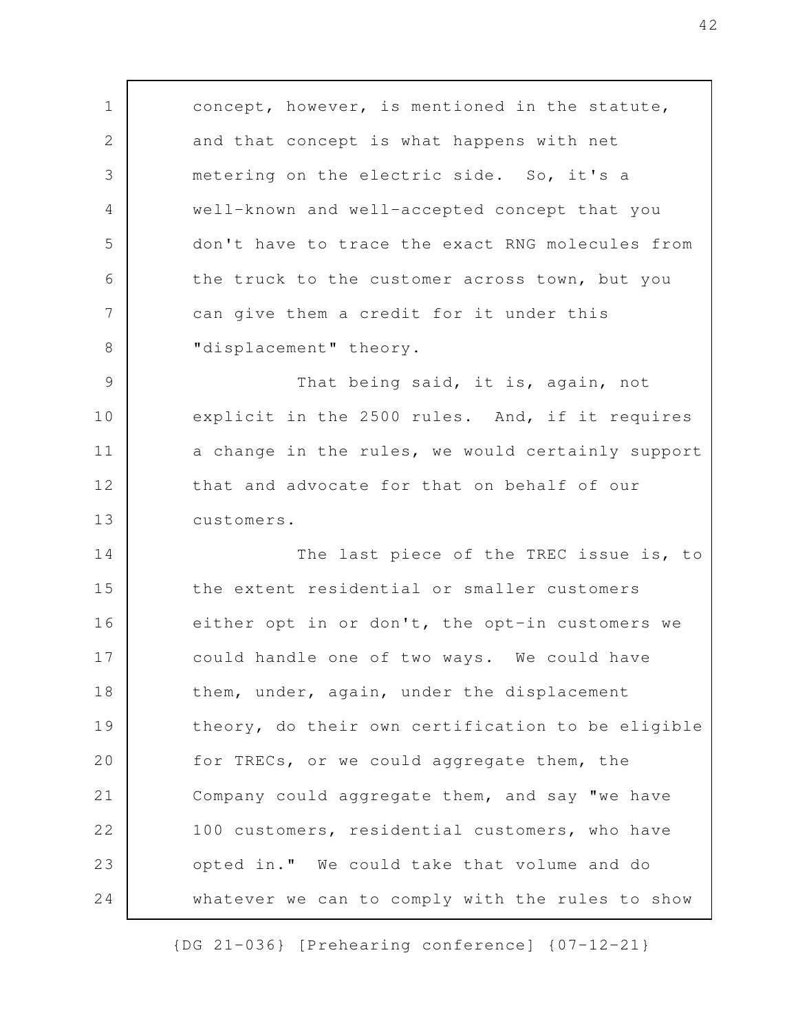concept, however, is mentioned in the statute, and that concept is what happens with net metering on the electric side. So, it's a well-known and well-accepted concept that you don't have to trace the exact RNG molecules from the truck to the customer across town, but you can give them a credit for it under this "displacement" theory.

That being said, it is, again, not explicit in the 2500 rules. And, if it requires a change in the rules, we would certainly support that and advocate for that on behalf of our customers.

The last piece of the TREC issue is, to the extent residential or smaller customers either opt in or don't, the opt-in customers we could handle one of two ways. We could have them, under, again, under the displacement theory, do their own certification to be eligible for TRECs, or we could aggregate them, the Company could aggregate them, and say "we have 100 customers, residential customers, who have opted in." We could take that volume and do whatever we can to comply with the rules to show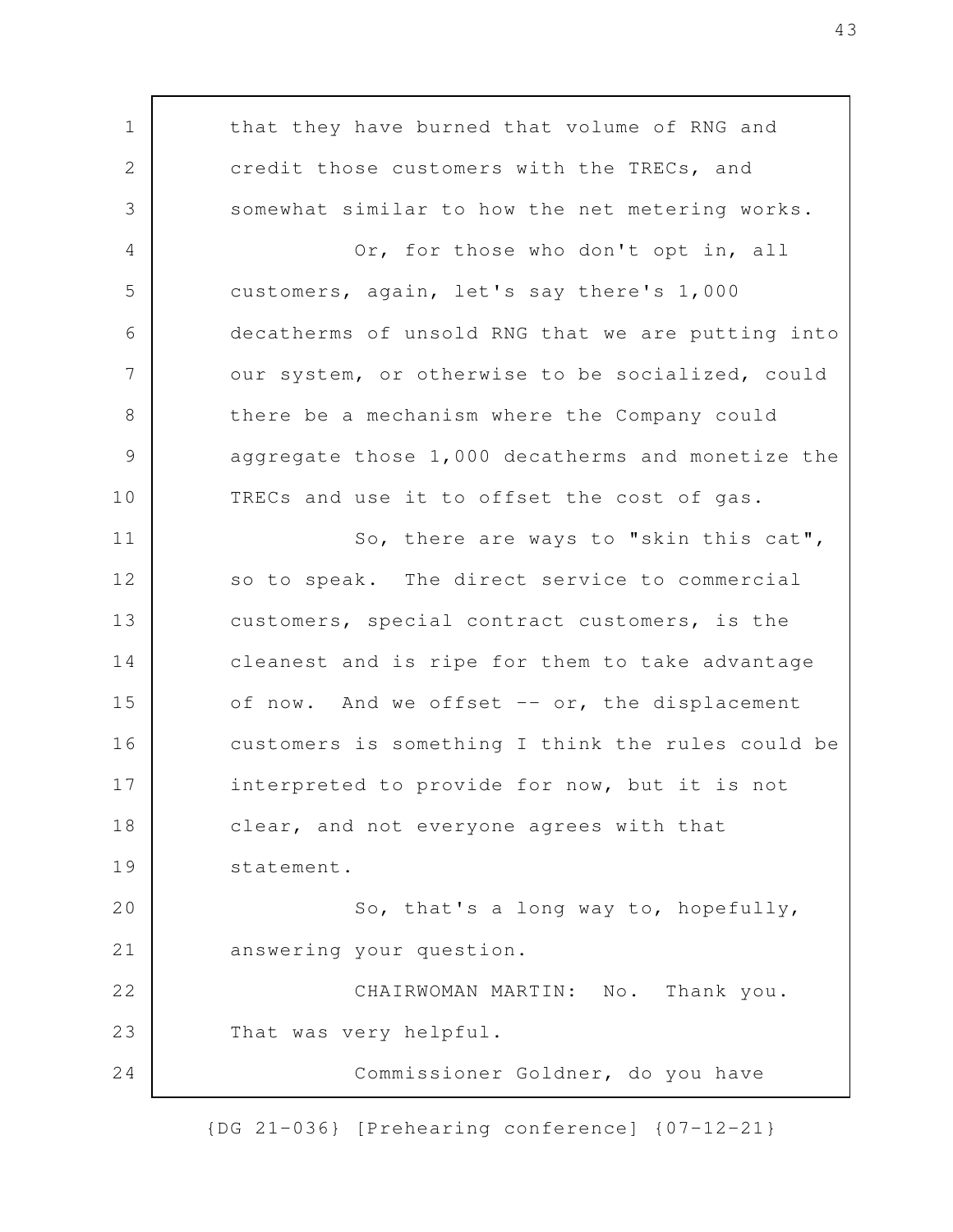that they have burned that volume of RNG and credit those customers with the TRECs, and somewhat similar to how the net metering works.

Or, for those who don't opt in, all customers, again, let's say there's 1,000 decatherms of unsold RNG that we are putting into our system, or otherwise to be socialized, could there be a mechanism where the Company could aggregate those 1,000 decatherms and monetize the TRECs and use it to offset the cost of gas.

So, there are ways to "skin this cat", so to speak. The direct service to commercial customers, special contract customers, is the cleanest and is ripe for them to take advantage of now. And we offset -- or, the displacement customers is something I think the rules could be interpreted to provide for now, but it is not clear, and not everyone agrees with that statement.

So, that's a long way to, hopefully, answering your question.

CHAIRWOMAN MARTIN: No. Thank you. That was very helpful.

Commissioner Goldner, do you have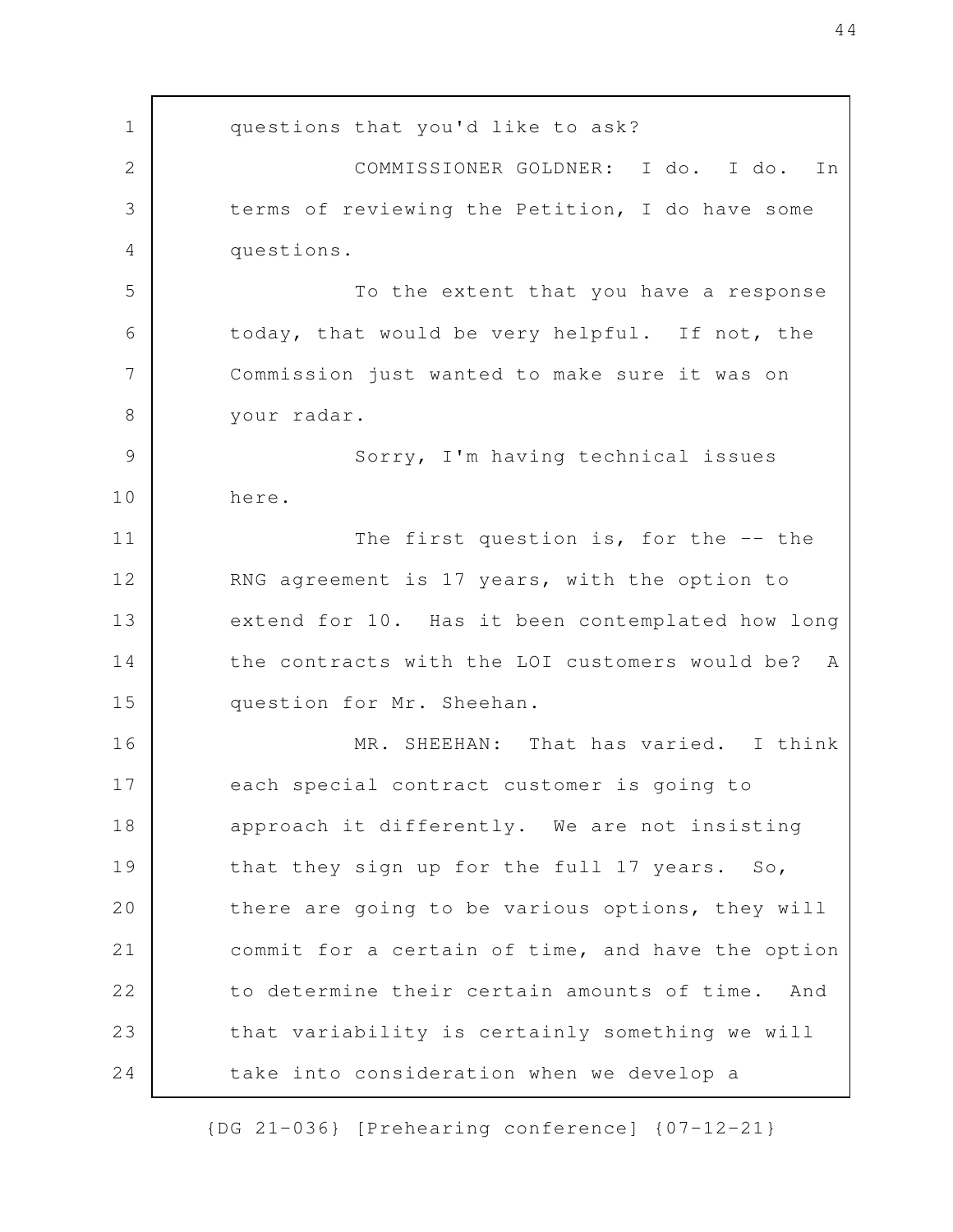questions that you'd like to ask?

COMMISSIONER GOLDNER: I do. I do. In terms of reviewing the Petition, I do have some questions.

To the extent that you have a response today, that would be very helpful. If not, the Commission just wanted to make sure it was on your radar.

Sorry, I'm having technical issues here.

The first question is, for the -- the RNG agreement is 17 years, with the option to extend for 10. Has it been contemplated how long the contracts with the LOI customers would be? A question for Mr. Sheehan.

MR. SHEEHAN: That has varied. I think each special contract customer is going to approach it differently. We are not insisting that they sign up for the full 17 years. So, there are going to be various options, they will commit for a certain of time, and have the option to determine their certain amounts of time. And that variability is certainly something we will take into consideration when we develop a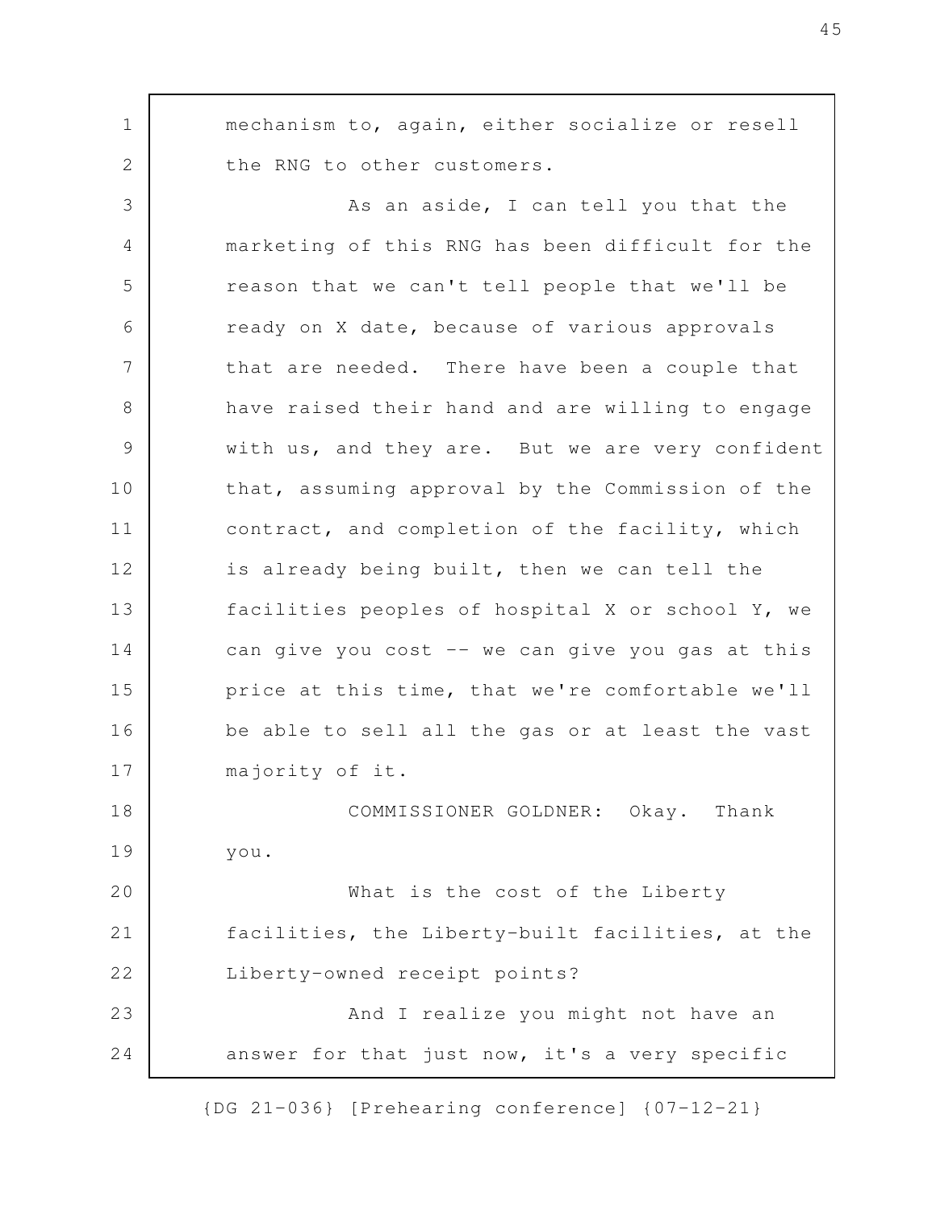mechanism to, again, either socialize or resell the RNG to other customers.

As an aside, I can tell you that the marketing of this RNG has been difficult for the reason that we can't tell people that we'll be ready on X date, because of various approvals that are needed. There have been a couple that have raised their hand and are willing to engage with us, and they are. But we are very confident that, assuming approval by the Commission of the contract, and completion of the facility, which is already being built, then we can tell the facilities peoples of hospital X or school Y, we can give you cost -- we can give you gas at this price at this time, that we're comfortable we'll be able to sell all the gas or at least the vast majority of it.

COMMISSIONER GOLDNER: Okay. Thank you.

What is the cost of the Liberty facilities, the Liberty-built facilities, at the Liberty-owned receipt points?

And I realize you might not have an answer for that just now, it's a very specific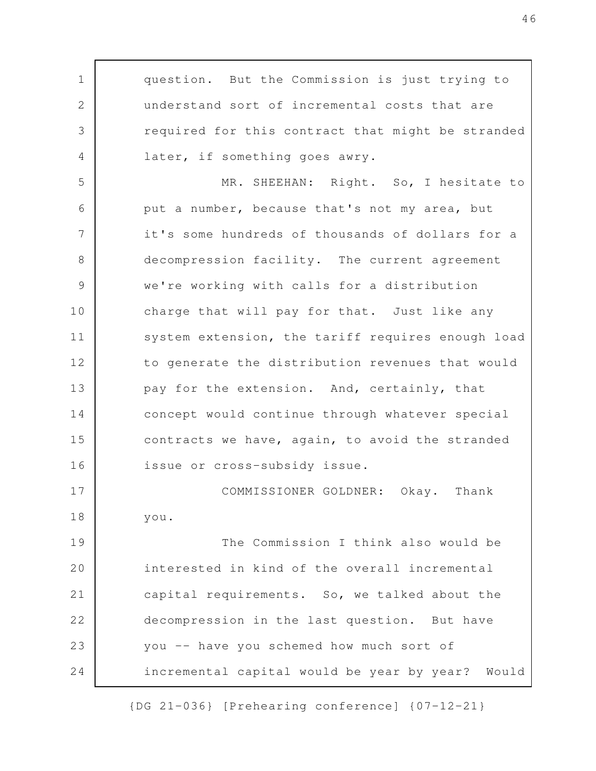question. But the Commission is just trying to understand sort of incremental costs that are required for this contract that might be stranded later, if something goes awry.

MR. SHEEHAN: Right. So, I hesitate to put a number, because that's not my area, but it's some hundreds of thousands of dollars for a decompression facility. The current agreement we're working with calls for a distribution charge that will pay for that. Just like any system extension, the tariff requires enough load to generate the distribution revenues that would pay for the extension. And, certainly, that concept would continue through whatever special contracts we have, again, to avoid the stranded issue or cross-subsidy issue.

COMMISSIONER GOLDNER: Okay. Thank you.

The Commission I think also would be interested in kind of the overall incremental capital requirements. So, we talked about the decompression in the last question. But have you -- have you schemed how much sort of incremental capital would be year by year? Would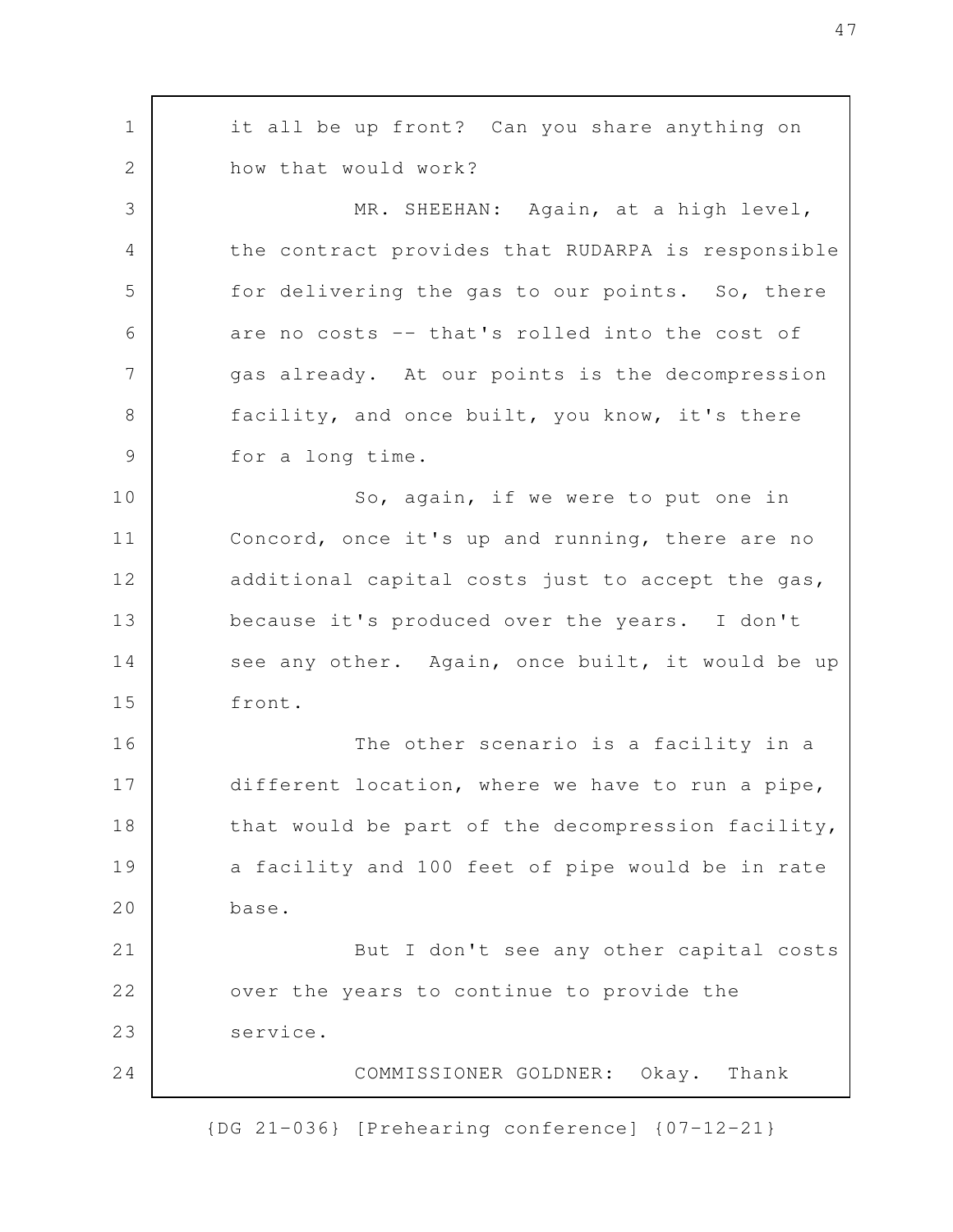it all be up front? Can you share anything on how that would work?

MR. SHEEHAN: Again, at a high level, the contract provides that RUDARPA is responsible for delivering the gas to our points. So, there are no costs -- that's rolled into the cost of gas already. At our points is the decompression facility, and once built, you know, it's there for a long time.

So, again, if we were to put one in Concord, once it's up and running, there are no additional capital costs just to accept the gas, because it's produced over the years. I don't see any other. Again, once built, it would be up front.

The other scenario is a facility in a different location, where we have to run a pipe, that would be part of the decompression facility, a facility and 100 feet of pipe would be in rate base.

But I don't see any other capital costs over the years to continue to provide the service.

COMMISSIONER GOLDNER: Okay. Thank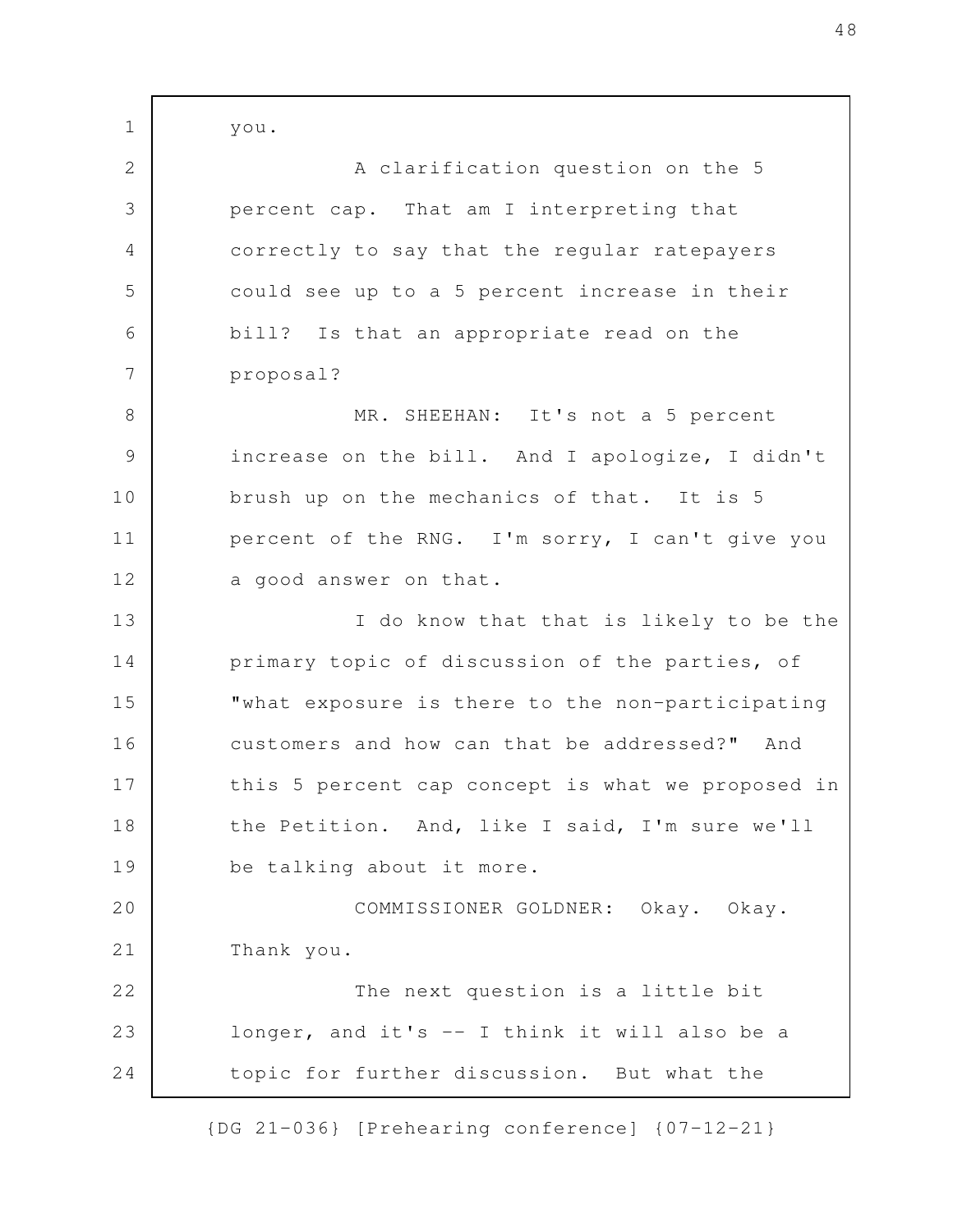you.

A clarification question on the 5 percent cap. That am I interpreting that correctly to say that the regular ratepayers could see up to a 5 percent increase in their bill? Is that an appropriate read on the proposal?

MR. SHEEHAN: It's not a 5 percent increase on the bill. And I apologize, I didn't brush up on the mechanics of that. It is 5 percent of the RNG. I'm sorry, I can't give you a good answer on that.

I do know that that is likely to be the primary topic of discussion of the parties, of "what exposure is there to the non-participating customers and how can that be addressed?" And this 5 percent cap concept is what we proposed in the Petition. And, like I said, I'm sure we'll be talking about it more.

COMMISSIONER GOLDNER: Okay. Okay. Thank you.

The next question is a little bit longer, and it's -- I think it will also be a topic for further discussion. But what the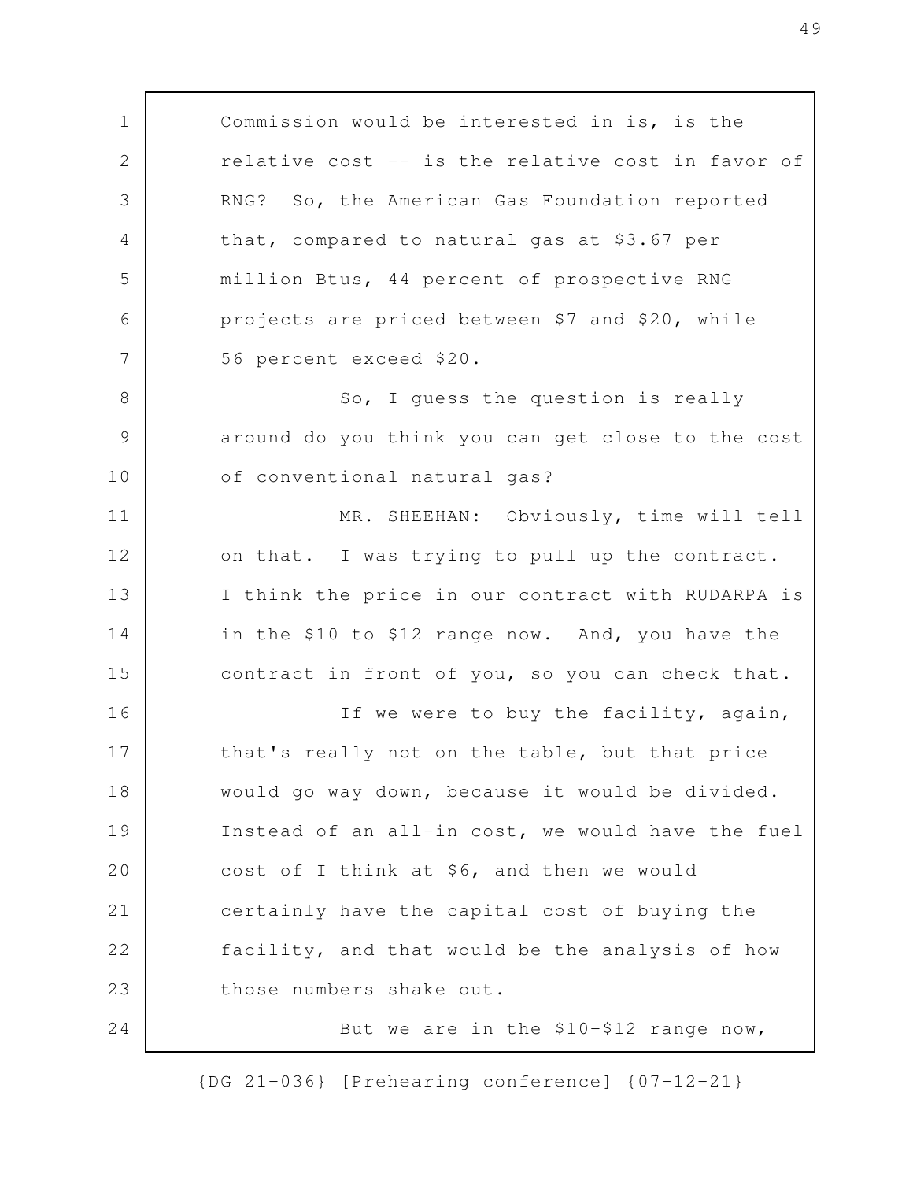Commission would be interested in is, is the relative cost -- is the relative cost in favor of RNG? So, the American Gas Foundation reported that, compared to natural gas at $3.67 per million Btus, 44 percent of prospective RNG projects are priced between $7 and $20, while 56 percent exceed $20.

So, I guess the question is really around do you think you can get close to the cost of conventional natural gas?

MR. SHEEHAN: Obviously, time will tell on that. I was trying to pull up the contract. I think the price in our contract with RUDARPA is in the $10 to $12 range now. And, you have the contract in front of you, so you can check that.

If we were to buy the facility, again, that's really not on the table, but that price would go way down, because it would be divided. Instead of an all-in cost, we would have the fuel cost of I think at $6, and then we would certainly have the capital cost of buying the facility, and that would be the analysis of how those numbers shake out.

But we are in the $10-$12 range now,

{DG 21-036} [Prehearing conference] {07-12-21}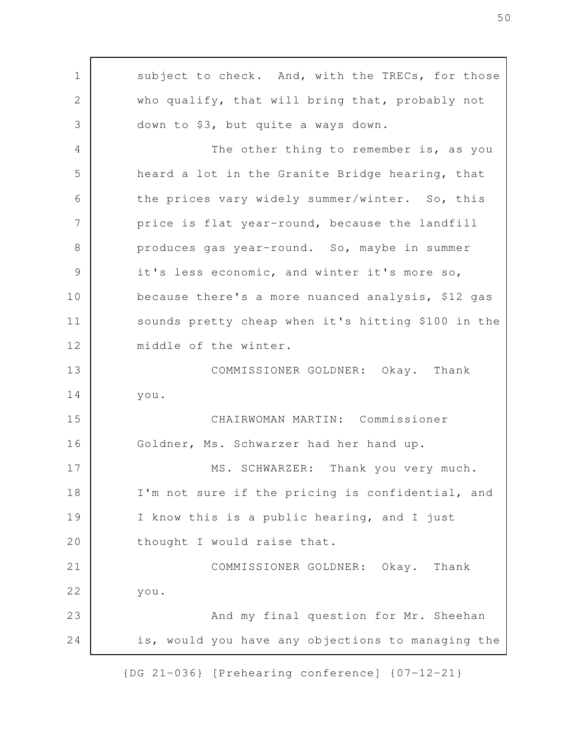subject to check. And, with the TRECs, for those who qualify, that will bring that, probably not down to $3, but quite a ways down.

The other thing to remember is, as you heard a lot in the Granite Bridge hearing, that the prices vary widely summer/winter. So, this price is flat year-round, because the landfill produces gas year-round. So, maybe in summer it's less economic, and winter it's more so, because there's a more nuanced analysis, $12 gas sounds pretty cheap when it's hitting $100 in the middle of the winter.

COMMISSIONER GOLDNER: Okay. Thank you.

CHAIRWOMAN MARTIN: Commissioner Goldner, Ms. Schwarzer had her hand up.

MS. SCHWARZER: Thank you very much. I'm not sure if the pricing is confidential, and I know this is a public hearing, and I just thought I would raise that.

COMMISSIONER GOLDNER: Okay. Thank you.

And my final question for Mr. Sheehan is, would you have any objections to managing the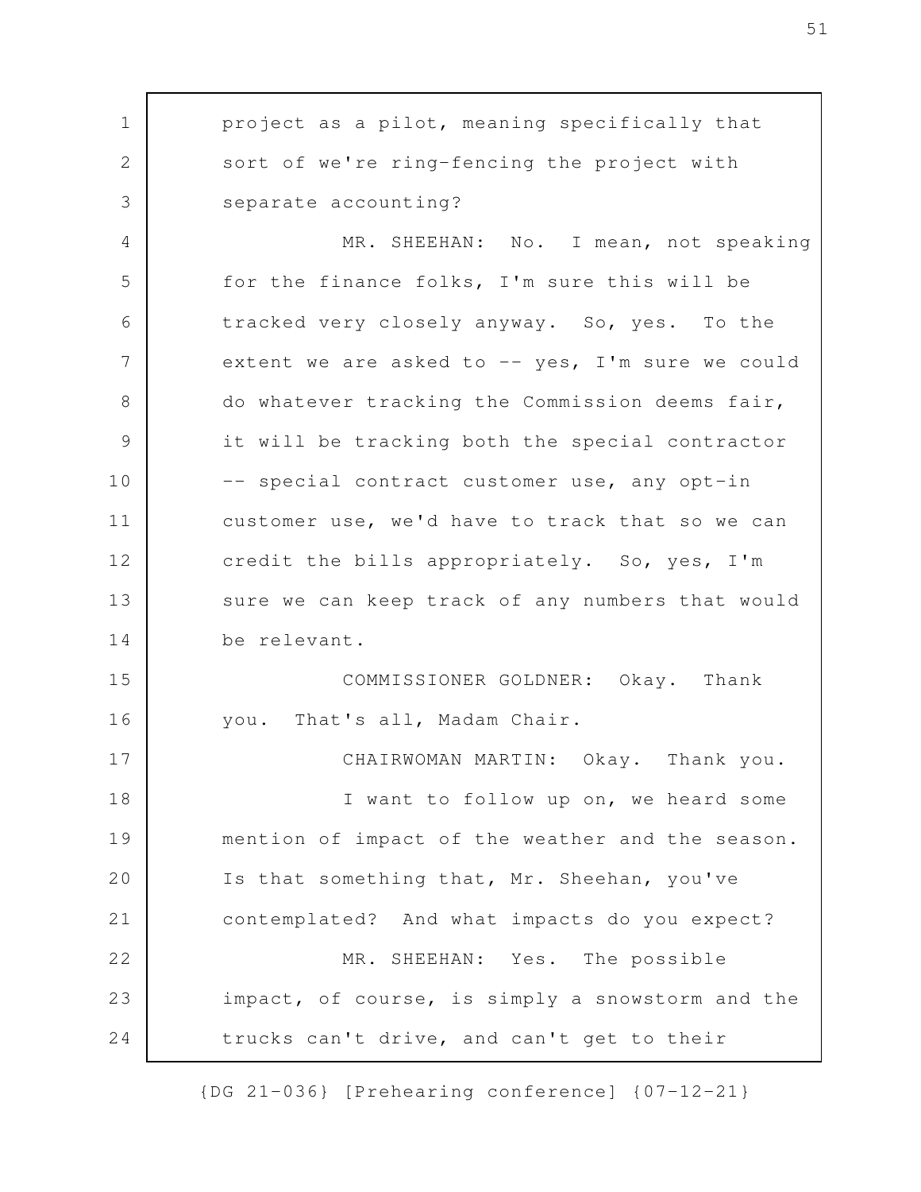project as a pilot, meaning specifically that sort of we're ring-fencing the project with separate accounting?

MR. SHEEHAN: No. I mean, not speaking for the finance folks, I'm sure this will be tracked very closely anyway. So, yes. To the extent we are asked to -- yes, I'm sure we could do whatever tracking the Commission deems fair, it will be tracking both the special contractor -- special contract customer use, any opt-in customer use, we'd have to track that so we can credit the bills appropriately. So, yes, I'm sure we can keep track of any numbers that would be relevant.

COMMISSIONER GOLDNER: Okay. Thank you. That's all, Madam Chair.

CHAIRWOMAN MARTIN: Okay. Thank you.

I want to follow up on, we heard some mention of impact of the weather and the season. Is that something that, Mr. Sheehan, you've contemplated? And what impacts do you expect?

MR. SHEEHAN: Yes. The possible impact, of course, is simply a snowstorm and the trucks can't drive, and can't get to their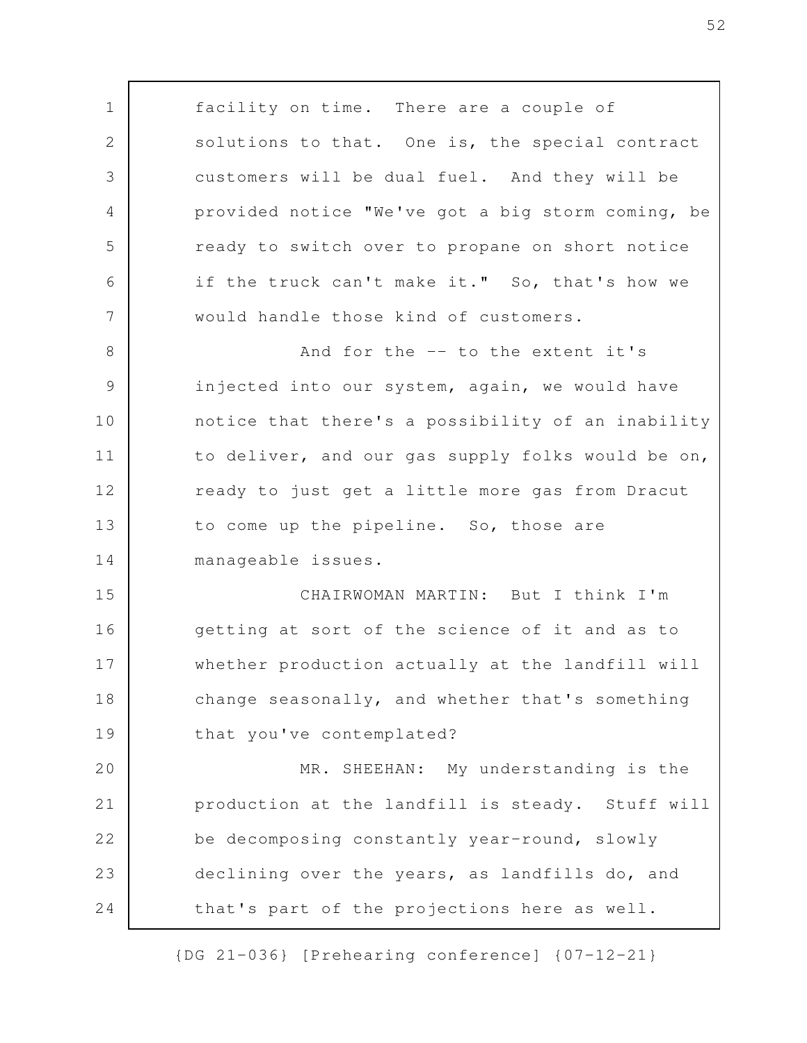facility on time. There are a couple of solutions to that. One is, the special contract customers will be dual fuel. And they will be provided notice "We've got a big storm coming, be ready to switch over to propane on short notice if the truck can't make it." So, that's how we would handle those kind of customers.

And for the -- to the extent it's injected into our system, again, we would have notice that there's a possibility of an inability to deliver, and our gas supply folks would be on, ready to just get a little more gas from Dracut to come up the pipeline. So, those are manageable issues.

CHAIRWOMAN MARTIN: But I think I'm getting at sort of the science of it and as to whether production actually at the landfill will change seasonally, and whether that's something that you've contemplated?

MR. SHEEHAN: My understanding is the production at the landfill is steady. Stuff will be decomposing constantly year-round, slowly declining over the years, as landfills do, and that's part of the projections here as well.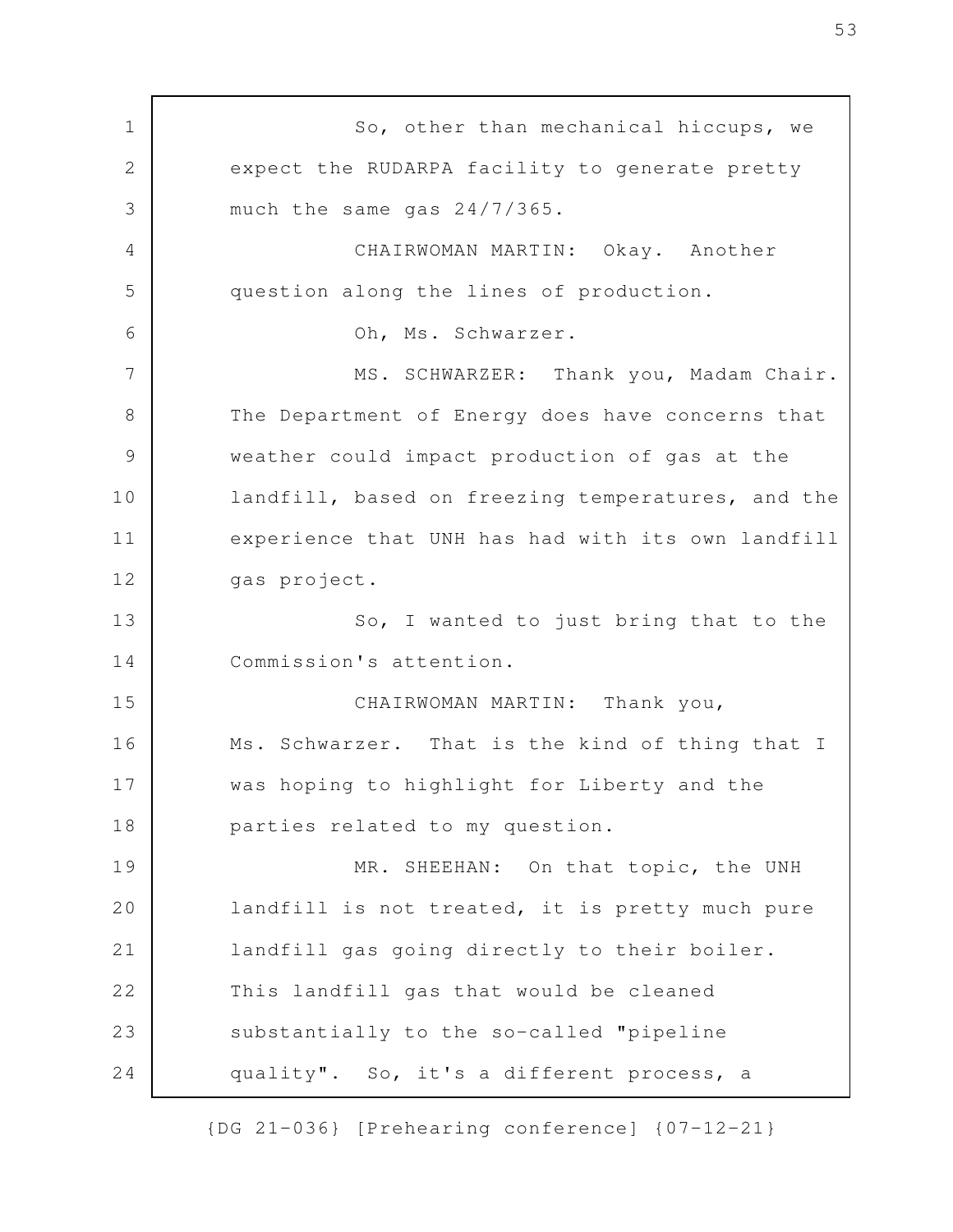So, other than mechanical hiccups, we expect the RUDARPA facility to generate pretty much the same gas 24/7/365.

CHAIRWOMAN MARTIN: Okay. Another question along the lines of production.

Oh, Ms. Schwarzer.

MS. SCHWARZER: Thank you, Madam Chair. The Department of Energy does have concerns that weather could impact production of gas at the landfill, based on freezing temperatures, and the experience that UNH has had with its own landfill gas project.

So, I wanted to just bring that to the Commission's attention.

CHAIRWOMAN MARTIN: Thank you, Ms. Schwarzer. That is the kind of thing that I was hoping to highlight for Liberty and the parties related to my question.

MR. SHEEHAN: On that topic, the UNH landfill is not treated, it is pretty much pure landfill gas going directly to their boiler. This landfill gas that would be cleaned substantially to the so-called "pipeline quality". So, it's a different process, a

{DG 21-036} [Prehearing conference] {07-12-21}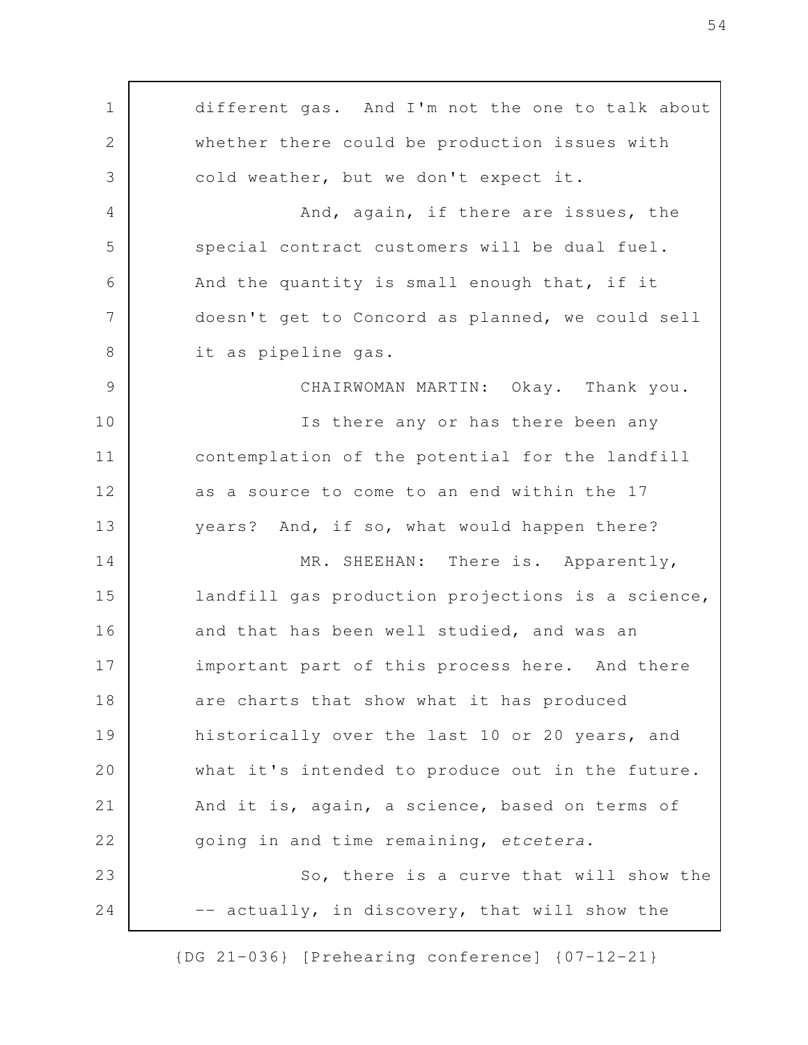different gas. And I'm not the one to talk about whether there could be production issues with cold weather, but we don't expect it.

And, again, if there are issues, the special contract customers will be dual fuel. And the quantity is small enough that, if it doesn't get to Concord as planned, we could sell it as pipeline gas.

CHAIRWOMAN MARTIN: Okay. Thank you.

Is there any or has there been any contemplation of the potential for the landfill as a source to come to an end within the 17 years? And, if so, what would happen there?

MR. SHEEHAN: There is. Apparently, landfill gas production projections is a science, and that has been well studied, and was an important part of this process here. And there are charts that show what it has produced historically over the last 10 or 20 years, and what it's intended to produce out in the future. And it is, again, a science, based on terms of going in and time remaining, *etcetera*.

So, there is a curve that will show the -- actually, in discovery, that will show the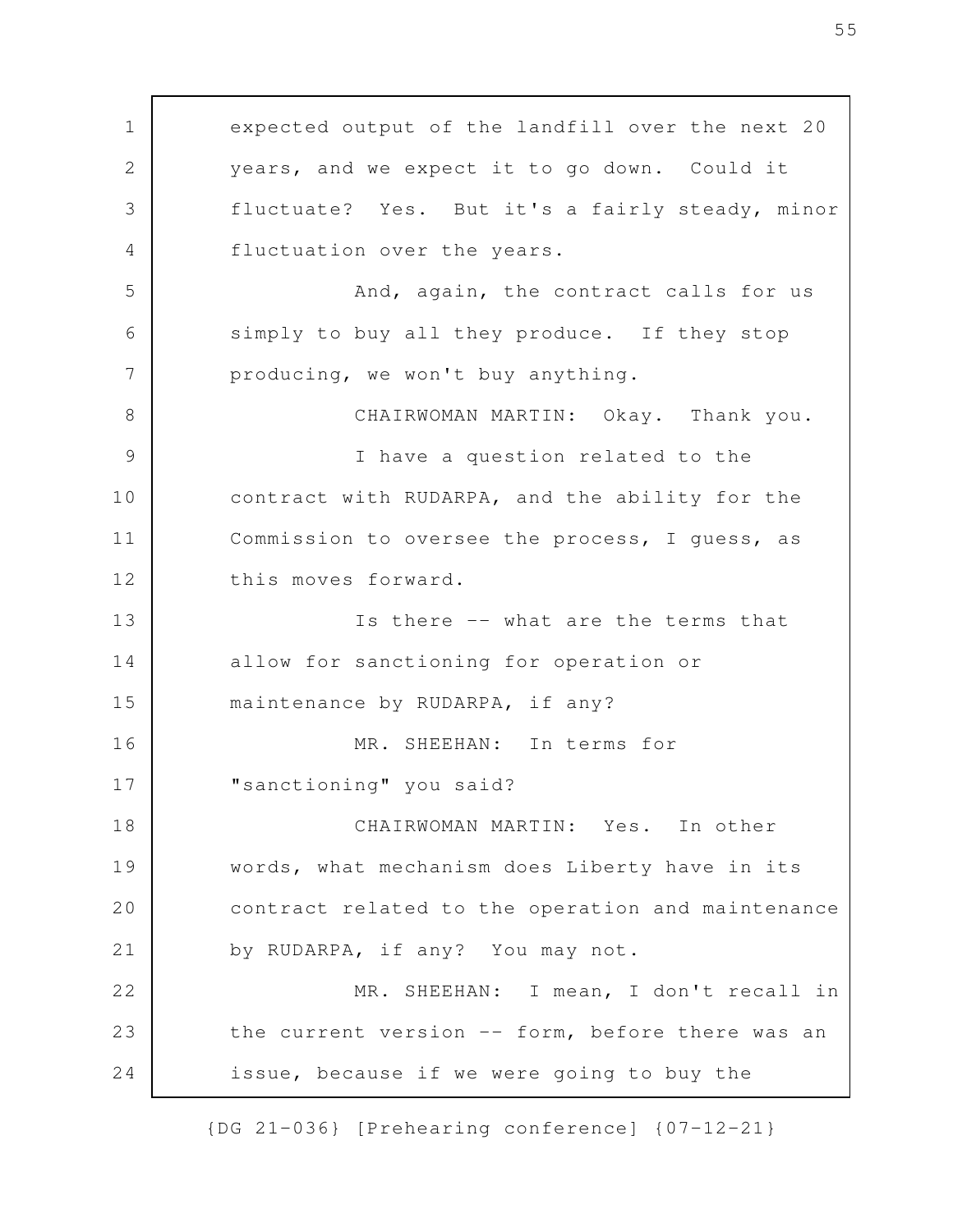expected output of the landfill over the next 20 years, and we expect it to go down. Could it fluctuate? Yes. But it's a fairly steady, minor fluctuation over the years.

And, again, the contract calls for us simply to buy all they produce. If they stop producing, we won't buy anything.

CHAIRWOMAN MARTIN: Okay. Thank you.

I have a question related to the contract with RUDARPA, and the ability for the Commission to oversee the process, I guess, as this moves forward.

Is there -- what are the terms that allow for sanctioning for operation or maintenance by RUDARPA, if any?

MR. SHEEHAN: In terms for "sanctioning" you said?

CHAIRWOMAN MARTIN: Yes. In other words, what mechanism does Liberty have in its contract related to the operation and maintenance by RUDARPA, if any? You may not.

MR. SHEEHAN: I mean, I don't recall in the current version -- form, before there was an issue, because if we were going to buy the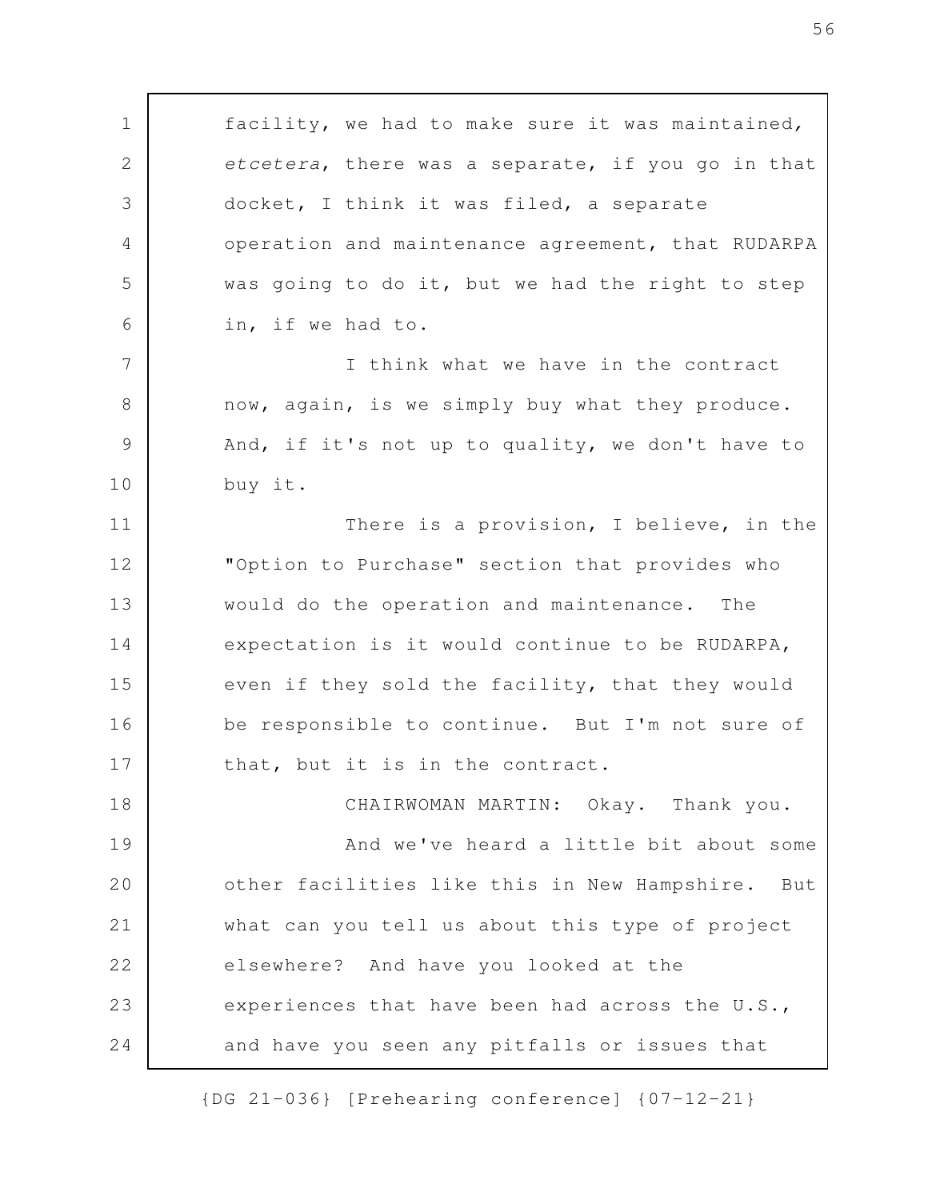facility, we had to make sure it was maintained, *etcetera*, there was a separate, if you go in that docket, I think it was filed, a separate operation and maintenance agreement, that RUDARPA was going to do it, but we had the right to step in, if we had to.

I think what we have in the contract now, again, is we simply buy what they produce. And, if it's not up to quality, we don't have to buy it.

There is a provision, I believe, in the "Option to Purchase" section that provides who would do the operation and maintenance. The expectation is it would continue to be RUDARPA, even if they sold the facility, that they would be responsible to continue. But I'm not sure of that, but it is in the contract.

CHAIRWOMAN MARTIN: Okay. Thank you.

And we've heard a little bit about some other facilities like this in New Hampshire. But what can you tell us about this type of project elsewhere? And have you looked at the experiences that have been had across the U.S., and have you seen any pitfalls or issues that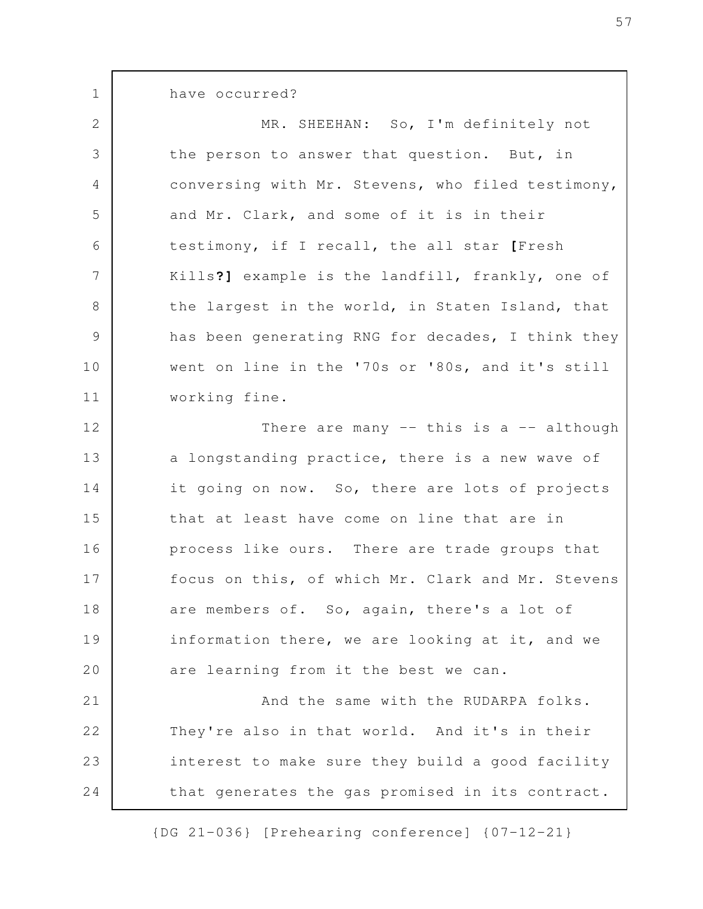have occurred?

MR. SHEEHAN: So, I'm definitely not the person to answer that question. But, in conversing with Mr. Stevens, who filed testimony, and Mr. Clark, and some of it is in their testimony, if I recall, the all star **[**Fresh Kills**?]** example is the landfill, frankly, one of the largest in the world, in Staten Island, that has been generating RNG for decades, I think they went on line in the '70s or '80s, and it's still working fine.

There are many -- this is a -- although a longstanding practice, there is a new wave of it going on now. So, there are lots of projects that at least have come on line that are in process like ours. There are trade groups that focus on this, of which Mr. Clark and Mr. Stevens are members of. So, again, there's a lot of information there, we are looking at it, and we are learning from it the best we can.

And the same with the RUDARPA folks. They're also in that world. And it's in their interest to make sure they build a good facility that generates the gas promised in its contract.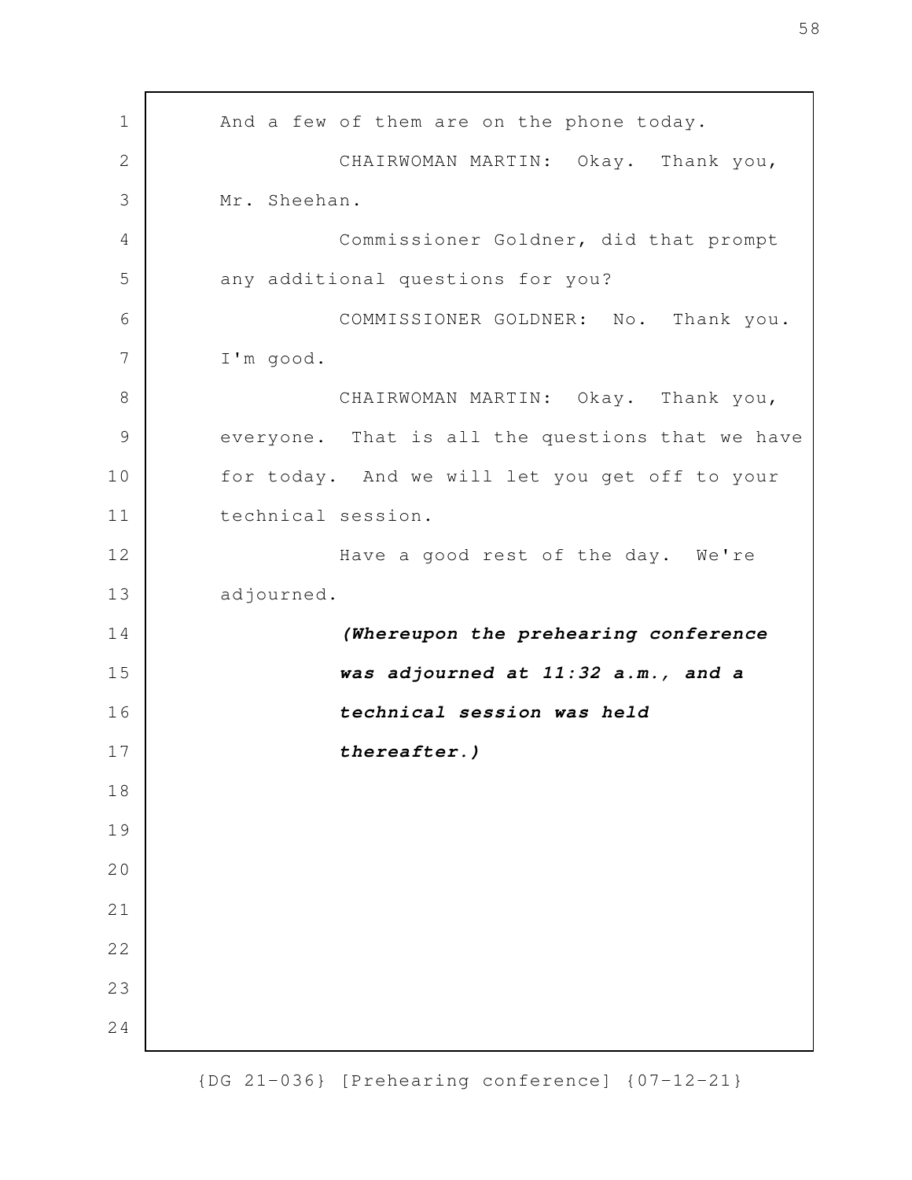And a few of them are on the phone today.

CHAIRWOMAN MARTIN: Okay. Thank you, Mr. Sheehan.

Commissioner Goldner, did that prompt any additional questions for you?

COMMISSIONER GOLDNER: No. Thank you. I'm good.

CHAIRWOMAN MARTIN: Okay. Thank you, everyone. That is all the questions that we have for today. And we will let you get off to your technical session.

Have a good rest of the day. We're adjourned.

***(Whereupon the prehearing conference was adjourned at 11:32 a.m., and a technical session was held thereafter.)***